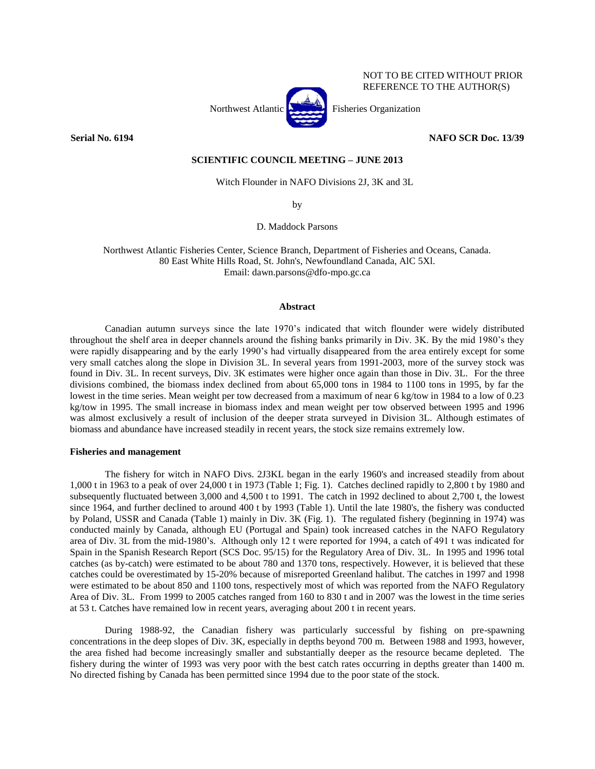NOT TO BE CITED WITHOUT PRIOR REFERENCE TO THE AUTHOR(S)

Northwest Atlantic Fisheries Organization

**Serial No. 6194** **NAFO SCR Doc. 13/39**

**SCIENTIFIC COUNCIL MEETING – JUNE 2013**

Witch Flounder in NAFO Divisions 2J, 3K and 3L

by

D. Maddock Parsons

Northwest Atlantic Fisheries Center, Science Branch, Department of Fisheries and Oceans, Canada.
80 East White Hills Road, St. John's, Newfoundland Canada, AlC 5Xl.
Email: dawn.parsons@dfo-mpo.gc.ca

## Abstract

Canadian autumn surveys since the late 1970's indicated that witch flounder were widely distributed throughout the shelf area in deeper channels around the fishing banks primarily in Div. 3K. By the mid 1980's they were rapidly disappearing and by the early 1990's had virtually disappeared from the area entirely except for some very small catches along the slope in Division 3L. In several years from 1991-2003, more of the survey stock was found in Div. 3L. In recent surveys, Div. 3K estimates were higher once again than those in Div. 3L. For the three divisions combined, the biomass index declined from about 65,000 tons in 1984 to 1100 tons in 1995, by far the lowest in the time series. Mean weight per tow decreased from a maximum of near 6 kg/tow in 1984 to a low of 0.23 kg/tow in 1995. The small increase in biomass index and mean weight per tow observed between 1995 and 1996 was almost exclusively a result of inclusion of the deeper strata surveyed in Division 3L. Although estimates of biomass and abundance have increased steadily in recent years, the stock size remains extremely low.

## Fisheries and management

The fishery for witch in NAFO Divs. 2J3KL began in the early 1960's and increased steadily from about 1,000 t in 1963 to a peak of over 24,000 t in 1973 (Table 1; Fig. 1). Catches declined rapidly to 2,800 t by 1980 and subsequently fluctuated between 3,000 and 4,500 t to 1991. The catch in 1992 declined to about 2,700 t, the lowest since 1964, and further declined to around 400 t by 1993 (Table 1). Until the late 1980's, the fishery was conducted by Poland, USSR and Canada (Table 1) mainly in Div. 3K (Fig. 1). The regulated fishery (beginning in 1974) was conducted mainly by Canada, although EU (Portugal and Spain) took increased catches in the NAFO Regulatory area of Div. 3L from the mid-1980's. Although only 12 t were reported for 1994, a catch of 491 t was indicated for Spain in the Spanish Research Report (SCS Doc. 95/15) for the Regulatory Area of Div. 3L. In 1995 and 1996 total catches (as by-catch) were estimated to be about 780 and 1370 tons, respectively. However, it is believed that these catches could be overestimated by 15-20% because of misreported Greenland halibut. The catches in 1997 and 1998 were estimated to be about 850 and 1100 tons, respectively most of which was reported from the NAFO Regulatory Area of Div. 3L. From 1999 to 2005 catches ranged from 160 to 830 t and in 2007 was the lowest in the time series at 53 t. Catches have remained low in recent years, averaging about 200 t in recent years.

During 1988-92, the Canadian fishery was particularly successful by fishing on pre-spawning concentrations in the deep slopes of Div. 3K, especially in depths beyond 700 m. Between 1988 and 1993, however, the area fished had become increasingly smaller and substantially deeper as the resource became depleted. The fishery during the winter of 1993 was very poor with the best catch rates occurring in depths greater than 1400 m. No directed fishing by Canada has been permitted since 1994 due to the poor state of the stock.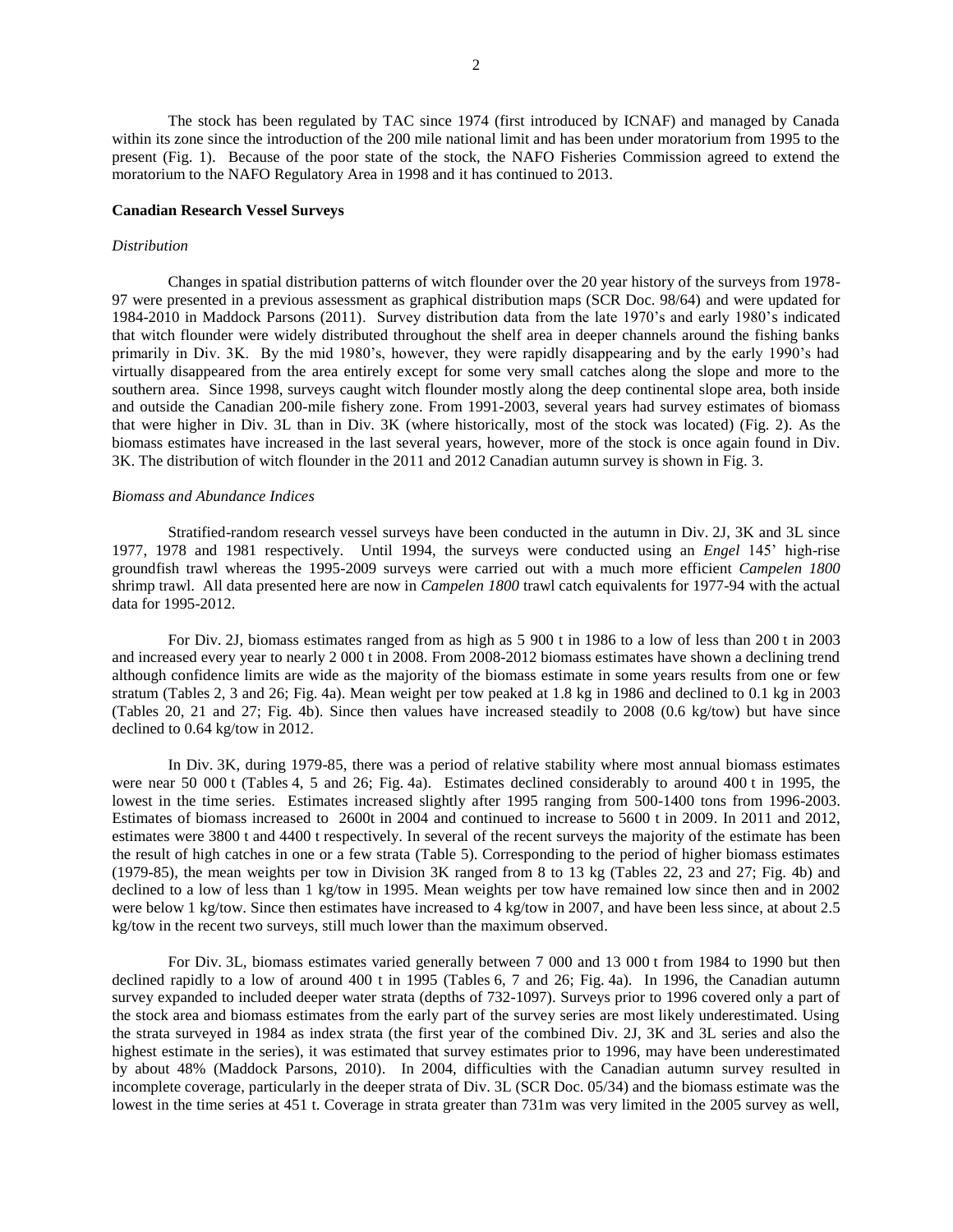The stock has been regulated by TAC since 1974 (first introduced by ICNAF) and managed by Canada within its zone since the introduction of the 200 mile national limit and has been under moratorium from 1995 to the present (Fig. 1). Because of the poor state of the stock, the NAFO Fisheries Commission agreed to extend the moratorium to the NAFO Regulatory Area in 1998 and it has continued to 2013.

## Canadian Research Vessel Surveys

### *Distribution*

Changes in spatial distribution patterns of witch flounder over the 20 year history of the surveys from 1978-97 were presented in a previous assessment as graphical distribution maps (SCR Doc. 98/64) and were updated for 1984-2010 in Maddock Parsons (2011). Survey distribution data from the late 1970's and early 1980's indicated that witch flounder were widely distributed throughout the shelf area in deeper channels around the fishing banks primarily in Div. 3K. By the mid 1980's, however, they were rapidly disappearing and by the early 1990's had virtually disappeared from the area entirely except for some very small catches along the slope and more to the southern area. Since 1998, surveys caught witch flounder mostly along the deep continental slope area, both inside and outside the Canadian 200-mile fishery zone. From 1991-2003, several years had survey estimates of biomass that were higher in Div. 3L than in Div. 3K (where historically, most of the stock was located) (Fig. 2). As the biomass estimates have increased in the last several years, however, more of the stock is once again found in Div. 3K. The distribution of witch flounder in the 2011 and 2012 Canadian autumn survey is shown in Fig. 3.

### *Biomass and Abundance Indices*

Stratified-random research vessel surveys have been conducted in the autumn in Div. 2J, 3K and 3L since 1977, 1978 and 1981 respectively. Until 1994, the surveys were conducted using an *Engel* 145' high-rise groundfish trawl whereas the 1995-2009 surveys were carried out with a much more efficient *Campelen 1800* shrimp trawl. All data presented here are now in *Campelen 1800* trawl catch equivalents for 1977-94 with the actual data for 1995-2012.

For Div. 2J, biomass estimates ranged from as high as 5 900 t in 1986 to a low of less than 200 t in 2003 and increased every year to nearly 2 000 t in 2008. From 2008-2012 biomass estimates have shown a declining trend although confidence limits are wide as the majority of the biomass estimate in some years results from one or few stratum (Tables 2, 3 and 26; Fig. 4a). Mean weight per tow peaked at 1.8 kg in 1986 and declined to 0.1 kg in 2003 (Tables 20, 21 and 27; Fig. 4b). Since then values have increased steadily to 2008 (0.6 kg/tow) but have since declined to 0.64 kg/tow in 2012.

In Div. 3K, during 1979-85, there was a period of relative stability where most annual biomass estimates were near 50 000 t (Tables 4, 5 and 26; Fig. 4a). Estimates declined considerably to around 400 t in 1995, the lowest in the time series. Estimates increased slightly after 1995 ranging from 500-1400 tons from 1996-2003. Estimates of biomass increased to 2600t in 2004 and continued to increase to 5600 t in 2009. In 2011 and 2012, estimates were 3800 t and 4400 t respectively. In several of the recent surveys the majority of the estimate has been the result of high catches in one or a few strata (Table 5). Corresponding to the period of higher biomass estimates (1979-85), the mean weights per tow in Division 3K ranged from 8 to 13 kg (Tables 22, 23 and 27; Fig. 4b) and declined to a low of less than 1 kg/tow in 1995. Mean weights per tow have remained low since then and in 2002 were below 1 kg/tow. Since then estimates have increased to 4 kg/tow in 2007, and have been less since, at about 2.5 kg/tow in the recent two surveys, still much lower than the maximum observed.

For Div. 3L, biomass estimates varied generally between 7 000 and 13 000 t from 1984 to 1990 but then declined rapidly to a low of around 400 t in 1995 (Tables 6, 7 and 26; Fig. 4a). In 1996, the Canadian autumn survey expanded to included deeper water strata (depths of 732-1097). Surveys prior to 1996 covered only a part of the stock area and biomass estimates from the early part of the survey series are most likely underestimated. Using the strata surveyed in 1984 as index strata (the first year of the combined Div. 2J, 3K and 3L series and also the highest estimate in the series), it was estimated that survey estimates prior to 1996, may have been underestimated by about 48% (Maddock Parsons, 2010). In 2004, difficulties with the Canadian autumn survey resulted in incomplete coverage, particularly in the deeper strata of Div. 3L (SCR Doc. 05/34) and the biomass estimate was the lowest in the time series at 451 t. Coverage in strata greater than 731m was very limited in the 2005 survey as well,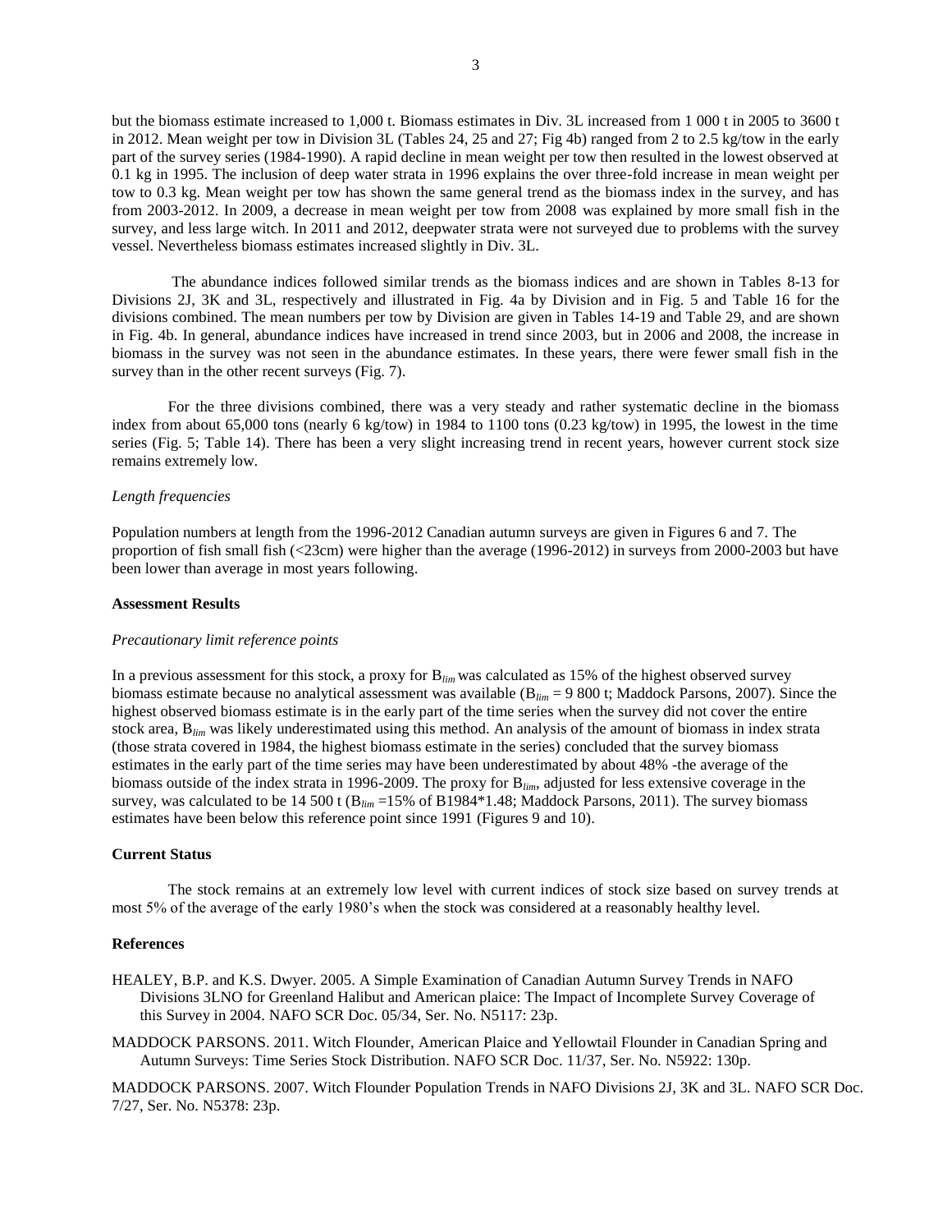but the biomass estimate increased to 1,000 t. Biomass estimates in Div. 3L increased from 1 000 t in 2005 to 3600 t in 2012. Mean weight per tow in Division 3L (Tables 24, 25 and 27; Fig 4b) ranged from 2 to 2.5 kg/tow in the early part of the survey series (1984-1990). A rapid decline in mean weight per tow then resulted in the lowest observed at 0.1 kg in 1995. The inclusion of deep water strata in 1996 explains the over three-fold increase in mean weight per tow to 0.3 kg. Mean weight per tow has shown the same general trend as the biomass index in the survey, and has from 2003-2012. In 2009, a decrease in mean weight per tow from 2008 was explained by more small fish in the survey, and less large witch. In 2011 and 2012, deepwater strata were not surveyed due to problems with the survey vessel. Nevertheless biomass estimates increased slightly in Div. 3L.

The abundance indices followed similar trends as the biomass indices and are shown in Tables 8-13 for Divisions 2J, 3K and 3L, respectively and illustrated in Fig. 4a by Division and in Fig. 5 and Table 16 for the divisions combined. The mean numbers per tow by Division are given in Tables 14-19 and Table 29, and are shown in Fig. 4b. In general, abundance indices have increased in trend since 2003, but in 2006 and 2008, the increase in biomass in the survey was not seen in the abundance estimates. In these years, there were fewer small fish in the survey than in the other recent surveys (Fig. 7).

For the three divisions combined, there was a very steady and rather systematic decline in the biomass index from about 65,000 tons (nearly 6 kg/tow) in 1984 to 1100 tons (0.23 kg/tow) in 1995, the lowest in the time series (Fig. 5; Table 14). There has been a very slight increasing trend in recent years, however current stock size remains extremely low.

*Length frequencies*

Population numbers at length from the 1996-2012 Canadian autumn surveys are given in Figures 6 and 7. The proportion of fish small fish (<23cm) were higher than the average (1996-2012) in surveys from 2000-2003 but have been lower than average in most years following.

**Assessment Results**

*Precautionary limit reference points*

In a previous assessment for this stock, a proxy for $B_{lim}$ was calculated as 15% of the highest observed survey biomass estimate because no analytical assessment was available ($B_{lim}$ = 9 800 t; Maddock Parsons, 2007). Since the highest observed biomass estimate is in the early part of the time series when the survey did not cover the entire stock area, $B_{lim}$ was likely underestimated using this method. An analysis of the amount of biomass in index strata (those strata covered in 1984, the highest biomass estimate in the series) concluded that the survey biomass estimates in the early part of the time series may have been underestimated by about 48% -the average of the biomass outside of the index strata in 1996-2009. The proxy for $B_{lim}$, adjusted for less extensive coverage in the survey, was calculated to be 14 500 t ($B_{lim}$ =15% of B1984*1.48; Maddock Parsons, 2011). The survey biomass estimates have been below this reference point since 1991 (Figures 9 and 10).

**Current Status**

The stock remains at an extremely low level with current indices of stock size based on survey trends at most 5% of the average of the early 1980's when the stock was considered at a reasonably healthy level.

**References**

HEALEY, B.P. and K.S. Dwyer. 2005. A Simple Examination of Canadian Autumn Survey Trends in NAFO Divisions 3LNO for Greenland Halibut and American plaice: The Impact of Incomplete Survey Coverage of this Survey in 2004. NAFO SCR Doc. 05/34, Ser. No. N5117: 23p.

MADDOCK PARSONS. 2011. Witch Flounder, American Plaice and Yellowtail Flounder in Canadian Spring and Autumn Surveys: Time Series Stock Distribution. NAFO SCR Doc. 11/37, Ser. No. N5922: 130p.

MADDOCK PARSONS. 2007. Witch Flounder Population Trends in NAFO Divisions 2J, 3K and 3L. NAFO SCR Doc. 7/27, Ser. No. N5378: 23p.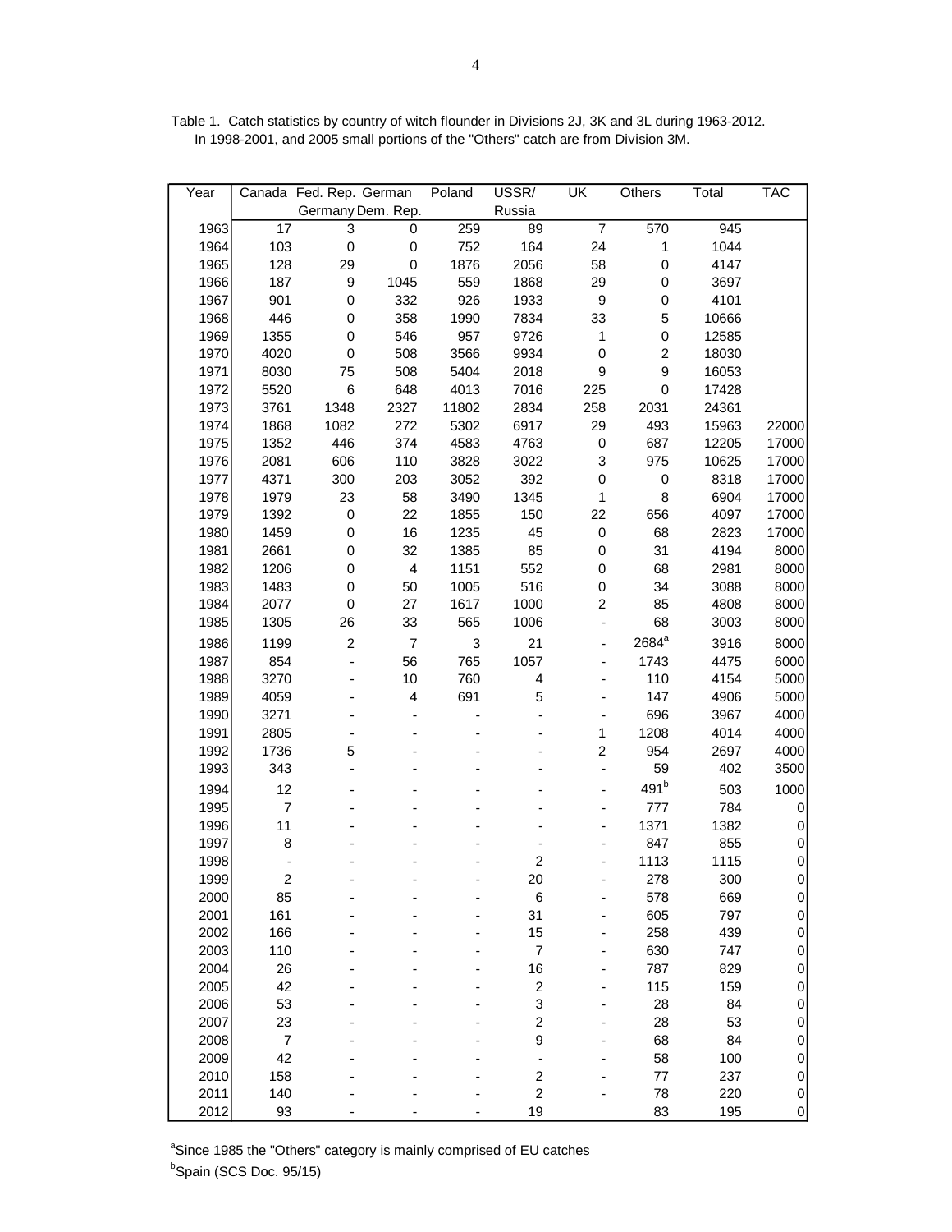Table 1. Catch statistics by country of witch flounder in Divisions 2J, 3K and 3L during 1963-2012. In 1998-2001, and 2005 small portions of the "Others" catch are from Division 3M.

| Year | Canada | Fed. Rep. Germany | German Dem. Rep. | Poland | USSR/ Russia | UK | Others | Total | TAC |
|---|---|---|---|---|---|---|---|---|---|
| 1963 | 17 | 3 | 0 | 259 | 89 | 7 | 570 | 945 | |
| 1964 | 103 | 0 | 0 | 752 | 164 | 24 | 1 | 1044 | |
| 1965 | 128 | 29 | 0 | 1876 | 2056 | 58 | 0 | 4147 | |
| 1966 | 187 | 9 | 1045 | 559 | 1868 | 29 | 0 | 3697 | |
| 1967 | 901 | 0 | 332 | 926 | 1933 | 9 | 0 | 4101 | |
| 1968 | 446 | 0 | 358 | 1990 | 7834 | 33 | 5 | 10666 | |
| 1969 | 1355 | 0 | 546 | 957 | 9726 | 1 | 0 | 12585 | |
| 1970 | 4020 | 0 | 508 | 3566 | 9934 | 0 | 2 | 18030 | |
| 1971 | 8030 | 75 | 508 | 5404 | 2018 | 9 | 9 | 16053 | |
| 1972 | 5520 | 6 | 648 | 4013 | 7016 | 225 | 0 | 17428 | |
| 1973 | 3761 | 1348 | 2327 | 11802 | 2834 | 258 | 2031 | 24361 | |
| 1974 | 1868 | 1082 | 272 | 5302 | 6917 | 29 | 493 | 15963 | 22000 |
| 1975 | 1352 | 446 | 374 | 4583 | 4763 | 0 | 687 | 12205 | 17000 |
| 1976 | 2081 | 606 | 110 | 3828 | 3022 | 3 | 975 | 10625 | 17000 |
| 1977 | 4371 | 300 | 203 | 3052 | 392 | 0 | 0 | 8318 | 17000 |
| 1978 | 1979 | 23 | 58 | 3490 | 1345 | 1 | 8 | 6904 | 17000 |
| 1979 | 1392 | 0 | 22 | 1855 | 150 | 22 | 656 | 4097 | 17000 |
| 1980 | 1459 | 0 | 16 | 1235 | 45 | 0 | 68 | 2823 | 17000 |
| 1981 | 2661 | 0 | 32 | 1385 | 85 | 0 | 31 | 4194 | 8000 |
| 1982 | 1206 | 0 | 4 | 1151 | 552 | 0 | 68 | 2981 | 8000 |
| 1983 | 1483 | 0 | 50 | 1005 | 516 | 0 | 34 | 3088 | 8000 |
| 1984 | 2077 | 0 | 27 | 1617 | 1000 | 2 | 85 | 4808 | 8000 |
| 1985 | 1305 | 26 | 33 | 565 | 1006 | - | 68 | 3003 | 8000 |
| 1986 | 1199 | 2 | 7 | 3 | 21 | - | 2684[a] | 3916 | 8000 |
| 1987 | 854 | - | 56 | 765 | 1057 | - | 1743 | 4475 | 6000 |
| 1988 | 3270 | - | 10 | 760 | 4 | - | 110 | 4154 | 5000 |
| 1989 | 4059 | - | 4 | 691 | 5 | - | 147 | 4906 | 5000 |
| 1990 | 3271 | - | - | - | - | - | 696 | 3967 | 4000 |
| 1991 | 2805 | - | - | - | - | 1 | 1208 | 4014 | 4000 |
| 1992 | 1736 | 5 | - | - | - | 2 | 954 | 2697 | 4000 |
| 1993 | 343 | - | - | - | - | - | 59 | 402 | 3500 |
| 1994 | 12 | - | - | - | - | - | 491[b] | 503 | 1000 |
| 1995 | 7 | - | - | - | - | - | 777 | 784 | 0 |
| 1996 | 11 | - | - | - | - | - | 1371 | 1382 | 0 |
| 1997 | 8 | - | - | - | - | - | 847 | 855 | 0 |
| 1998 | - | - | - | - | 2 | - | 1113 | 1115 | 0 |
| 1999 | 2 | - | - | - | 20 | - | 278 | 300 | 0 |
| 2000 | 85 | - | - | - | 6 | - | 578 | 669 | 0 |
| 2001 | 161 | - | - | - | 31 | - | 605 | 797 | 0 |
| 2002 | 166 | - | - | - | 15 | - | 258 | 439 | 0 |
| 2003 | 110 | - | - | - | 7 | - | 630 | 747 | 0 |
| 2004 | 26 | - | - | - | 16 | - | 787 | 829 | 0 |
| 2005 | 42 | - | - | - | 2 | - | 115 | 159 | 0 |
| 2006 | 53 | - | - | - | 3 | - | 28 | 84 | 0 |
| 2007 | 23 | - | - | - | 2 | - | 28 | 53 | 0 |
| 2008 | 7 | - | - | - | 9 | - | 68 | 84 | 0 |
| 2009 | 42 | - | - | - | - | - | 58 | 100 | 0 |
| 2010 | 158 | - | - | - | 2 | - | 77 | 237 | 0 |
| 2011 | 140 | - | - | - | 2 | - | 78 | 220 | 0 |
| 2012 | 93 | - | - | - | 19 | | 83 | 195 | 0 |

[a]Since 1985 the "Others" category is mainly comprised of EU catches

[b]Spain (SCS Doc. 95/15)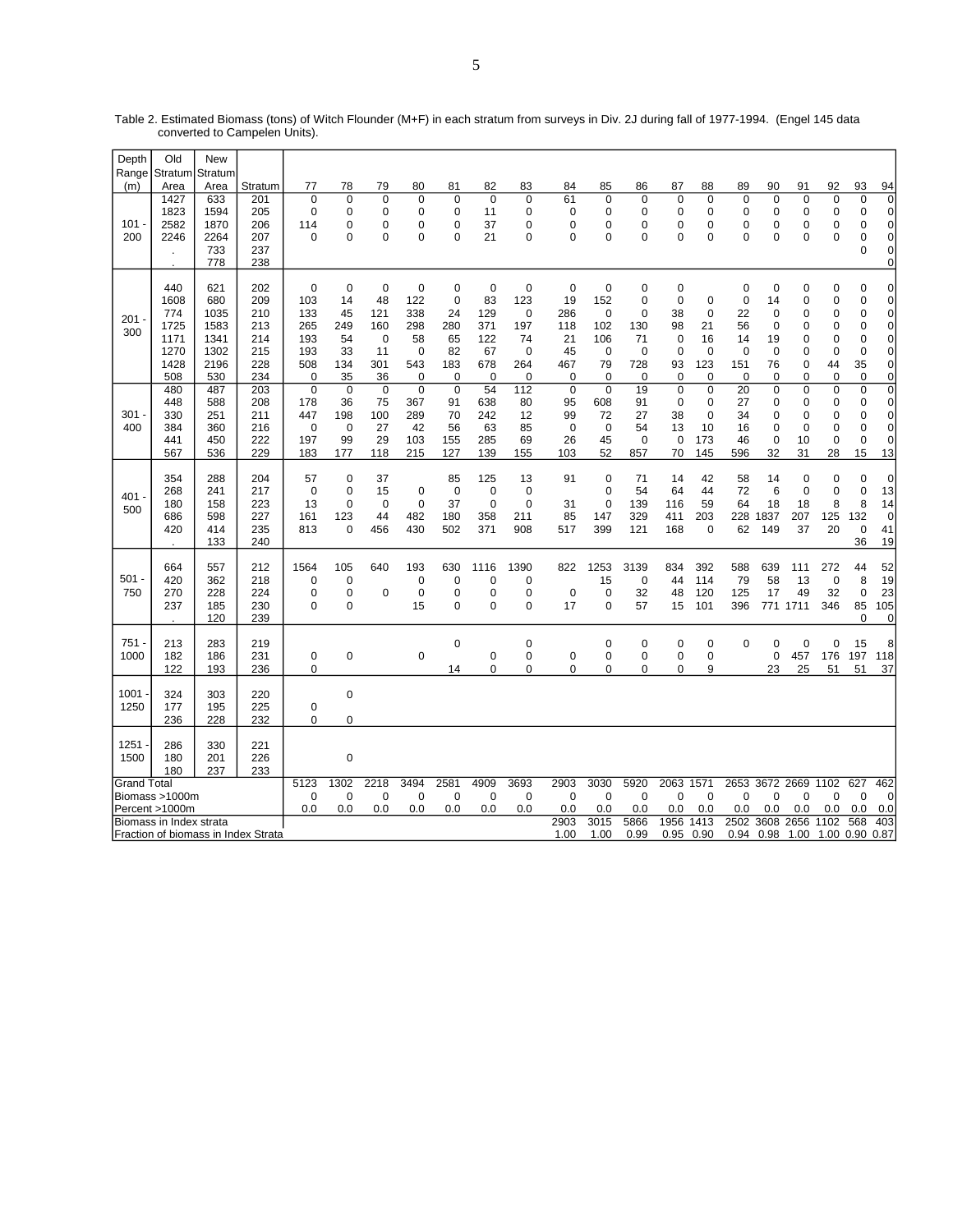Table 2. Estimated Biomass (tons) of Witch Flounder (M+F) in each stratum from surveys in Div. 2J during fall of 1977-1994. (Engel 145 data converted to Campelen Units).

| Depth Range (m) | Old Stratum Area | New Stratum Area | Stratum | 77 | 78 | 79 | 80 | 81 | 82 | 83 | 84 | 85 | 86 | 87 | 88 | 89 | 90 | 91 | 92 | 93 | 94 |
|---|---|---|---|---|---|---|---|---|---|---|---|---|---|---|---|---|---|---|---|---|---|
| 101 - 200 | 1427 | 633 | 201 | 0 | 0 | 0 | 0 | 0 | 0 | 0 | 61 | 0 | 0 | 0 | 0 | 0 | 0 | 0 | 0 | 0 | 0 |
| | 1823 | 1594 | 205 | 0 | 0 | 0 | 0 | 0 | 11 | 0 | 0 | 0 | 0 | 0 | 0 | 0 | 0 | 0 | 0 | 0 | 0 |
| | 2582 | 1870 | 206 | 114 | 0 | 0 | 0 | 0 | 37 | 0 | 0 | 0 | 0 | 0 | 0 | 0 | 0 | 0 | 0 | 0 | 0 |
| | 2246 | 2264 | 207 | 0 | 0 | 0 | 0 | 0 | 21 | 0 | 0 | 0 | 0 | 0 | 0 | 0 | 0 | 0 | 0 | 0 | 0 |
| | . | 733 | 237 | | | | | | | | | | | | | | | | | 0 | 0 |
| | . | 778 | 238 | | | | | | | | | | | | | | | | | | 0 |
| 201 - 300 | 440 | 621 | 202 | 0 | 0 | 0 | 0 | 0 | 0 | 0 | 0 | 0 | 0 | 0 | | 0 | 0 | 0 | 0 | 0 | 0 |
| | 1608 | 680 | 209 | 103 | 14 | 48 | 122 | 0 | 83 | 123 | 19 | 152 | 0 | 0 | 0 | 0 | 14 | 0 | 0 | 0 | 0 |
| | 774 | 1035 | 210 | 133 | 45 | 121 | 338 | 24 | 129 | 0 | 286 | 0 | 0 | 38 | 0 | 22 | 0 | 0 | 0 | 0 | 0 |
| | 1725 | 1583 | 213 | 265 | 249 | 160 | 298 | 280 | 371 | 197 | 118 | 102 | 130 | 98 | 21 | 56 | 0 | 0 | 0 | 0 | 0 |
| | 1171 | 1341 | 214 | 193 | 54 | 0 | 58 | 65 | 122 | 74 | 21 | 106 | 71 | 0 | 16 | 14 | 19 | 0 | 0 | 0 | 0 |
| | 1270 | 1302 | 215 | 193 | 33 | 11 | 0 | 82 | 67 | 0 | 45 | 0 | 0 | 0 | 0 | 0 | 0 | 0 | 0 | 0 | 0 |
| | 1428 | 2196 | 228 | 508 | 134 | 301 | 543 | 183 | 678 | 264 | 467 | 79 | 728 | 93 | 123 | 151 | 76 | 0 | 44 | 35 | 0 |
| | 508 | 530 | 234 | 0 | 35 | 36 | 0 | 0 | 0 | 0 | 0 | 0 | 0 | 0 | 0 | 0 | 0 | 0 | 0 | 0 | 0 |
| 301 - 400 | 480 | 487 | 203 | 0 | 0 | 0 | 0 | 0 | 54 | 112 | 0 | 0 | 19 | 0 | 0 | 20 | 0 | 0 | 0 | 0 | 0 |
| | 448 | 588 | 208 | 178 | 36 | 75 | 367 | 91 | 638 | 80 | 95 | 608 | 91 | 0 | 0 | 27 | 0 | 0 | 0 | 0 | 0 |
| | 330 | 251 | 211 | 447 | 198 | 100 | 289 | 70 | 242 | 12 | 99 | 72 | 27 | 38 | 0 | 34 | 0 | 0 | 0 | 0 | 0 |
| | 384 | 360 | 216 | 0 | 0 | 27 | 42 | 56 | 63 | 85 | 0 | 0 | 54 | 13 | 10 | 16 | 0 | 0 | 0 | 0 | 0 |
| | 441 | 450 | 222 | 197 | 99 | 29 | 103 | 155 | 285 | 69 | 26 | 45 | 0 | 0 | 173 | 46 | 0 | 10 | 0 | 0 | 0 |
| | 567 | 536 | 229 | 183 | 177 | 118 | 215 | 127 | 139 | 155 | 103 | 52 | 857 | 70 | 145 | 596 | 32 | 31 | 28 | 15 | 13 |
| 401 - 500 | 354 | 288 | 204 | 57 | 0 | 37 | | 85 | 125 | 13 | 91 | 0 | 71 | 14 | 42 | 58 | 14 | 0 | 0 | 0 | 0 |
| | 268 | 241 | 217 | 0 | 0 | 15 | 0 | 0 | 0 | 0 | | 0 | 54 | 64 | 44 | 72 | 6 | 0 | 0 | 0 | 13 |
| | 180 | 158 | 223 | 13 | 0 | 0 | 0 | 37 | 0 | 0 | 31 | 0 | 139 | 116 | 59 | 64 | 18 | 18 | 8 | 8 | 14 |
| | 686 | 598 | 227 | 161 | 123 | 44 | 482 | 180 | 358 | 211 | 85 | 147 | 329 | 411 | 203 | 228 | 1837 | 207 | 125 | 132 | 0 |
| | 420 | 414 | 235 | 813 | 0 | 456 | 430 | 502 | 371 | 908 | 517 | 399 | 121 | 168 | 0 | 62 | 149 | 37 | 20 | 0 | 41 |
| | . | 133 | 240 | | | | | | | | | | | | | | | | | 36 | 19 |
| 501 - 750 | 664 | 557 | 212 | 1564 | 105 | 640 | 193 | 630 | 1116 | 1390 | 822 | 1253 | 3139 | 834 | 392 | 588 | 639 | 111 | 272 | 44 | 52 |
| | 420 | 362 | 218 | 0 | 0 | | 0 | 0 | 0 | 0 | | 15 | 0 | 44 | 114 | 79 | 58 | 13 | 0 | 8 | 19 |
| | 270 | 228 | 224 | 0 | 0 | 0 | 0 | 0 | 0 | 0 | 0 | 0 | 32 | 48 | 120 | 125 | 17 | 49 | 32 | 0 | 23 |
| | 237 | 185 | 230 | 0 | 0 | | 15 | 0 | 0 | 0 | 17 | 0 | 57 | 15 | 101 | 396 | 771 | 1711 | 346 | 85 | 105 |
| | . | 120 | 239 | | | | | | | | | | | | | | | | | 0 | 0 |
| 751 - 1000 | 213 | 283 | 219 | | | | | 0 | | 0 | | 0 | 0 | 0 | 0 | 0 | 0 | 0 | 0 | 15 | 8 |
| | 182 | 186 | 231 | 0 | 0 | | 0 | | 0 | 0 | 0 | 0 | 0 | 0 | 0 | | 0 | 457 | 176 | 197 | 118 |
| | 122 | 193 | 236 | 0 | | | | 14 | 0 | 0 | 0 | 0 | 0 | 0 | 9 | | 23 | 25 | 51 | 51 | 37 |
| 1001 - 1250 | 324 | 303 | 220 | | 0 | | | | | | | | | | | | | | | | |
| | 177 | 195 | 225 | 0 | | | | | | | | | | | | | | | | | |
| | 236 | 228 | 232 | 0 | 0 | | | | | | | | | | | | | | | | |
| 1251 - 1500 | 286 | 330 | 221 | | | | | | | | | | | | | | | | | | |
| | 180 | 201 | 226 | | 0 | | | | | | | | | | | | | | | | |
| | 180 | 237 | 233 | | | | | | | | | | | | | | | | | | |
| Grand Total | | | | 5123 | 1302 | 2218 | 3494 | 2581 | 4909 | 3693 | 2903 | 3030 | 5920 | 2063 | 1571 | 2653 | 3672 | 2669 | 1102 | 627 | 462 |
| Biomass >1000m | | | | 0 | 0 | 0 | 0 | 0 | 0 | 0 | 0 | 0 | 0 | 0 | 0 | 0 | 0 | 0 | 0 | 0 | 0 |
| Percent >1000m | | | | 0.0 | 0.0 | 0.0 | 0.0 | 0.0 | 0.0 | 0.0 | 0.0 | 0.0 | 0.0 | 0.0 | 0.0 | 0.0 | 0.0 | 0.0 | 0.0 | 0.0 | 0.0 |
| Biomass in Index strata | | | | | | | | | | | 2903 | 3015 | 5866 | 1956 | 1413 | 2502 | 3608 | 2656 | 1102 | 568 | 403 |
| Fraction of biomass in Index Strata | | | | | | | | | | | 1.00 | 1.00 | 0.99 | 0.95 | 0.90 | 0.94 | 0.98 | 1.00 | 1.00 | 0.90 | 0.87 |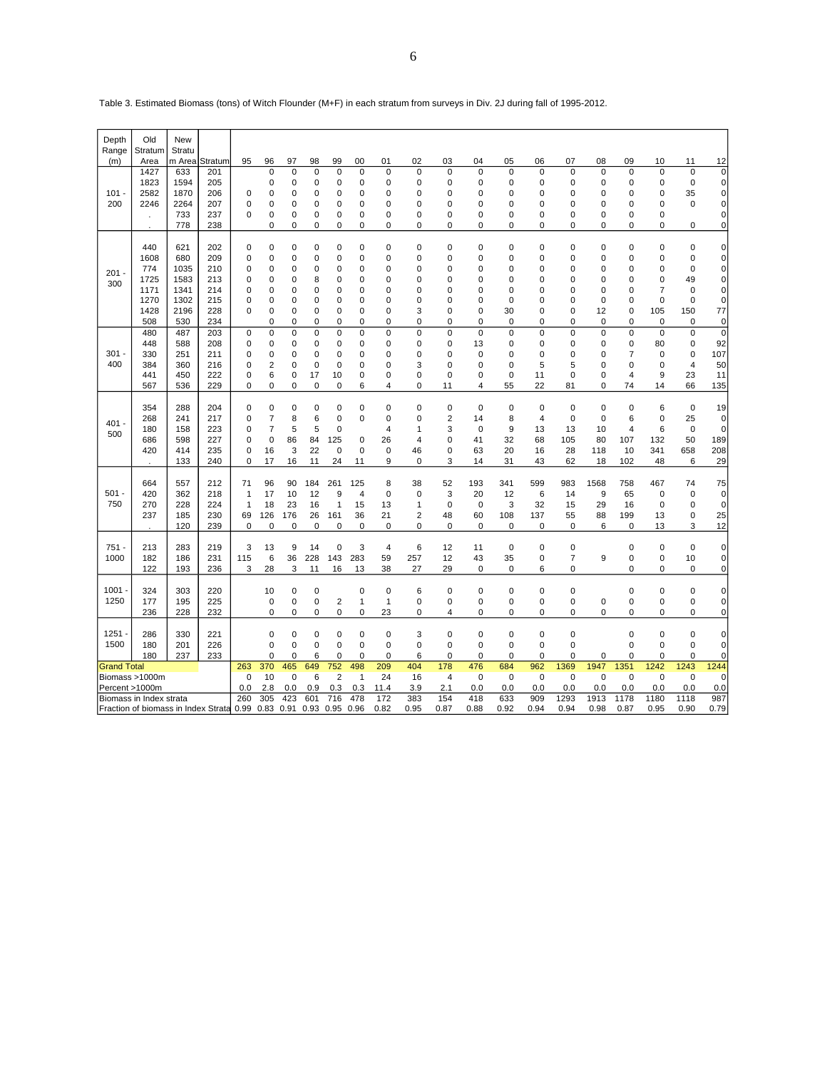Table 3. Estimated Biomass (tons) of Witch Flounder (M+F) in each stratum from surveys in Div. 2J during fall of 1995-2012.

| Depth Range (m) | Old Stratum Area | New Stratum Area | Stratum | 95 | 96 | 97 | 98 | 99 | 00 | 01 | 02 | 03 | 04 | 05 | 06 | 07 | 08 | 09 | 10 | 11 | 12 |
|---|---|---|---|---|---|---|---|---|---|---|---|---|---|---|---|---|---|---|---|---|---|
| 101 - 200 | 1427 | 633 | 201 | | 0 | 0 | 0 | 0 | 0 | 0 | 0 | 0 | 0 | 0 | 0 | 0 | 0 | 0 | 0 | 0 | 0 |
| | 1823 | 1594 | 205 | | 0 | 0 | 0 | 0 | 0 | 0 | 0 | 0 | 0 | 0 | 0 | 0 | 0 | 0 | 0 | 0 | 0 |
| | 2582 | 1870 | 206 | 0 | 0 | 0 | 0 | 0 | 0 | 0 | 0 | 0 | 0 | 0 | 0 | 0 | 0 | 0 | 0 | 35 | 0 |
| | 2246 | 2264 | 207 | 0 | 0 | 0 | 0 | 0 | 0 | 0 | 0 | 0 | 0 | 0 | 0 | 0 | 0 | 0 | 0 | 0 | 0 |
| | . | 733 | 237 | 0 | 0 | 0 | 0 | 0 | 0 | 0 | 0 | 0 | 0 | 0 | 0 | 0 | 0 | 0 | 0 | | 0 |
| | . | 778 | 238 | | 0 | 0 | 0 | 0 | 0 | 0 | 0 | 0 | 0 | 0 | 0 | 0 | 0 | 0 | 0 | 0 | 0 |
| 201 - 300 | 440 | 621 | 202 | 0 | 0 | 0 | 0 | 0 | 0 | 0 | 0 | 0 | 0 | 0 | 0 | 0 | 0 | 0 | 0 | 0 | 0 |
| | 1608 | 680 | 209 | 0 | 0 | 0 | 0 | 0 | 0 | 0 | 0 | 0 | 0 | 0 | 0 | 0 | 0 | 0 | 0 | 0 | 0 |
| | 774 | 1035 | 210 | 0 | 0 | 0 | 0 | 0 | 0 | 0 | 0 | 0 | 0 | 0 | 0 | 0 | 0 | 0 | 0 | 0 | 0 |
| | 1725 | 1583 | 213 | 0 | 0 | 0 | 8 | 0 | 0 | 0 | 0 | 0 | 0 | 0 | 0 | 0 | 0 | 0 | 0 | 49 | 0 |
| | 1171 | 1341 | 214 | 0 | 0 | 0 | 0 | 0 | 0 | 0 | 0 | 0 | 0 | 0 | 0 | 0 | 0 | 0 | 7 | 0 | 0 |
| | 1270 | 1302 | 215 | 0 | 0 | 0 | 0 | 0 | 0 | 0 | 0 | 0 | 0 | 0 | 0 | 0 | 0 | 0 | 0 | 0 | 0 |
| | 1428 | 2196 | 228 | 0 | 0 | 0 | 0 | 0 | 0 | 0 | 3 | 0 | 0 | 30 | 0 | 0 | 12 | 0 | 105 | 150 | 77 |
| | 508 | 530 | 234 | | 0 | 0 | 0 | 0 | 0 | 0 | 0 | 0 | 0 | 0 | 0 | 0 | 0 | 0 | 0 | 0 | 0 |
| 301 - 400 | 480 | 487 | 203 | 0 | 0 | 0 | 0 | 0 | 0 | 0 | 0 | 0 | 0 | 0 | 0 | 0 | 0 | 0 | 0 | 0 | 0 |
| | 448 | 588 | 208 | 0 | 0 | 0 | 0 | 0 | 0 | 0 | 0 | 0 | 13 | 0 | 0 | 0 | 0 | 0 | 80 | 0 | 92 |
| | 330 | 251 | 211 | 0 | 0 | 0 | 0 | 0 | 0 | 0 | 0 | 0 | 0 | 0 | 0 | 0 | 0 | 7 | 0 | 0 | 107 |
| | 384 | 360 | 216 | 0 | 2 | 0 | 0 | 0 | 0 | 0 | 3 | 0 | 0 | 0 | 5 | 5 | 0 | 0 | 0 | 4 | 50 |
| | 441 | 450 | 222 | 0 | 6 | 0 | 17 | 10 | 0 | 0 | 0 | 0 | 0 | 0 | 11 | 0 | 0 | 4 | 9 | 23 | 11 |
| | 567 | 536 | 229 | 0 | 0 | 0 | 0 | 0 | 6 | 4 | 0 | 11 | 4 | 55 | 22 | 81 | 0 | 74 | 14 | 66 | 135 |
| 401 - 500 | 354 | 288 | 204 | 0 | 0 | 0 | 0 | 0 | 0 | 0 | 0 | 0 | 0 | 0 | 0 | 0 | 0 | 0 | 6 | 0 | 19 |
| | 268 | 241 | 217 | 0 | 7 | 8 | 6 | 0 | 0 | 0 | 0 | 2 | 14 | 8 | 4 | 0 | 0 | 6 | 0 | 25 | 0 |
| | 180 | 158 | 223 | 0 | 7 | 5 | 5 | 0 | | 4 | 1 | 3 | 0 | 9 | 13 | 13 | 10 | 4 | 6 | 0 | 0 |
| | 686 | 598 | 227 | 0 | 0 | 86 | 84 | 125 | 0 | 26 | 4 | 0 | 41 | 32 | 68 | 105 | 80 | 107 | 132 | 50 | 189 |
| | 420 | 414 | 235 | 0 | 16 | 3 | 22 | 0 | 0 | 0 | 46 | 0 | 63 | 20 | 16 | 28 | 118 | 10 | 341 | 658 | 208 |
| | . | 133 | 240 | 0 | 17 | 16 | 11 | 24 | 11 | 9 | 0 | 3 | 14 | 31 | 43 | 62 | 18 | 102 | 48 | 6 | 29 |
| 501 - 750 | 664 | 557 | 212 | 71 | 96 | 90 | 184 | 261 | 125 | 8 | 38 | 52 | 193 | 341 | 599 | 983 | 1568 | 758 | 467 | 74 | 75 |
| | 420 | 362 | 218 | 1 | 17 | 10 | 12 | 9 | 4 | 0 | 0 | 3 | 20 | 12 | 6 | 14 | 9 | 65 | 0 | 0 | 0 |
| | 270 | 228 | 224 | 1 | 18 | 23 | 16 | 1 | 15 | 13 | 1 | 0 | 0 | 3 | 32 | 15 | 29 | 16 | 0 | 0 | 0 |
| | 237 | 185 | 230 | 69 | 126 | 176 | 26 | 161 | 36 | 21 | 2 | 48 | 60 | 108 | 137 | 55 | 88 | 199 | 13 | 0 | 25 |
| | . | 120 | 239 | 0 | 0 | 0 | 0 | 0 | 0 | 0 | 0 | 0 | 0 | 0 | 0 | 0 | 6 | 0 | 13 | 3 | 12 |
| 751 - 1000 | 213 | 283 | 219 | 3 | 13 | 9 | 14 | 0 | 3 | 4 | 6 | 12 | 11 | 0 | 0 | 0 | | 0 | 0 | 0 | 0 |
| | 182 | 186 | 231 | 115 | 6 | 36 | 228 | 143 | 283 | 59 | 257 | 12 | 43 | 35 | 0 | 7 | 9 | 0 | 0 | 10 | 0 |
| | 122 | 193 | 236 | 3 | 28 | 3 | 11 | 16 | 13 | 38 | 27 | 29 | 0 | 0 | 6 | 0 | | 0 | 0 | 0 | 0 |
| 1001 - 1250 | 324 | 303 | 220 | | 10 | 0 | 0 | | 0 | 0 | 6 | 0 | 0 | 0 | 0 | 0 | | 0 | 0 | 0 | 0 |
| | 177 | 195 | 225 | | 0 | 0 | 0 | 2 | 1 | 1 | 0 | 0 | 0 | 0 | 0 | 0 | 0 | 0 | 0 | 0 | 0 |
| | 236 | 228 | 232 | | 0 | 0 | 0 | 0 | 0 | 23 | 0 | 4 | 0 | 0 | 0 | 0 | 0 | 0 | 0 | 0 | 0 |
| 1251 - 1500 | 286 | 330 | 221 | | 0 | 0 | 0 | 0 | 0 | 0 | 3 | 0 | 0 | 0 | 0 | 0 | | 0 | 0 | 0 | 0 |
| | 180 | 201 | 226 | | 0 | 0 | 0 | 0 | 0 | 0 | 0 | 0 | 0 | 0 | 0 | 0 | | 0 | 0 | 0 | 0 |
| | 180 | 237 | 233 | | 0 | 0 | 6 | 0 | 0 | 0 | 6 | 0 | 0 | 0 | 0 | 0 | 0 | 0 | 0 | 0 | 0 |
| Grand Total | | | | 263 | 370 | 465 | 649 | 752 | 498 | 209 | 404 | 178 | 476 | 684 | 962 | 1369 | 1947 | 1351 | 1242 | 1243 | 1244 |
| Biomass >1000m | | | | 0 | 10 | 0 | 6 | 2 | 1 | 24 | 16 | 4 | 0 | 0 | 0 | 0 | 0 | 0 | 0 | 0 | 0 |
| Percent >1000m | | | | 0.0 | 2.8 | 0.0 | 0.9 | 0.3 | 0.3 | 11.4 | 3.9 | 2.1 | 0.0 | 0.0 | 0.0 | 0.0 | 0.0 | 0.0 | 0.0 | 0.0 | 0.0 |
| Biomass in Index strata | | | | 260 | 305 | 423 | 601 | 716 | 478 | 172 | 383 | 154 | 418 | 633 | 909 | 1293 | 1913 | 1178 | 1180 | 1118 | 987 |
| Fraction of biomass in Index Strata | | | | 0.99 | 0.83 | 0.91 | 0.93 | 0.95 | 0.96 | 0.82 | 0.95 | 0.87 | 0.88 | 0.92 | 0.94 | 0.94 | 0.98 | 0.87 | 0.95 | 0.90 | 0.79 |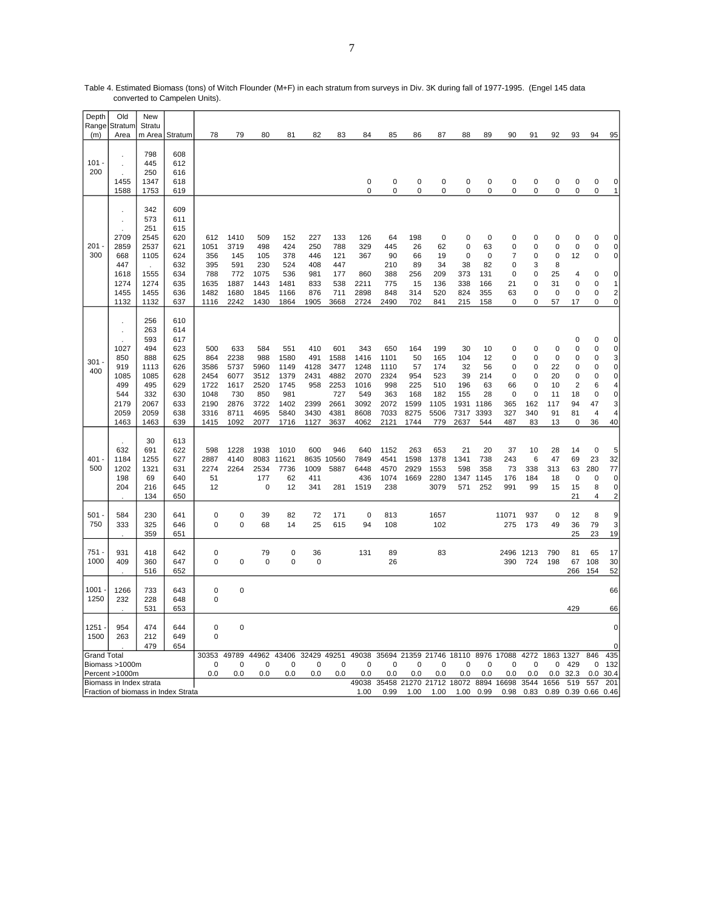Table 4. Estimated Biomass (tons) of Witch Flounder (M+F) in each stratum from surveys in Div. 3K during fall of 1977-1995. (Engel 145 data converted to Campelen Units).

| Depth Range (m) | Old Stratum Area | New Stratum Area | Stratum | 78 | 79 | 80 | 81 | 82 | 83 | 84 | 85 | 86 | 87 | 88 | 89 | 90 | 91 | 92 | 93 | 94 | 95 |
|---|---|---|---|---|---|---|---|---|---|---|---|---|---|---|---|---|---|---|---|---|---|
| 101 - 200 | . | 798 | 608 | | | | | | | | | | | | | | | | | | |
| | . | 445 | 612 | | | | | | | | | | | | | | | | | | |
| | . | 250 | 616 | | | | | | | | | | | | | | | | | | |
| | 1455 | 1347 | 618 | | | | | | | 0 | 0 | 0 | 0 | 0 | 0 | 0 | 0 | 0 | 0 | 0 | 0 |
| | 1588 | 1753 | 619 | | | | | | | 0 | 0 | 0 | 0 | 0 | 0 | 0 | 0 | 0 | 0 | 0 | 1 |
| 201 - 300 | . | 342 | 609 | | | | | | | | | | | | | | | | | | |
| | . | 573 | 611 | | | | | | | | | | | | | | | | | | |
| | . | 251 | 615 | | | | | | | | | | | | | | | | | | |
| | 2709 | 2545 | 620 | 612 | 1410 | 509 | 152 | 227 | 133 | 126 | 64 | 198 | 0 | 0 | 0 | 0 | 0 | 0 | 0 | 0 | 0 |
| | 2859 | 2537 | 621 | 1051 | 3719 | 498 | 424 | 250 | 788 | 329 | 445 | 26 | 62 | 0 | 63 | 0 | 0 | 0 | 0 | 0 | 0 |
| | 668 | 1105 | 624 | 356 | 145 | 105 | 378 | 446 | 121 | 367 | 90 | 66 | 19 | 0 | 0 | 7 | 0 | 0 | 12 | 0 | 0 |
| | 447 | . | 632 | 395 | 591 | 230 | 524 | 408 | 447 | | 210 | 89 | 34 | 38 | 82 | 0 | 3 | 8 | | | |
| | 1618 | 1555 | 634 | 788 | 772 | 1075 | 536 | 981 | 177 | 860 | 388 | 256 | 209 | 373 | 131 | 0 | 0 | 25 | 4 | 0 | 0 |
| | 1274 | 1274 | 635 | 1635 | 1887 | 1443 | 1481 | 833 | 538 | 2211 | 775 | 15 | 136 | 338 | 166 | 21 | 0 | 31 | 0 | 0 | 1 |
| | 1455 | 1455 | 636 | 1482 | 1680 | 1845 | 1166 | 876 | 711 | 2898 | 848 | 314 | 520 | 824 | 355 | 63 | 0 | 0 | 0 | 0 | 2 |
| | 1132 | 1132 | 637 | 1116 | 2242 | 1430 | 1864 | 1905 | 3668 | 2724 | 2490 | 702 | 841 | 215 | 158 | 0 | 0 | 57 | 17 | 0 | 0 |
| 301 - 400 | . | 256 | 610 | | | | | | | | | | | | | | | | | | |
| | . | 263 | 614 | | | | | | | | | | | | | | | | | | |
| | . | 593 | 617 | | | | | | | | | | | | | | | | 0 | 0 | 0 |
| | 1027 | 494 | 623 | 500 | 633 | 584 | 551 | 410 | 601 | 343 | 650 | 164 | 199 | 30 | 10 | 0 | 0 | 0 | 0 | 0 | 0 |
| | 850 | 888 | 625 | 864 | 2238 | 988 | 1580 | 491 | 1588 | 1416 | 1101 | 50 | 165 | 104 | 12 | 0 | 0 | 0 | 0 | 0 | 3 |
| | 919 | 1113 | 626 | 3586 | 5737 | 5960 | 1149 | 4128 | 3477 | 1248 | 1110 | 57 | 174 | 32 | 56 | 0 | 0 | 22 | 0 | 0 | 0 |
| | 1085 | 1085 | 628 | 2454 | 6077 | 3512 | 1379 | 2431 | 4882 | 2070 | 2324 | 954 | 523 | 39 | 214 | 0 | 0 | 20 | 0 | 0 | 0 |
| | 499 | 495 | 629 | 1722 | 1617 | 2520 | 1745 | 958 | 2253 | 1016 | 998 | 225 | 510 | 196 | 63 | 66 | 0 | 10 | 2 | 6 | 4 |
| | 544 | 332 | 630 | 1048 | 730 | 850 | 981 | | 727 | 549 | 363 | 168 | 182 | 155 | 28 | 0 | 0 | 11 | 18 | 0 | 0 |
| | 2179 | 2067 | 633 | 2190 | 2876 | 3722 | 1402 | 2399 | 2661 | 3092 | 2072 | 1599 | 1105 | 1931 | 1186 | 365 | 162 | 117 | 94 | 47 | 3 |
| | 2059 | 2059 | 638 | 3316 | 8711 | 4695 | 5840 | 3430 | 4381 | 8608 | 7033 | 8275 | 5506 | 7317 | 3393 | 327 | 340 | 91 | 81 | 4 | 4 |
| | 1463 | 1463 | 639 | 1415 | 1092 | 2077 | 1716 | 1127 | 3637 | 4062 | 2121 | 1744 | 779 | 2637 | 544 | 487 | 83 | 13 | 0 | 36 | 40 |
| 401 - 500 | . | 30 | 613 | | | | | | | | | | | | | | | | | | |
| | 632 | 691 | 622 | 598 | 1228 | 1938 | 1010 | 600 | 946 | 640 | 1152 | 263 | 653 | 21 | 20 | 37 | 10 | 28 | 14 | 0 | 5 |
| | 1184 | 1255 | 627 | 2887 | 4140 | 8083 | 11621 | 8635 | 10560 | 7849 | 4541 | 1598 | 1378 | 1341 | 738 | 243 | 6 | 47 | 69 | 23 | 32 |
| | 1202 | 1321 | 631 | 2274 | 2264 | 2534 | 7736 | 1009 | 5887 | 6448 | 4570 | 2929 | 1553 | 598 | 358 | 73 | 338 | 313 | 63 | 280 | 77 |
| | 198 | 69 | 640 | 51 | | 177 | 62 | 411 | | 436 | 1074 | 1669 | 2280 | 1347 | 1145 | 176 | 184 | 18 | 0 | 0 | 0 |
| | 204 | 216 | 645 | 12 | | 0 | 12 | 341 | 281 | 1519 | 238 | | 3079 | 571 | 252 | 991 | 99 | 15 | 15 | 8 | 0 |
| | . | 134 | 650 | | | | | | | | | | | | | | | | 21 | 4 | 2 |
| 501 - 750 | 584 | 230 | 641 | 0 | 0 | 39 | 82 | 72 | 171 | 0 | 813 | | 1657 | | | 11071 | 937 | 0 | 12 | 8 | 9 |
| | 333 | 325 | 646 | 0 | 0 | 68 | 14 | 25 | 615 | 94 | 108 | | 102 | | | 275 | 173 | 49 | 36 | 79 | 3 |
| | . | 359 | 651 | | | | | | | | | | | | | | | | 25 | 23 | 19 |
| 751 - 1000 | 931 | 418 | 642 | 0 | | 79 | 0 | 36 | | 131 | 89 | | 83 | | | 2496 | 1213 | 790 | 81 | 65 | 17 |
| | 409 | 360 | 647 | 0 | 0 | 0 | 0 | 0 | | | 26 | | | | | 390 | 724 | 198 | 67 | 108 | 30 |
| | . | 516 | 652 | | | | | | | | | | | | | | | | 266 | 154 | 52 |
| 1001 - 1250 | 1266 | 733 | 643 | 0 | 0 | | | | | | | | | | | | | | | | 66 |
| | 232 | 228 | 648 | 0 | | | | | | | | | | | | | | | | | |
| | . | 531 | 653 | | | | | | | | | | | | | | | | 429 | | 66 |
| 1251 - 1500 | 954 | 474 | 644 | 0 | 0 | | | | | | | | | | | | | | | | 0 |
| | 263 | 212 | 649 | 0 | | | | | | | | | | | | | | | | | |
| | . | 479 | 654 | | | | | | | | | | | | | | | | | | 0 |
| Grand Total | | | | 30353 | 49789 | 44962 | 43406 | 32429 | 49251 | 49038 | 35694 | 21359 | 21746 | 18110 | 8976 | 17088 | 4272 | 1863 | 1327 | 846 | 435 |
| Biomass >1000m | | | | 0 | 0 | 0 | 0 | 0 | 0 | 0 | 0 | 0 | 0 | 0 | 0 | 0 | 0 | 0 | 429 | 0 | 132 |
| Percent >1000m | | | | 0.0 | 0.0 | 0.0 | 0.0 | 0.0 | 0.0 | 0.0 | 0.0 | 0.0 | 0.0 | 0.0 | 0.0 | 0.0 | 0.0 | 0.0 | 32.3 | 0.0 | 30.4 |
| Biomass in Index strata | | | | | | | | | | 49038 | 35458 | 21270 | 21712 | 18072 | 8894 | 16698 | 3544 | 1656 | 519 | 557 | 201 |
| Fraction of biomass in Index Strata | | | | | | | | | | 1.00 | 0.99 | 1.00 | 1.00 | 1.00 | 0.99 | 0.98 | 0.83 | 0.89 | 0.39 | 0.66 | 0.46 |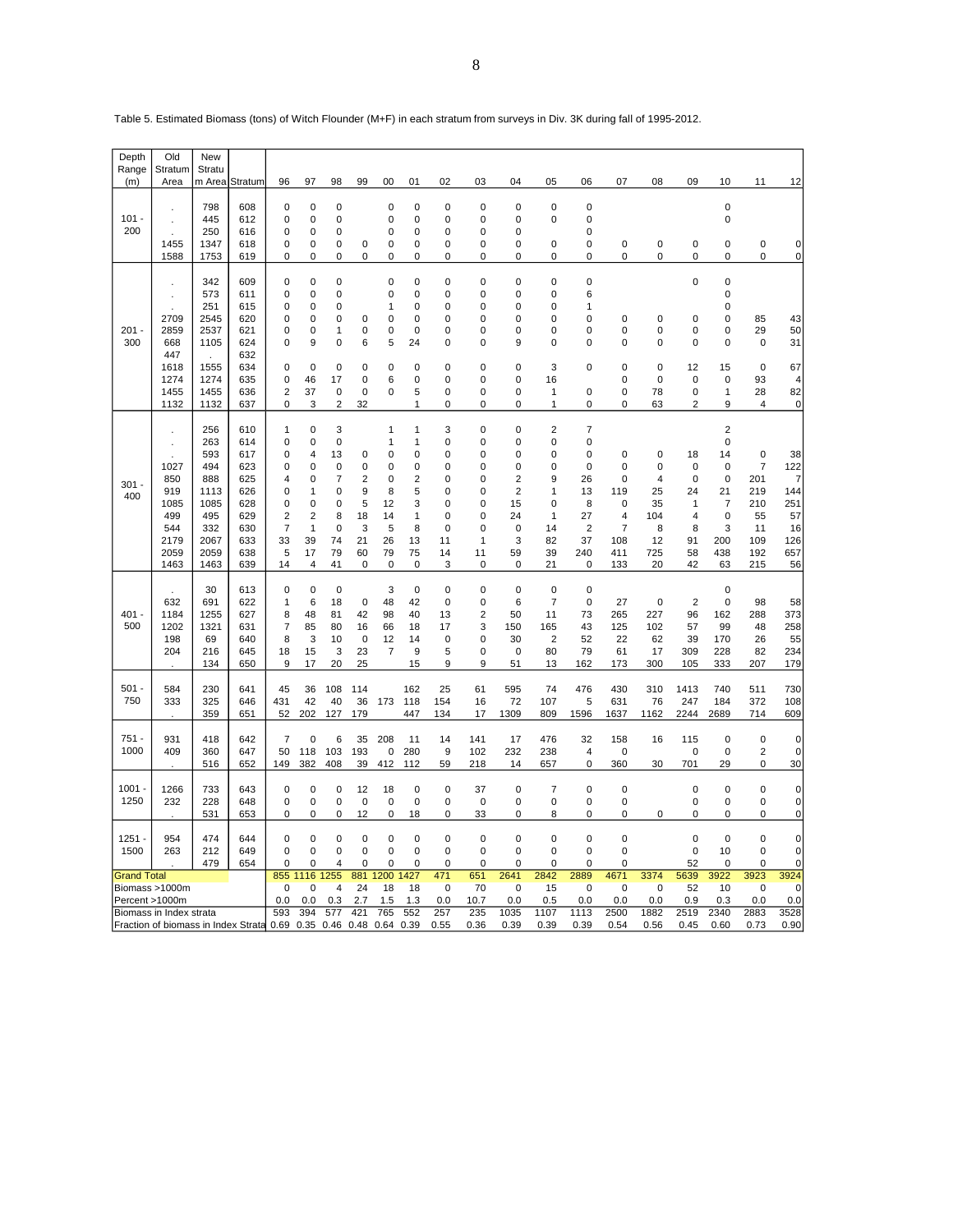Table 5. Estimated Biomass (tons) of Witch Flounder (M+F) in each stratum from surveys in Div. 3K during fall of 1995-2012.

| Depth Range (m) | Old Stratum Area | New Stratum Area | Stratum | 96 | 97 | 98 | 99 | 00 | 01 | 02 | 03 | 04 | 05 | 06 | 07 | 08 | 09 | 10 | 11 | 12 |
|---|---|---|---|---|---|---|---|---|---|---|---|---|---|---|---|---|---|---|---|---|
| 101 - 200 | . | 798 | 608 | 0 | 0 | 0 | | 0 | 0 | 0 | 0 | 0 | 0 | 0 | | | | 0 | | |
| | . | 445 | 612 | 0 | 0 | 0 | | 0 | 0 | 0 | 0 | 0 | 0 | 0 | | | | 0 | | |
| | . | 250 | 616 | 0 | 0 | 0 | | 0 | 0 | 0 | 0 | 0 | | 0 | | | | | | |
| | 1455 | 1347 | 618 | 0 | 0 | 0 | 0 | 0 | 0 | 0 | 0 | 0 | 0 | 0 | 0 | 0 | 0 | 0 | 0 | 0 |
| | 1588 | 1753 | 619 | 0 | 0 | 0 | 0 | 0 | 0 | 0 | 0 | 0 | 0 | 0 | 0 | 0 | 0 | 0 | 0 | 0 |
| 201 - 300 | . | 342 | 609 | 0 | 0 | 0 | | 0 | 0 | 0 | 0 | 0 | 0 | 0 | | | 0 | 0 | | |
| | . | 573 | 611 | 0 | 0 | 0 | | 0 | 0 | 0 | 0 | 0 | 0 | 6 | | | | 0 | | |
| | . | 251 | 615 | 0 | 0 | 0 | | 1 | 0 | 0 | 0 | 0 | 0 | 1 | | | | 0 | | |
| | 2709 | 2545 | 620 | 0 | 0 | 0 | 0 | 0 | 0 | 0 | 0 | 0 | 0 | 0 | 0 | 0 | 0 | 0 | 85 | 43 |
| | 2859 | 2537 | 621 | 0 | 0 | 1 | 0 | 0 | 0 | 0 | 0 | 0 | 0 | 0 | 0 | 0 | 0 | 0 | 29 | 50 |
| | 668 | 1105 | 624 | 0 | 9 | 0 | 6 | 5 | 24 | 0 | 0 | 9 | 0 | 0 | 0 | 0 | 0 | 0 | 0 | 31 |
| | 447 | . | 632 | | | | | | | | | | | | | | | | | |
| | 1618 | 1555 | 634 | 0 | 0 | 0 | 0 | 0 | 0 | 0 | 0 | 0 | 3 | 0 | 0 | 0 | 12 | 15 | 0 | 67 |
| | 1274 | 1274 | 635 | 0 | 46 | 17 | 0 | 6 | 0 | 0 | 0 | 0 | 16 | | 0 | 0 | 0 | 0 | 93 | 4 |
| | 1455 | 1455 | 636 | 2 | 37 | 0 | 0 | 0 | 5 | 0 | 0 | 0 | 1 | 0 | 0 | 78 | 0 | 1 | 28 | 82 |
| | 1132 | 1132 | 637 | 0 | 3 | 2 | 32 | | 1 | 0 | 0 | 0 | 1 | 0 | 0 | 63 | 2 | 9 | 4 | 0 |
| 301 - 400 | . | 256 | 610 | 1 | 0 | 3 | | 1 | 1 | 3 | 0 | 0 | 2 | 7 | | | | 2 | | |
| | . | 263 | 614 | 0 | 0 | 0 | | 1 | 1 | 0 | 0 | 0 | 0 | 0 | | | | 0 | | |
| | . | 593 | 617 | 0 | 4 | 13 | 0 | 0 | 0 | 0 | 0 | 0 | 0 | 0 | 0 | 0 | 18 | 14 | 0 | 38 |
| | 1027 | 494 | 623 | 0 | 0 | 0 | 0 | 0 | 0 | 0 | 0 | 0 | 0 | 0 | 0 | 0 | 0 | 0 | 7 | 122 |
| | 850 | 888 | 625 | 4 | 0 | 7 | 2 | 0 | 2 | 0 | 0 | 2 | 9 | 26 | 0 | 4 | 0 | 0 | 201 | 7 |
| | 919 | 1113 | 626 | 0 | 1 | 0 | 9 | 8 | 5 | 0 | 0 | 2 | 1 | 13 | 119 | 25 | 24 | 21 | 219 | 144 |
| | 1085 | 1085 | 628 | 0 | 0 | 0 | 5 | 12 | 3 | 0 | 0 | 15 | 0 | 8 | 0 | 35 | 1 | 7 | 210 | 251 |
| | 499 | 495 | 629 | 2 | 2 | 8 | 18 | 14 | 1 | 0 | 0 | 24 | 1 | 27 | 4 | 104 | 4 | 0 | 55 | 57 |
| | 544 | 332 | 630 | 7 | 1 | 0 | 3 | 5 | 8 | 0 | 0 | 0 | 14 | 2 | 7 | 8 | 8 | 3 | 11 | 16 |
| | 2179 | 2067 | 633 | 33 | 39 | 74 | 21 | 26 | 13 | 11 | 1 | 3 | 82 | 37 | 108 | 12 | 91 | 200 | 109 | 126 |
| | 2059 | 2059 | 638 | 5 | 17 | 79 | 60 | 79 | 75 | 14 | 11 | 59 | 39 | 240 | 411 | 725 | 58 | 438 | 192 | 657 |
| | 1463 | 1463 | 639 | 14 | 4 | 41 | 0 | 0 | 0 | 3 | 0 | 0 | 21 | 0 | 133 | 20 | 42 | 63 | 215 | 56 |
| 401 - 500 | . | 30 | 613 | 0 | 0 | 0 | | 3 | 0 | 0 | 0 | 0 | 0 | 0 | | | | 0 | | |
| | 632 | 691 | 622 | 1 | 6 | 18 | 0 | 48 | 42 | 0 | 0 | 6 | 7 | 0 | 27 | 0 | 2 | 0 | 98 | 58 |
| | 1184 | 1255 | 627 | 8 | 48 | 81 | 42 | 98 | 40 | 13 | 2 | 50 | 11 | 73 | 265 | 227 | 96 | 162 | 288 | 373 |
| | 1202 | 1321 | 631 | 7 | 85 | 80 | 16 | 66 | 18 | 17 | 3 | 150 | 165 | 43 | 125 | 102 | 57 | 99 | 48 | 258 |
| | 198 | 69 | 640 | 8 | 3 | 10 | 0 | 12 | 14 | 0 | 0 | 30 | 2 | 52 | 22 | 62 | 39 | 170 | 26 | 55 |
| | 204 | 216 | 645 | 18 | 15 | 3 | 23 | 7 | 9 | 5 | 0 | 0 | 80 | 79 | 61 | 17 | 309 | 228 | 82 | 234 |
| | . | 134 | 650 | 9 | 17 | 20 | 25 | | 15 | 9 | 9 | 51 | 13 | 162 | 173 | 300 | 105 | 333 | 207 | 179 |
| 501 - 750 | 584 | 230 | 641 | 45 | 36 | 108 | 114 | | 162 | 25 | 61 | 595 | 74 | 476 | 430 | 310 | 1413 | 740 | 511 | 730 |
| | 333 | 325 | 646 | 431 | 42 | 40 | 36 | 173 | 118 | 154 | 16 | 72 | 107 | 5 | 631 | 76 | 247 | 184 | 372 | 108 |
| | . | 359 | 651 | 52 | 202 | 127 | 179 | | 447 | 134 | 17 | 1309 | 809 | 1596 | 1637 | 1162 | 2244 | 2689 | 714 | 609 |
| 751 - 1000 | 931 | 418 | 642 | 7 | 0 | 6 | 35 | 208 | 11 | 14 | 141 | 17 | 476 | 32 | 158 | 16 | 115 | 0 | 0 | 0 |
| | 409 | 360 | 647 | 50 | 118 | 103 | 193 | 0 | 280 | 9 | 102 | 232 | 238 | 4 | 0 | | 0 | 0 | 2 | 0 |
| | . | 516 | 652 | 149 | 382 | 408 | 39 | 412 | 112 | 59 | 218 | 14 | 657 | 0 | 360 | 30 | 701 | 29 | 0 | 30 |
| 1001 - 1250 | 1266 | 733 | 643 | 0 | 0 | 0 | 12 | 18 | 0 | 0 | 37 | 0 | 7 | 0 | 0 | | 0 | 0 | 0 | 0 |
| | 232 | 228 | 648 | 0 | 0 | 0 | 0 | 0 | 0 | 0 | 0 | 0 | 0 | 0 | 0 | | 0 | 0 | 0 | 0 |
| | . | 531 | 653 | 0 | 0 | 0 | 12 | 0 | 18 | 0 | 33 | 0 | 8 | 0 | 0 | 0 | 0 | 0 | 0 | 0 |
| 1251 - 1500 | 954 | 474 | 644 | 0 | 0 | 0 | 0 | 0 | 0 | 0 | 0 | 0 | 0 | 0 | 0 | | 0 | 0 | 0 | 0 |
| | 263 | 212 | 649 | 0 | 0 | 0 | 0 | 0 | 0 | 0 | 0 | 0 | 0 | 0 | 0 | | 0 | 10 | 0 | 0 |
| | . | 479 | 654 | 0 | 0 | 4 | 0 | 0 | 0 | 0 | 0 | 0 | 0 | 0 | 0 | | 52 | 0 | 0 | 0 |
| Grand Total | | | | 855 | 1116 | 1255 | 881 | 1200 | 1427 | 471 | 651 | 2641 | 2842 | 2889 | 4671 | 3374 | 5639 | 3922 | 3923 | 3924 |
| Biomass >1000m | | | | 0 | 0 | 4 | 24 | 18 | 18 | 0 | 70 | 0 | 15 | 0 | 0 | 0 | 52 | 10 | 0 | 0 |
| Percent >1000m | | | | 0.0 | 0.0 | 0.3 | 2.7 | 1.5 | 1.3 | 0.0 | 10.7 | 0.0 | 0.5 | 0.0 | 0.0 | 0.0 | 0.9 | 0.3 | 0.0 | 0.0 |
| Biomass in Index strata | | | | 593 | 394 | 577 | 421 | 765 | 552 | 257 | 235 | 1035 | 1107 | 1113 | 2500 | 1882 | 2519 | 2340 | 2883 | 3528 |
| Fraction of biomass in Index Strata | | | | 0.69 | 0.35 | 0.46 | 0.48 | 0.64 | 0.39 | 0.55 | 0.36 | 0.39 | 0.39 | 0.39 | 0.54 | 0.56 | 0.45 | 0.60 | 0.73 | 0.90 |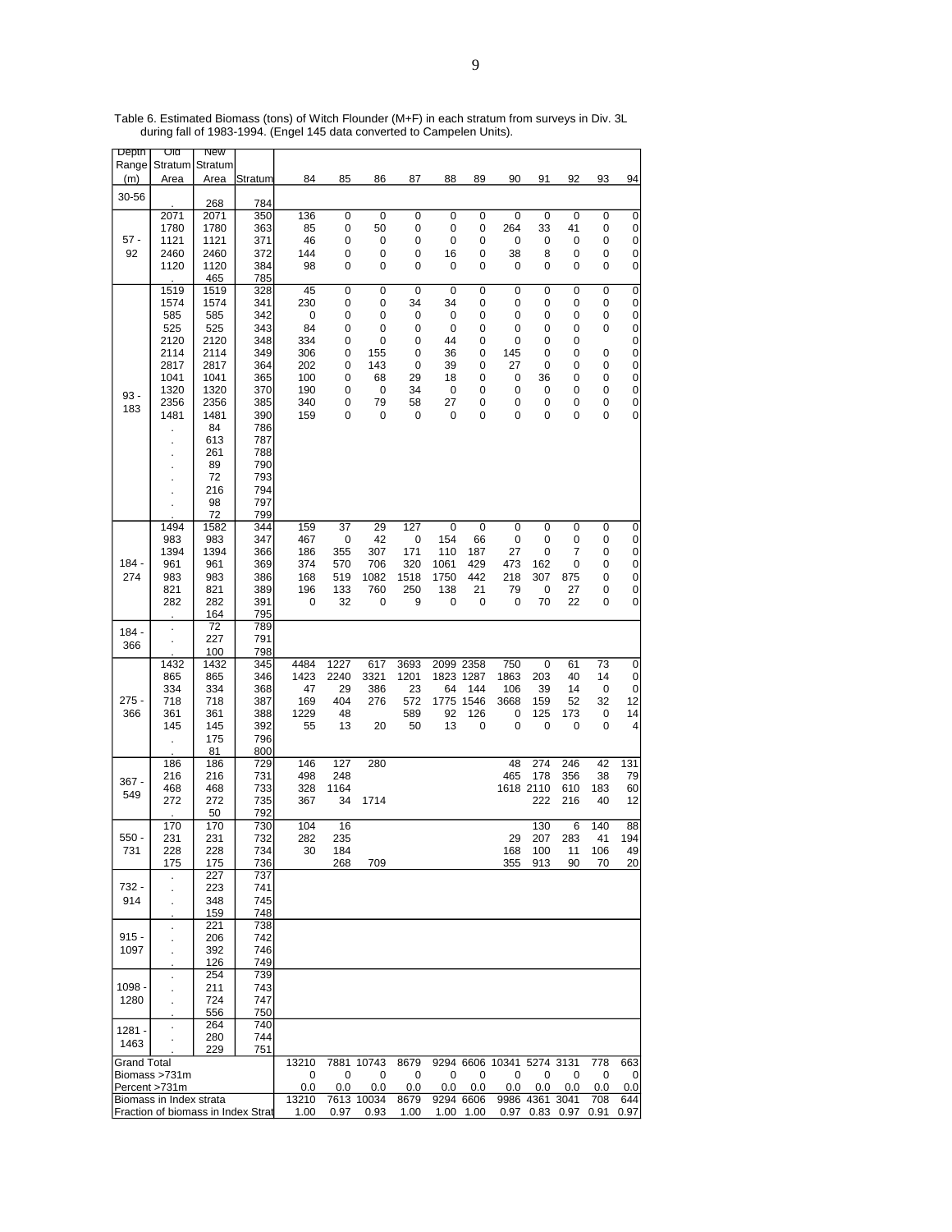Table 6. Estimated Biomass (tons) of Witch Flounder (M+F) in each stratum from surveys in Div. 3L during fall of 1983-1994. (Engel 145 data converted to Campelen Units).

| Depth Range (m) | Old Stratum Area | New Stratum Area | Stratum | 84 | 85 | 86 | 87 | 88 | 89 | 90 | 91 | 92 | 93 | 94 |
|---|---|---|---|---|---|---|---|---|---|---|---|---|---|---|
| 30-56 | . | 268 | 784 | | | | | | | | | | | |
| 57 - 92 | 2071 | 2071 | 350 | 136 | 0 | 0 | 0 | 0 | 0 | 0 | 0 | 0 | 0 | 0 |
| | 1780 | 1780 | 363 | 85 | 0 | 50 | 0 | 0 | 0 | 264 | 33 | 41 | 0 | 0 |
| | 1121 | 1121 | 371 | 46 | 0 | 0 | 0 | 0 | 0 | 0 | 0 | 0 | 0 | 0 |
| | 2460 | 2460 | 372 | 144 | 0 | 0 | 0 | 16 | 0 | 38 | 8 | 0 | 0 | 0 |
| | 1120 | 1120 | 384 | 98 | 0 | 0 | 0 | 0 | 0 | 0 | 0 | 0 | 0 | 0 |
| | . | 465 | 785 | | | | | | | | | | | |
| 93 - 183 | 1519 | 1519 | 328 | 45 | 0 | 0 | 0 | 0 | 0 | 0 | 0 | 0 | 0 | 0 |
| | 1574 | 1574 | 341 | 230 | 0 | 0 | 34 | 34 | 0 | 0 | 0 | 0 | 0 | 0 |
| | 585 | 585 | 342 | 0 | 0 | 0 | 0 | 0 | 0 | 0 | 0 | 0 | 0 | 0 |
| | 525 | 525 | 343 | 84 | 0 | 0 | 0 | 0 | 0 | 0 | 0 | 0 | 0 | 0 |
| | 2120 | 2120 | 348 | 334 | 0 | 0 | 0 | 44 | 0 | 0 | 0 | 0 | | 0 |
| | 2114 | 2114 | 349 | 306 | 0 | 155 | 0 | 36 | 0 | 145 | 0 | 0 | 0 | 0 |
| | 2817 | 2817 | 364 | 202 | 0 | 143 | 0 | 39 | 0 | 27 | 0 | 0 | 0 | 0 |
| | 1041 | 1041 | 365 | 100 | 0 | 68 | 29 | 18 | 0 | 0 | 36 | 0 | 0 | 0 |
| | 1320 | 1320 | 370 | 190 | 0 | 0 | 34 | 0 | 0 | 0 | 0 | 0 | 0 | 0 |
| | 2356 | 2356 | 385 | 340 | 0 | 79 | 58 | 27 | 0 | 0 | 0 | 0 | 0 | 0 |
| | 1481 | 1481 | 390 | 159 | 0 | 0 | 0 | 0 | 0 | 0 | 0 | 0 | 0 | 0 |
| | . | 84 | 786 | | | | | | | | | | | |
| | . | 613 | 787 | | | | | | | | | | | |
| | . | 261 | 788 | | | | | | | | | | | |
| | . | 89 | 790 | | | | | | | | | | | |
| | . | 72 | 793 | | | | | | | | | | | |
| | . | 216 | 794 | | | | | | | | | | | |
| | . | 98 | 797 | | | | | | | | | | | |
| | . | 72 | 799 | | | | | | | | | | | |
| 184 - 274 | 1494 | 1582 | 344 | 159 | 37 | 29 | 127 | 0 | 0 | 0 | 0 | 0 | 0 | 0 |
| | 983 | 983 | 347 | 467 | 0 | 42 | 0 | 154 | 66 | 0 | 0 | 0 | 0 | 0 |
| | 1394 | 1394 | 366 | 186 | 355 | 307 | 171 | 110 | 187 | 27 | 0 | 7 | 0 | 0 |
| | 961 | 961 | 369 | 374 | 570 | 706 | 320 | 1061 | 429 | 473 | 162 | 0 | 0 | 0 |
| | 983 | 983 | 386 | 168 | 519 | 1082 | 1518 | 1750 | 442 | 218 | 307 | 875 | 0 | 0 |
| | 821 | 821 | 389 | 196 | 133 | 760 | 250 | 138 | 21 | 79 | 0 | 27 | 0 | 0 |
| | 282 | 282 | 391 | 0 | 32 | 0 | 9 | 0 | 0 | 0 | 70 | 22 | 0 | 0 |
| | . | 164 | 795 | | | | | | | | | | | |
| 184 - 366 | . | 72 | 789 | | | | | | | | | | | |
| | . | 227 | 791 | | | | | | | | | | | |
| | . | 100 | 798 | | | | | | | | | | | |
| 275 - 366 | 1432 | 1432 | 345 | 4484 | 1227 | 617 | 3693 | 2099 | 2358 | 750 | 0 | 61 | 73 | 0 |
| | 865 | 865 | 346 | 1423 | 2240 | 3321 | 1201 | 1823 | 1287 | 1863 | 203 | 40 | 14 | 0 |
| | 334 | 334 | 368 | 47 | 29 | 386 | 23 | 64 | 144 | 106 | 39 | 14 | 0 | 0 |
| | 718 | 718 | 387 | 169 | 404 | 276 | 572 | 1775 | 1546 | 3668 | 159 | 52 | 32 | 12 |
| | 361 | 361 | 388 | 1229 | 48 | | 589 | 92 | 126 | 0 | 125 | 173 | 0 | 14 |
| | 145 | 145 | 392 | 55 | 13 | 20 | 50 | 13 | 0 | 0 | 0 | 0 | 0 | 4 |
| | . | 175 | 796 | | | | | | | | | | | |
| | . | 81 | 800 | | | | | | | | | | | |
| 367 - 549 | 186 | 186 | 729 | 146 | 127 | 280 | | | | 48 | 274 | 246 | 42 | 131 |
| | 216 | 216 | 731 | 498 | 248 | | | | | 465 | 178 | 356 | 38 | 79 |
| | 468 | 468 | 733 | 328 | 1164 | | | | | 1618 | 2110 | 610 | 183 | 60 |
| | 272 | 272 | 735 | 367 | 34 | 1714 | | | | | 222 | 216 | 40 | 12 |
| | . | 50 | 792 | | | | | | | | | | | |
| 550 - 731 | 170 | 170 | 730 | 104 | 16 | | | | | | 130 | 6 | 140 | 88 |
| | 231 | 231 | 732 | 282 | 235 | | | | | 29 | 207 | 283 | 41 | 194 |
| | 228 | 228 | 734 | 30 | 184 | | | | | 168 | 100 | 11 | 106 | 49 |
| | 175 | 175 | 736 | | 268 | 709 | | | | 355 | 913 | 90 | 70 | 20 |
| 732 - 914 | . | 227 | 737 | | | | | | | | | | | |
| | . | 223 | 741 | | | | | | | | | | | |
| | . | 348 | 745 | | | | | | | | | | | |
| | . | 159 | 748 | | | | | | | | | | | |
| 915 - 1097 | . | 221 | 738 | | | | | | | | | | | |
| | . | 206 | 742 | | | | | | | | | | | |
| | . | 392 | 746 | | | | | | | | | | | |
| | . | 126 | 749 | | | | | | | | | | | |
| 1098 - 1280 | . | 254 | 739 | | | | | | | | | | | |
| | . | 211 | 743 | | | | | | | | | | | |
| | . | 724 | 747 | | | | | | | | | | | |
| | . | 556 | 750 | | | | | | | | | | | |
| 1281 - 1463 | . | 264 | 740 | | | | | | | | | | | |
| | . | 280 | 744 | | | | | | | | | | | |
| | . | 229 | 751 | | | | | | | | | | | |
| Grand Total | | | | 13210 | 7881 | 10743 | 8679 | 9294 | 6606 | 10341 | 5274 | 3131 | 778 | 663 |
| Biomass >731m | | | | 0 | 0 | 0 | 0 | 0 | 0 | 0 | 0 | 0 | 0 | 0 |
| Percent >731m | | | | 0.0 | 0.0 | 0.0 | 0.0 | 0.0 | 0.0 | 0.0 | 0.0 | 0.0 | 0.0 | 0.0 |
| Biomass in Index strata | | | | 13210 | 7613 | 10034 | 8679 | 9294 | 6606 | 9986 | 4361 | 3041 | 708 | 644 |
| Fraction of biomass in Index Strat | | | | 1.00 | 0.97 | 0.93 | 1.00 | 1.00 | 1.00 | 0.97 | 0.83 | 0.97 | 0.91 | 0.97 |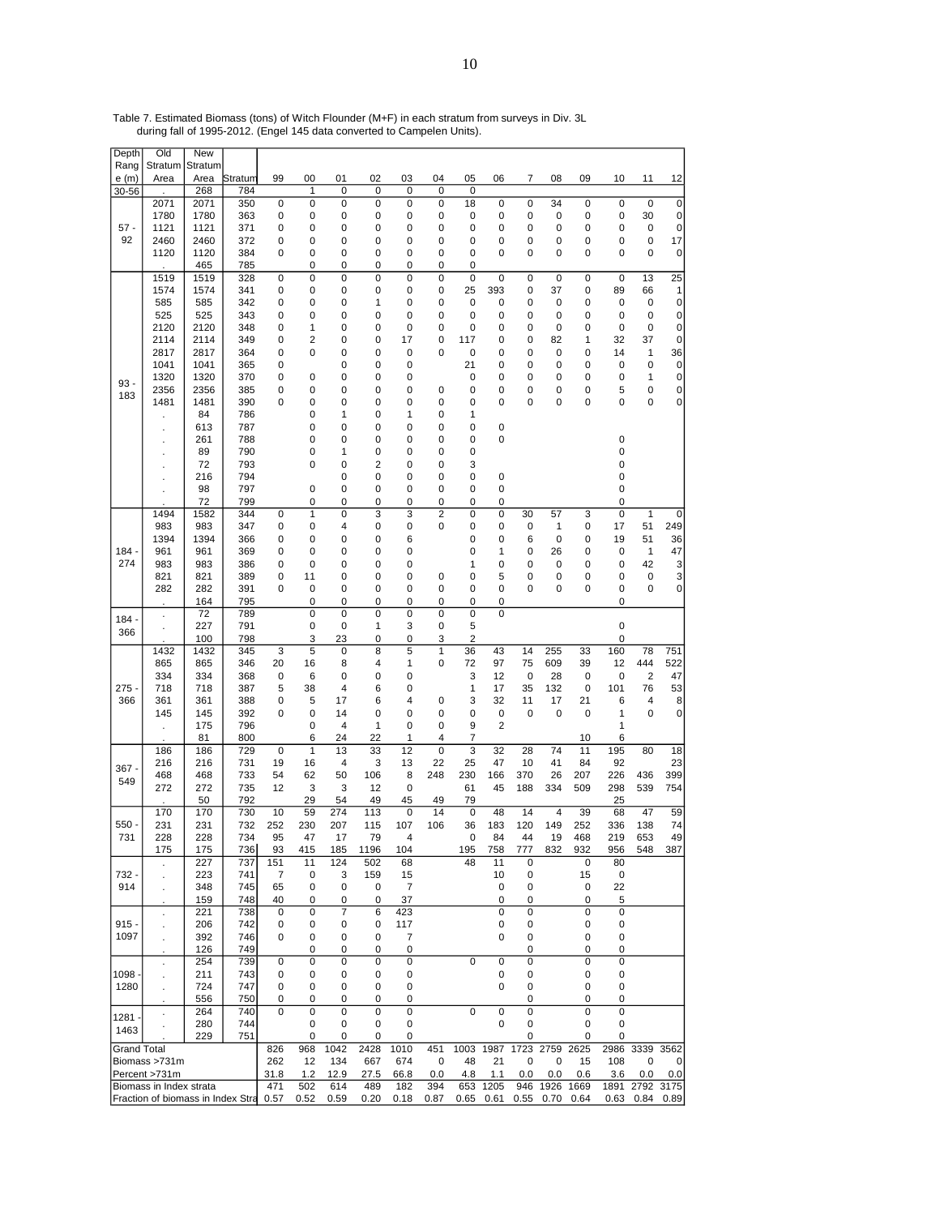Table 7. Estimated Biomass (tons) of Witch Flounder (M+F) in each stratum from surveys in Div. 3L during fall of 1995-2012. (Engel 145 data converted to Campelen Units).

| Depth Range (m) | Old Stratum Area | New Stratum Area | Stratum | 99 | 00 | 01 | 02 | 03 | 04 | 05 | 06 | 7 | 08 | 09 | 10 | 11 | 12 |
|---|---|---|---|---|---|---|---|---|---|---|---|---|---|---|---|---|---|
| 30-56 | . | 268 | 784 | | 1 | 0 | 0 | 0 | 0 | 0 | | | | | | | |
| 57 - 92 | 2071 | 2071 | 350 | 0 | 0 | 0 | 0 | 0 | 0 | 18 | 0 | 0 | 34 | 0 | 0 | 0 | 0 |
| | 1780 | 1780 | 363 | 0 | 0 | 0 | 0 | 0 | 0 | 0 | 0 | 0 | 0 | 0 | 0 | 30 | 0 |
| | 1121 | 1121 | 371 | 0 | 0 | 0 | 0 | 0 | 0 | 0 | 0 | 0 | 0 | 0 | 0 | 0 | 0 |
| | 2460 | 2460 | 372 | 0 | 0 | 0 | 0 | 0 | 0 | 0 | 0 | 0 | 0 | 0 | 0 | 0 | 17 |
| | 1120 | 1120 | 384 | 0 | 0 | 0 | 0 | 0 | 0 | 0 | 0 | 0 | 0 | 0 | 0 | 0 | 0 |
| | . | 465 | 785 | | 0 | 0 | 0 | 0 | 0 | 0 | | | | | | | |
| 93 - 183 | 1519 | 1519 | 328 | 0 | 0 | 0 | 0 | 0 | 0 | 0 | 0 | 0 | 0 | 0 | 0 | 13 | 25 |
| | 1574 | 1574 | 341 | 0 | 0 | 0 | 0 | 0 | 0 | 25 | 393 | 0 | 37 | 0 | 89 | 66 | 1 |
| | 585 | 585 | 342 | 0 | 0 | 0 | 1 | 0 | 0 | 0 | 0 | 0 | 0 | 0 | 0 | 0 | 0 |
| | 525 | 525 | 343 | 0 | 0 | 0 | 0 | 0 | 0 | 0 | 0 | 0 | 0 | 0 | 0 | 0 | 0 |
| | 2120 | 2120 | 348 | 0 | 1 | 0 | 0 | 0 | 0 | 0 | 0 | 0 | 0 | 0 | 0 | 0 | 0 |
| | 2114 | 2114 | 349 | 0 | 2 | 0 | 0 | 17 | 0 | 117 | 0 | 0 | 82 | 1 | 32 | 37 | 0 |
| | 2817 | 2817 | 364 | 0 | 0 | 0 | 0 | 0 | 0 | 0 | 0 | 0 | 0 | 0 | 14 | 1 | 36 |
| | 1041 | 1041 | 365 | 0 | | 0 | 0 | 0 | | 21 | 0 | 0 | 0 | 0 | 0 | 0 | 0 |
| | 1320 | 1320 | 370 | 0 | 0 | 0 | 0 | 0 | | 0 | 0 | 0 | 0 | 0 | 0 | 1 | 0 |
| | 2356 | 2356 | 385 | 0 | 0 | 0 | 0 | 0 | 0 | 0 | 0 | 0 | 0 | 0 | 5 | 0 | 0 |
| | 1481 | 1481 | 390 | 0 | 0 | 0 | 0 | 0 | 0 | 0 | 0 | 0 | 0 | 0 | 0 | 0 | 0 |
| | . | 84 | 786 | | 0 | 1 | 0 | 1 | 0 | 1 | | | | | | | |
| | . | 613 | 787 | | 0 | 0 | 0 | 0 | 0 | 0 | 0 | | | | | | |
| | . | 261 | 788 | | 0 | 0 | 0 | 0 | 0 | 0 | 0 | | | | 0 | | |
| | . | 89 | 790 | | 0 | 1 | 0 | 0 | 0 | 0 | | | | | 0 | | |
| | . | 72 | 793 | | 0 | 0 | 2 | 0 | 0 | 3 | | | | | 0 | | |
| | . | 216 | 794 | | | 0 | 0 | 0 | 0 | 0 | 0 | | | | 0 | | |
| | . | 98 | 797 | | 0 | 0 | 0 | 0 | 0 | 0 | 0 | | | | 0 | | |
| | . | 72 | 799 | | 0 | 0 | 0 | 0 | 0 | 0 | 0 | | | | 0 | | |
| 184 - 274 | 1494 | 1582 | 344 | 0 | 1 | 0 | 3 | 3 | 2 | 0 | 0 | 30 | 57 | 3 | 0 | 1 | 0 |
| | 983 | 983 | 347 | 0 | 0 | 4 | 0 | 0 | 0 | 0 | 0 | 0 | 1 | 0 | 17 | 51 | 249 |
| | 1394 | 1394 | 366 | 0 | 0 | 0 | 0 | 6 | | 0 | 0 | 6 | 0 | 0 | 19 | 51 | 36 |
| | 961 | 961 | 369 | 0 | 0 | 0 | 0 | 0 | | 0 | 1 | 0 | 26 | 0 | 0 | 1 | 47 |
| | 983 | 983 | 386 | 0 | 0 | 0 | 0 | 0 | | 1 | 0 | 0 | 0 | 0 | 0 | 42 | 3 |
| | 821 | 821 | 389 | 0 | 11 | 0 | 0 | 0 | 0 | 0 | 5 | 0 | 0 | 0 | 0 | 0 | 3 |
| | 282 | 282 | 391 | 0 | 0 | 0 | 0 | 0 | 0 | 0 | 0 | 0 | 0 | 0 | 0 | 0 | 0 |
| | . | 164 | 795 | | 0 | 0 | 0 | 0 | 0 | 0 | 0 | | | | 0 | | |
| 184 - 366 | . | 72 | 789 | | 0 | 0 | 0 | 0 | 0 | 0 | 0 | | | | | | |
| | . | 227 | 791 | | 0 | 0 | 1 | 3 | 0 | 5 | | | | | 0 | | |
| | . | 100 | 798 | | 3 | 23 | 0 | 0 | 3 | 2 | | | | | 0 | | |
| 275 - 366 | 1432 | 1432 | 345 | 3 | 5 | 0 | 8 | 5 | 1 | 36 | 43 | 14 | 255 | 33 | 160 | 78 | 751 |
| | 865 | 865 | 346 | 20 | 16 | 8 | 4 | 1 | 0 | 72 | 97 | 75 | 609 | 39 | 12 | 444 | 522 |
| | 334 | 334 | 368 | 0 | 6 | 0 | 0 | 0 | | 3 | 12 | 0 | 28 | 0 | 0 | 2 | 47 |
| | 718 | 718 | 387 | 5 | 38 | 4 | 6 | 0 | | 1 | 17 | 35 | 132 | 0 | 101 | 76 | 53 |
| | 361 | 361 | 388 | 0 | 5 | 17 | 6 | 4 | 0 | 3 | 32 | 11 | 17 | 21 | 6 | 4 | 8 |
| | 145 | 145 | 392 | 0 | 0 | 14 | 0 | 0 | 0 | 0 | 0 | 0 | 0 | 0 | 1 | 0 | 0 |
| | . | 175 | 796 | | 0 | 4 | 1 | 0 | 0 | 9 | 2 | | | | 1 | | |
| | . | 81 | 800 | | 6 | 24 | 22 | 1 | 4 | 7 | | | | 10 | 6 | | |
| 367 - 549 | 186 | 186 | 729 | 0 | 1 | 13 | 33 | 12 | 0 | 3 | 32 | 28 | 74 | 11 | 195 | 80 | 18 |
| | 216 | 216 | 731 | 19 | 16 | 4 | 3 | 13 | 22 | 25 | 47 | 10 | 41 | 84 | 92 | | 23 |
| | 468 | 468 | 733 | 54 | 62 | 50 | 106 | 8 | 248 | 230 | 166 | 370 | 26 | 207 | 226 | 436 | 399 |
| | 272 | 272 | 735 | 12 | 3 | 3 | 12 | 0 | | 61 | 45 | 188 | 334 | 509 | 298 | 539 | 754 |
| | . | 50 | 792 | | 29 | 54 | 49 | 45 | 49 | 79 | | | | | 25 | | |
| 550 - 731 | 170 | 170 | 730 | 10 | 59 | 274 | 113 | 0 | 14 | 0 | 48 | 14 | 4 | 39 | 68 | 47 | 59 |
| | 231 | 231 | 732 | 252 | 230 | 207 | 115 | 107 | 106 | 36 | 183 | 120 | 149 | 252 | 336 | 138 | 74 |
| | 228 | 228 | 734 | 95 | 47 | 17 | 79 | 4 | | 0 | 84 | 44 | 19 | 468 | 219 | 653 | 49 |
| | 175 | 175 | 736 | 93 | 415 | 185 | 1196 | 104 | | 195 | 758 | 777 | 832 | 932 | 956 | 548 | 387 |
| 732 - 914 | . | 227 | 737 | 151 | 11 | 124 | 502 | 68 | | 48 | 11 | 0 | | 0 | 80 | | |
| | . | 223 | 741 | 7 | 0 | 3 | 159 | 15 | | | 10 | 0 | | 15 | 0 | | |
| | . | 348 | 745 | 65 | 0 | 0 | 0 | 7 | | | 0 | 0 | | 0 | 22 | | |
| | . | 159 | 748 | 40 | 0 | 0 | 0 | 37 | | | 0 | 0 | | 0 | 5 | | |
| 915 - 1097 | . | 221 | 738 | 0 | 0 | 7 | 6 | 423 | | | 0 | 0 | | 0 | 0 | | |
| | . | 206 | 742 | 0 | 0 | 0 | 0 | 117 | | | 0 | 0 | | 0 | 0 | | |
| | . | 392 | 746 | 0 | 0 | 0 | 0 | 7 | | | 0 | 0 | | 0 | 0 | | |
| | . | 126 | 749 | | 0 | 0 | 0 | 0 | | | | 0 | | 0 | 0 | | |
| 1098 - 1280 | . | 254 | 739 | 0 | 0 | 0 | 0 | 0 | | 0 | 0 | 0 | | 0 | 0 | | |
| | . | 211 | 743 | 0 | 0 | 0 | 0 | 0 | | | 0 | 0 | | 0 | 0 | | |
| | . | 724 | 747 | 0 | 0 | 0 | 0 | 0 | | | 0 | 0 | | 0 | 0 | | |
| | . | 556 | 750 | 0 | 0 | 0 | 0 | 0 | | | | 0 | | 0 | 0 | | |
| 1281 - 1463 | . | 264 | 740 | 0 | 0 | 0 | 0 | 0 | | 0 | 0 | 0 | | 0 | 0 | | |
| | . | 280 | 744 | | 0 | 0 | 0 | 0 | | | 0 | 0 | | 0 | 0 | | |
| | . | 229 | 751 | | 0 | 0 | 0 | 0 | | | | 0 | | 0 | 0 | | |
| Grand Total | | | | 826 | 968 | 1042 | 2428 | 1010 | 451 | 1003 | 1987 | 1723 | 2759 | 2625 | 2986 | 3339 | 3562 |
| Biomass >731m | | | | 262 | 12 | 134 | 667 | 674 | 0 | 48 | 21 | 0 | 0 | 15 | 108 | 0 | 0 |
| Percent >731m | | | | 31.8 | 1.2 | 12.9 | 27.5 | 66.8 | 0.0 | 4.8 | 1.1 | 0.0 | 0.0 | 0.6 | 3.6 | 0.0 | 0.0 |
| Biomass in Index strata | | | | 471 | 502 | 614 | 489 | 182 | 394 | 653 | 1205 | 946 | 1926 | 1669 | 1891 | 2792 | 3175 |
| Fraction of biomass in Index Strata | | | | 0.57 | 0.52 | 0.59 | 0.20 | 0.18 | 0.87 | 0.65 | 0.61 | 0.55 | 0.70 | 0.64 | 0.63 | 0.84 | 0.89 |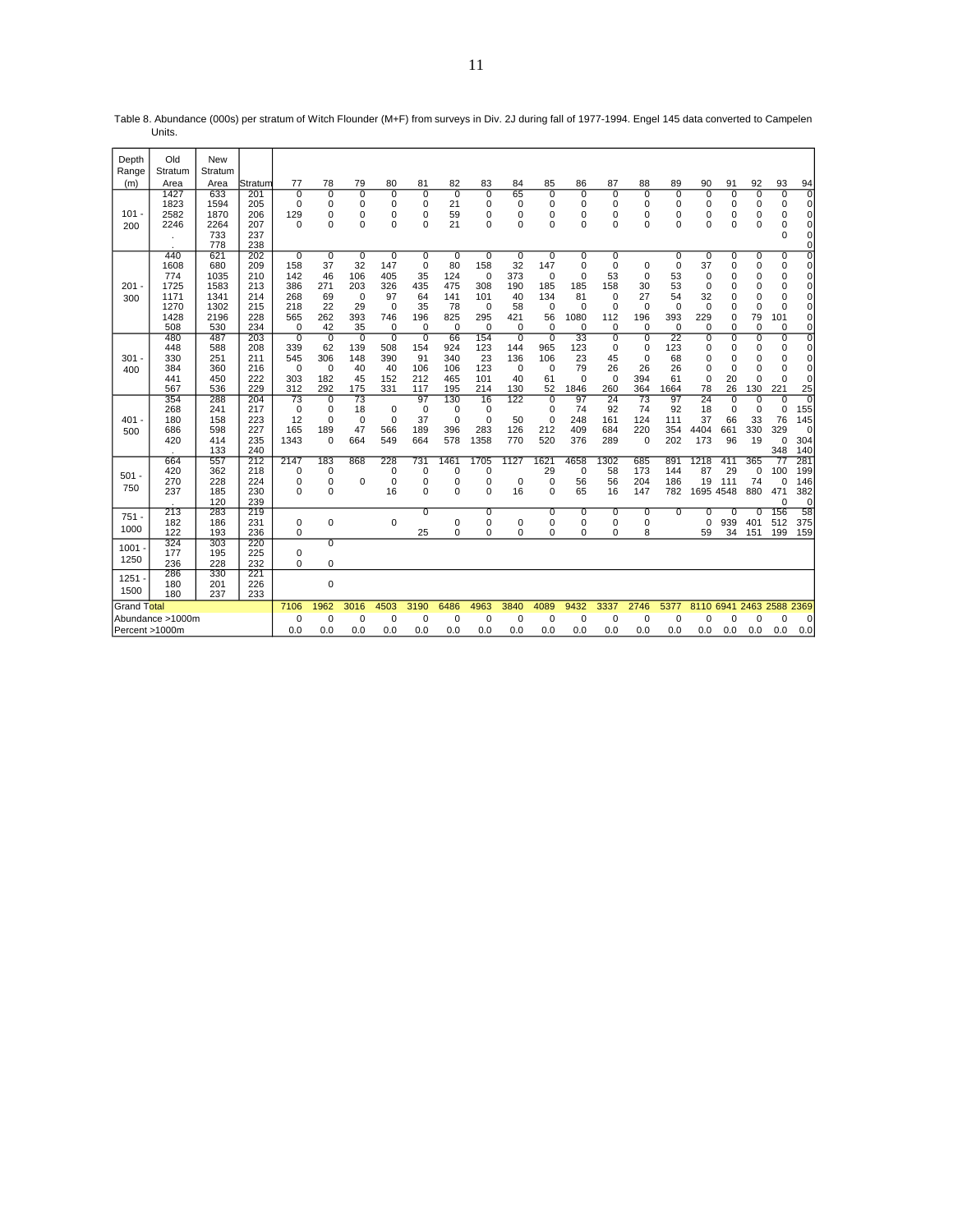Table 8. Abundance (000s) per stratum of Witch Flounder (M+F) from surveys in Div. 2J during fall of 1977-1994. Engel 145 data converted to Campelen Units.

| Depth Range (m) | Old Stratum Area | New Stratum Area | Stratum | 77 | 78 | 79 | 80 | 81 | 82 | 83 | 84 | 85 | 86 | 87 | 88 | 89 | 90 | 91 | 92 | 93 | 94 |
|---|---|---|---|---|---|---|---|---|---|---|---|---|---|---|---|---|---|---|---|---|---|
| 101 - 200 | 1427 | 633 | 201 | 0 | 0 | 0 | 0 | 0 | 0 | 0 | 65 | 0 | 0 | 0 | 0 | 0 | 0 | 0 | 0 | 0 | 0 |
| | 1823 | 1594 | 205 | 0 | 0 | 0 | 0 | 0 | 21 | 0 | 0 | 0 | 0 | 0 | 0 | 0 | 0 | 0 | 0 | 0 | 0 |
| | 2582 | 1870 | 206 | 129 | 0 | 0 | 0 | 0 | 59 | 0 | 0 | 0 | 0 | 0 | 0 | 0 | 0 | 0 | 0 | 0 | 0 |
| | 2246 | 2264 | 207 | 0 | 0 | 0 | 0 | 0 | 21 | 0 | 0 | 0 | 0 | 0 | 0 | 0 | 0 | 0 | 0 | 0 | 0 |
| | . | 733 | 237 | | | | | | | | | | | | | | | | | 0 | 0 |
| | . | 778 | 238 | | | | | | | | | | | | | | | | | | 0 |
| 201 - 300 | 440 | 621 | 202 | 0 | 0 | 0 | 0 | 0 | 0 | 0 | 0 | 0 | 0 | 0 | | 0 | 0 | 0 | 0 | 0 | 0 |
| | 1608 | 680 | 209 | 158 | 37 | 32 | 147 | 0 | 80 | 158 | 32 | 147 | 0 | 0 | 0 | 0 | 37 | 0 | 0 | 0 | 0 |
| | 774 | 1035 | 210 | 142 | 46 | 106 | 405 | 35 | 124 | 0 | 373 | 0 | 0 | 53 | 0 | 53 | 0 | 0 | 0 | 0 | 0 |
| | 1725 | 1583 | 213 | 386 | 271 | 203 | 326 | 435 | 475 | 308 | 190 | 185 | 185 | 158 | 30 | 53 | 0 | 0 | 0 | 0 | 0 |
| | 1171 | 1341 | 214 | 268 | 69 | 0 | 97 | 64 | 141 | 101 | 40 | 134 | 81 | 0 | 27 | 54 | 32 | 0 | 0 | 0 | 0 |
| | 1270 | 1302 | 215 | 218 | 22 | 29 | 0 | 35 | 78 | 0 | 58 | 0 | 0 | 0 | 0 | 0 | 0 | 0 | 0 | 0 | 0 |
| | 1428 | 2196 | 228 | 565 | 262 | 393 | 746 | 196 | 825 | 295 | 421 | 56 | 1080 | 112 | 196 | 393 | 229 | 0 | 79 | 101 | 0 |
| | 508 | 530 | 234 | 0 | 42 | 35 | 0 | 0 | 0 | 0 | 0 | 0 | 0 | 0 | 0 | 0 | 0 | 0 | 0 | 0 | 0 |
| 301 - 400 | 480 | 487 | 203 | 0 | 0 | 0 | 0 | 0 | 66 | 154 | 0 | 0 | 33 | 0 | 0 | 22 | 0 | 0 | 0 | 0 | 0 |
| | 448 | 588 | 208 | 339 | 62 | 139 | 508 | 154 | 924 | 123 | 144 | 965 | 123 | 0 | 0 | 123 | 0 | 0 | 0 | 0 | 0 |
| | 330 | 251 | 211 | 545 | 306 | 148 | 390 | 91 | 340 | 23 | 136 | 106 | 23 | 45 | 0 | 68 | 0 | 0 | 0 | 0 | 0 |
| | 384 | 360 | 216 | 0 | 0 | 40 | 40 | 106 | 106 | 123 | 0 | 0 | 79 | 26 | 26 | 26 | 0 | 0 | 0 | 0 | 0 |
| | 441 | 450 | 222 | 303 | 182 | 45 | 152 | 212 | 465 | 101 | 40 | 61 | 0 | 0 | 394 | 61 | 0 | 20 | 0 | 0 | 0 |
| | 567 | 536 | 229 | 312 | 292 | 175 | 331 | 117 | 195 | 214 | 130 | 52 | 1846 | 260 | 364 | 1664 | 78 | 26 | 130 | 221 | 25 |
| 401 - 500 | 354 | 288 | 204 | 73 | 0 | 73 | | 97 | 130 | 16 | 122 | 0 | 97 | 24 | 73 | 97 | 24 | 0 | 0 | 0 | 0 |
| | 268 | 241 | 217 | 0 | 0 | 18 | 0 | 0 | 0 | 0 | | 0 | 74 | 92 | 74 | 92 | 18 | 0 | 0 | 0 | 155 |
| | 180 | 158 | 223 | 12 | 0 | 0 | 0 | 37 | 0 | 0 | 50 | 0 | 248 | 161 | 124 | 111 | 37 | 66 | 33 | 76 | 145 |
| | 686 | 598 | 227 | 165 | 189 | 47 | 566 | 189 | 396 | 283 | 126 | 212 | 409 | 684 | 220 | 354 | 4404 | 661 | 330 | 329 | 0 |
| | 420 | 414 | 235 | 1343 | 0 | 664 | 549 | 664 | 578 | 1358 | 770 | 520 | 376 | 289 | 0 | 202 | 173 | 96 | 19 | 0 | 304 |
| | . | 133 | 240 | | | | | | | | | | | | | | | | | 348 | 140 |
| 501 - 750 | 664 | 557 | 212 | 2147 | 183 | 868 | 228 | 731 | 1461 | 1705 | 1127 | 1621 | 4658 | 1302 | 685 | 891 | 1218 | 411 | 365 | 77 | 281 |
| | 420 | 362 | 218 | 0 | 0 | | 0 | 0 | 0 | 0 | | 29 | 0 | 58 | 173 | 144 | 87 | 29 | 0 | 100 | 199 |
| | 270 | 228 | 224 | 0 | 0 | 0 | 0 | 0 | 0 | 0 | 0 | 0 | 56 | 56 | 204 | 186 | 19 | 111 | 74 | 0 | 146 |
| | 237 | 185 | 230 | 0 | 0 | | 16 | 0 | 0 | 0 | 16 | 0 | 65 | 16 | 147 | 782 | 1695 | 4548 | 880 | 471 | 382 |
| | . | 120 | 239 | | | | | | | | | | | | | | | | | 0 | 0 |
| 751 - 1000 | 213 | 283 | 219 | | | | | 0 | | 0 | | 0 | 0 | 0 | 0 | 0 | 0 | 0 | 0 | 156 | 58 |
| | 182 | 186 | 231 | 0 | 0 | | 0 | | 0 | 0 | 0 | 0 | 0 | 0 | 0 | | 0 | 939 | 401 | 512 | 375 |
| | 122 | 193 | 236 | 0 | | | | 25 | 0 | 0 | 0 | 0 | 0 | 0 | 8 | | 59 | 34 | 151 | 199 | 159 |
| 1001 - 1250 | 324 | 303 | 220 | | 0 | | | | | | | | | | | | | | | | |
| | 177 | 195 | 225 | 0 | | | | | | | | | | | | | | | | | |
| | 236 | 228 | 232 | 0 | 0 | | | | | | | | | | | | | | | | |
| 1251 - 1500 | 286 | 330 | 221 | | | | | | | | | | | | | | | | | | |
| | 180 | 201 | 226 | | 0 | | | | | | | | | | | | | | | | |
| | 180 | 237 | 233 | | | | | | | | | | | | | | | | | | |
| Grand Total | | | | 7106 | 1962 | 3016 | 4503 | 3190 | 6486 | 4963 | 3840 | 4089 | 9432 | 3337 | 2746 | 5377 | 8110 | 6941 | 2463 | 2588 | 2369 |
| Abundance >1000m | | | | 0 | 0 | 0 | 0 | 0 | 0 | 0 | 0 | 0 | 0 | 0 | 0 | 0 | 0 | 0 | 0 | 0 | 0 |
| Percent >1000m | | | | 0.0 | 0.0 | 0.0 | 0.0 | 0.0 | 0.0 | 0.0 | 0.0 | 0.0 | 0.0 | 0.0 | 0.0 | 0.0 | 0.0 | 0.0 | 0.0 | 0.0 | 0.0 |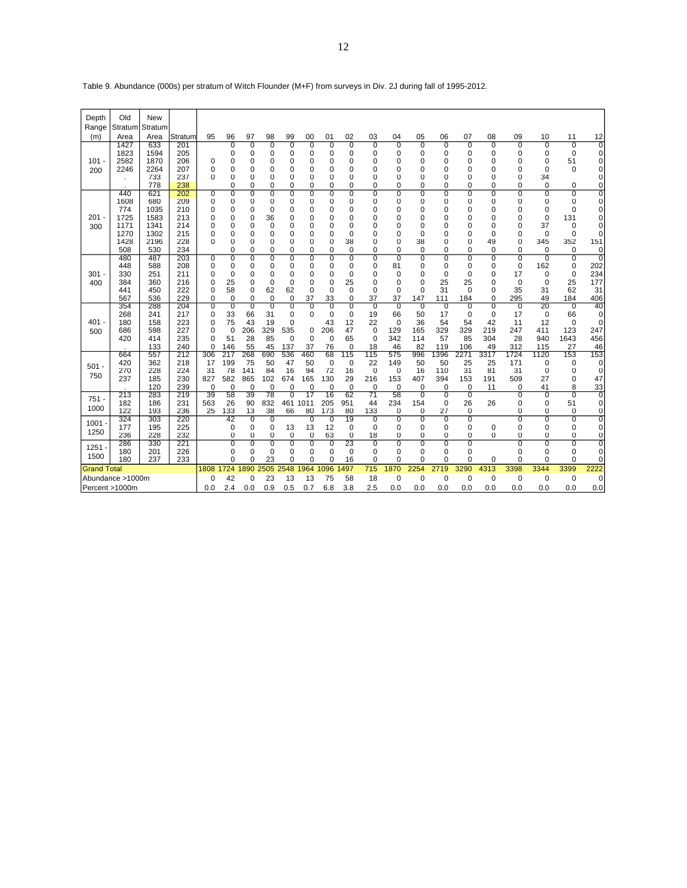Table 9. Abundance (000s) per stratum of Witch Flounder (M+F) from surveys in Div. 2J during fall of 1995-2012.

| Depth Range (m) | Old Stratum Area | New Stratum Area | Stratum | 95 | 96 | 97 | 98 | 99 | 00 | 01 | 02 | 03 | 04 | 05 | 06 | 07 | 08 | 09 | 10 | 11 | 12 |
|---|---|---|---|---|---|---|---|---|---|---|---|---|---|---|---|---|---|---|---|---|---|
| 101 - 200 | 1427 | 633 | 201 | | 0 | 0 | 0 | 0 | 0 | 0 | 0 | 0 | 0 | 0 | 0 | 0 | 0 | 0 | 0 | 0 | 0 |
| | 1823 | 1594 | 205 | | 0 | 0 | 0 | 0 | 0 | 0 | 0 | 0 | 0 | 0 | 0 | 0 | 0 | 0 | 0 | 0 | 0 |
| | 2582 | 1870 | 206 | 0 | 0 | 0 | 0 | 0 | 0 | 0 | 0 | 0 | 0 | 0 | 0 | 0 | 0 | 0 | 0 | 51 | 0 |
| | 2246 | 2264 | 207 | 0 | 0 | 0 | 0 | 0 | 0 | 0 | 0 | 0 | 0 | 0 | 0 | 0 | 0 | 0 | 0 | 0 | 0 |
| | . | 733 | 237 | 0 | 0 | 0 | 0 | 0 | 0 | 0 | 0 | 0 | 0 | 0 | 0 | 0 | 0 | 0 | 34 | | 0 |
| | . | 778 | 238 | | 0 | 0 | 0 | 0 | 0 | 0 | 0 | 0 | 0 | 0 | 0 | 0 | 0 | 0 | 0 | 0 | 0 |
| 201 - 300 | 440 | 621 | 202 | 0 | 0 | 0 | 0 | 0 | 0 | 0 | 0 | 0 | 0 | 0 | 0 | 0 | 0 | 0 | 0 | 0 | 0 |
| | 1608 | 680 | 209 | 0 | 0 | 0 | 0 | 0 | 0 | 0 | 0 | 0 | 0 | 0 | 0 | 0 | 0 | 0 | 0 | 0 | 0 |
| | 774 | 1035 | 210 | 0 | 0 | 0 | 0 | 0 | 0 | 0 | 0 | 0 | 0 | 0 | 0 | 0 | 0 | 0 | 0 | 0 | 0 |
| | 1725 | 1583 | 213 | 0 | 0 | 0 | 36 | 0 | 0 | 0 | 0 | 0 | 0 | 0 | 0 | 0 | 0 | 0 | 0 | 131 | 0 |
| | 1171 | 1341 | 214 | 0 | 0 | 0 | 0 | 0 | 0 | 0 | 0 | 0 | 0 | 0 | 0 | 0 | 0 | 0 | 37 | 0 | 0 |
| | 1270 | 1302 | 215 | 0 | 0 | 0 | 0 | 0 | 0 | 0 | 0 | 0 | 0 | 0 | 0 | 0 | 0 | 0 | 0 | 0 | 0 |
| | 1428 | 2196 | 228 | 0 | 0 | 0 | 0 | 0 | 0 | 0 | 38 | 0 | 0 | 38 | 0 | 0 | 49 | 0 | 345 | 352 | 151 |
| | 508 | 530 | 234 | | 0 | 0 | 0 | 0 | 0 | 0 | 0 | 0 | 0 | 0 | 0 | 0 | 0 | 0 | 0 | 0 | 0 |
| 301 - 400 | 480 | 487 | 203 | 0 | 0 | 0 | 0 | 0 | 0 | 0 | 0 | 0 | 0 | 0 | 0 | 0 | 0 | 0 | 0 | 0 | 0 |
| | 448 | 588 | 208 | 0 | 0 | 0 | 0 | 0 | 0 | 0 | 0 | 0 | 81 | 0 | 0 | 0 | 0 | 0 | 162 | 0 | 202 |
| | 330 | 251 | 211 | 0 | 0 | 0 | 0 | 0 | 0 | 0 | 0 | 0 | 0 | 0 | 0 | 0 | 0 | 17 | 0 | 0 | 234 |
| | 384 | 360 | 216 | 0 | 25 | 0 | 0 | 0 | 0 | 0 | 25 | 0 | 0 | 0 | 25 | 25 | 0 | 0 | 0 | 25 | 177 |
| | 441 | 450 | 222 | 0 | 58 | 0 | 62 | 62 | 0 | 0 | 0 | 0 | 0 | 0 | 31 | 0 | 0 | 35 | 31 | 62 | 31 |
| | 567 | 536 | 229 | 0 | 0 | 0 | 0 | 0 | 37 | 33 | 0 | 37 | 37 | 147 | 111 | 184 | 0 | 295 | 49 | 184 | 406 |
| 401 - 500 | 354 | 288 | 204 | 0 | 0 | 0 | 0 | 0 | 0 | 0 | 0 | 0 | 0 | 0 | 0 | 0 | 0 | 0 | 20 | 0 | 40 |
| | 268 | 241 | 217 | 0 | 33 | 66 | 31 | 0 | 0 | 0 | 0 | 19 | 66 | 50 | 17 | 0 | 0 | 17 | 0 | 66 | 0 |
| | 180 | 158 | 223 | 0 | 75 | 43 | 19 | 0 | | 43 | 12 | 22 | 0 | 36 | 54 | 54 | 42 | 11 | 12 | 0 | 0 |
| | 686 | 598 | 227 | 0 | 0 | 206 | 329 | 535 | 0 | 206 | 47 | 0 | 129 | 165 | 329 | 329 | 219 | 247 | 411 | 123 | 247 |
| | 420 | 414 | 235 | 0 | 51 | 28 | 85 | 0 | 0 | 0 | 65 | 0 | 342 | 114 | 57 | 85 | 304 | 28 | 940 | 1643 | 456 |
| | . | 133 | 240 | 0 | 146 | 55 | 45 | 137 | 37 | 76 | 0 | 18 | 46 | 82 | 119 | 106 | 49 | 312 | 115 | 27 | 46 |
| 501 - 750 | 664 | 557 | 212 | 306 | 217 | 268 | 690 | 536 | 460 | 68 | 115 | 115 | 575 | 996 | 1396 | 2271 | 3317 | 1724 | 1120 | 153 | 153 |
| | 420 | 362 | 218 | 17 | 199 | 75 | 50 | 47 | 50 | 0 | 0 | 22 | 149 | 50 | 50 | 25 | 25 | 171 | 0 | 0 | 0 |
| | 270 | 228 | 224 | 31 | 78 | 141 | 84 | 16 | 94 | 72 | 16 | 0 | 0 | 16 | 110 | 31 | 81 | 31 | 0 | 0 | 0 |
| | 237 | 185 | 230 | 827 | 582 | 865 | 102 | 674 | 165 | 130 | 29 | 216 | 153 | 407 | 394 | 153 | 191 | 509 | 27 | 0 | 47 |
| | . | 120 | 239 | 0 | 0 | 0 | 0 | 0 | 0 | 0 | 0 | 0 | 0 | 0 | 0 | 0 | 11 | 0 | 41 | 8 | 33 |
| 751 - 1000 | 213 | 283 | 219 | 39 | 58 | 39 | 78 | 0 | 17 | 16 | 62 | 71 | 58 | 0 | 0 | 0 | | 0 | 0 | 0 | 0 |
| | 182 | 186 | 231 | 563 | 26 | 90 | 832 | 461 | 1011 | 205 | 951 | 44 | 234 | 154 | 0 | 26 | 26 | 0 | 0 | 51 | 0 |
| | 122 | 193 | 236 | 25 | 133 | 13 | 38 | 66 | 80 | 173 | 80 | 133 | 0 | 0 | 27 | 0 | | 0 | 0 | 0 | 0 |
| 1001 - 1250 | 324 | 303 | 220 | | 42 | 0 | 0 | | 0 | 0 | 19 | 0 | 0 | 0 | 0 | 0 | | 0 | 0 | 0 | 0 |
| | 177 | 195 | 225 | | 0 | 0 | 0 | 13 | 13 | 12 | 0 | 0 | 0 | 0 | 0 | 0 | 0 | 0 | 0 | 0 | 0 |
| | 236 | 228 | 232 | | 0 | 0 | 0 | 0 | 0 | 63 | 0 | 18 | 0 | 0 | 0 | 0 | 0 | 0 | 0 | 0 | 0 |
| 1251 - 1500 | 286 | 330 | 221 | | 0 | 0 | 0 | 0 | 0 | 0 | 23 | 0 | 0 | 0 | 0 | 0 | | 0 | 0 | 0 | 0 |
| | 180 | 201 | 226 | | 0 | 0 | 0 | 0 | 0 | 0 | 0 | 0 | 0 | 0 | 0 | 0 | | 0 | 0 | 0 | 0 |
| | 180 | 237 | 233 | | 0 | 0 | 23 | 0 | 0 | 0 | 16 | 0 | 0 | 0 | 0 | 0 | 0 | 0 | 0 | 0 | 0 |
| Grand Total | | | | 1808 | 1724 | 1890 | 2505 | 2548 | 1964 | 1096 | 1497 | 715 | 1870 | 2254 | 2719 | 3290 | 4313 | 3398 | 3344 | 3399 | 2222 |
| Abundance >1000m | | | | 0 | 42 | 0 | 23 | 13 | 13 | 75 | 58 | 18 | 0 | 0 | 0 | 0 | 0 | 0 | 0 | 0 | 0 |
| Percent >1000m | | | | 0.0 | 2.4 | 0.0 | 0.9 | 0.5 | 0.7 | 6.8 | 3.8 | 2.5 | 0.0 | 0.0 | 0.0 | 0.0 | 0.0 | 0.0 | 0.0 | 0.0 | 0.0 |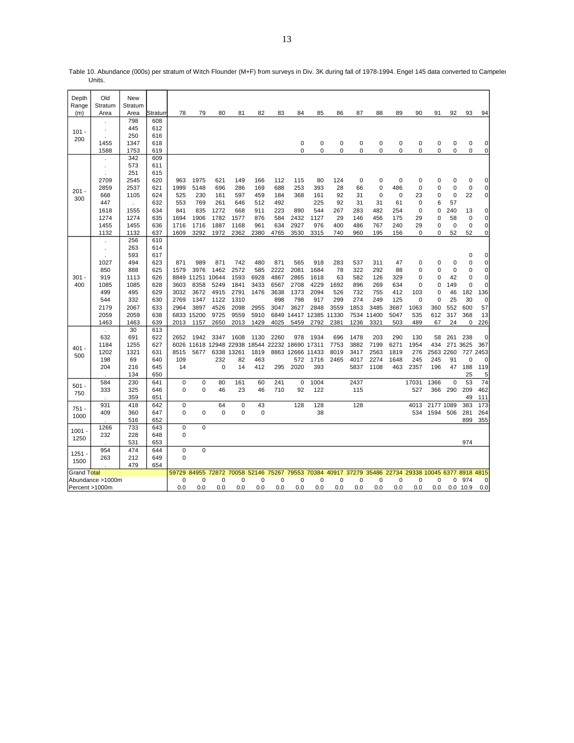Table 10. Abundance (000s) per stratum of Witch Flounder (M+F) from surveys in Div. 3K during fall of 1978-1994. Engel 145 data converted to Campelen Units.

| Depth Range (m) | Old Stratum Area | New Stratum Area | Stratum | 78 | 79 | 80 | 81 | 82 | 83 | 84 | 85 | 86 | 87 | 88 | 89 | 90 | 91 | 92 | 93 | 94 |
|---|---|---|---|---|---|---|---|---|---|---|---|---|---|---|---|---|---|---|---|---|
| 101 - 200 | . | 798 | 608 | | | | | | | | | | | | | | | | | |
| | . | 445 | 612 | | | | | | | | | | | | | | | | | |
| | . | 250 | 616 | | | | | | | | | | | | | | | | | |
| | 1455 | 1347 | 618 | | | | | | | 0 | 0 | 0 | 0 | 0 | 0 | 0 | 0 | 0 | 0 | 0 |
| | 1588 | 1753 | 619 | | | | | | | 0 | 0 | 0 | 0 | 0 | 0 | 0 | 0 | 0 | 0 | 0 |
| 201 - 300 | . | 342 | 609 | | | | | | | | | | | | | | | | | |
| | . | 573 | 611 | | | | | | | | | | | | | | | | | |
| | . | 251 | 615 | | | | | | | | | | | | | | | | | |
| | 2709 | 2545 | 620 | 963 | 1975 | 621 | 149 | 166 | 112 | 115 | 80 | 124 | 0 | 0 | 0 | 0 | 0 | 0 | 0 | 0 |
| | 2859 | 2537 | 621 | 1999 | 5148 | 696 | 286 | 169 | 688 | 253 | 393 | 28 | 66 | 0 | 486 | 0 | 0 | 0 | 0 | 0 |
| | 668 | 1105 | 624 | 525 | 230 | 161 | 597 | 459 | 184 | 368 | 161 | 92 | 31 | 0 | 0 | 23 | 0 | 0 | 22 | 0 |
| | 447 | . | 632 | 553 | 769 | 261 | 646 | 512 | 492 | | 225 | 92 | 31 | 31 | 61 | 0 | 6 | 57 | | |
| | 1618 | 1555 | 634 | 841 | 835 | 1272 | 668 | 911 | 223 | 890 | 544 | 267 | 283 | 482 | 254 | 0 | 0 | 240 | 13 | 0 |
| | 1274 | 1274 | 635 | 1694 | 1906 | 1782 | 1577 | 876 | 584 | 2432 | 1127 | 29 | 146 | 456 | 175 | 29 | 0 | 58 | 0 | 0 |
| | 1455 | 1455 | 636 | 1716 | 1716 | 1887 | 1168 | 961 | 634 | 2927 | 976 | 400 | 486 | 767 | 240 | 29 | 0 | 0 | 0 | 0 |
| | 1132 | 1132 | 637 | 1609 | 3292 | 1972 | 2362 | 2380 | 4765 | 3530 | 3315 | 740 | 960 | 195 | 156 | 0 | 0 | 52 | 52 | 0 |
| 301 - 400 | . | 256 | 610 | | | | | | | | | | | | | | | | | |
| | . | 263 | 614 | | | | | | | | | | | | | | | | | |
| | . | 593 | 617 | | | | | | | | | | | | | | | | 0 | 0 |
| | 1027 | 494 | 623 | 871 | 989 | 871 | 742 | 480 | 871 | 565 | 918 | 283 | 537 | 311 | 47 | 0 | 0 | 0 | 0 | 0 |
| | 850 | 888 | 625 | 1579 | 3976 | 1462 | 2572 | 585 | 2222 | 2081 | 1684 | 78 | 322 | 292 | 88 | 0 | 0 | 0 | 0 | 0 |
| | 919 | 1113 | 626 | 8849 | 11251 | 10644 | 1593 | 6928 | 4867 | 2865 | 1618 | 63 | 582 | 126 | 329 | 0 | 0 | 42 | 0 | 0 |
| | 1085 | 1085 | 628 | 3603 | 8358 | 5249 | 1841 | 3433 | 6567 | 2708 | 4229 | 1692 | 896 | 269 | 634 | 0 | 0 | 149 | 0 | 0 |
| | 499 | 495 | 629 | 3032 | 3672 | 4915 | 2791 | 1476 | 3638 | 1373 | 2094 | 526 | 732 | 755 | 412 | 103 | 0 | 46 | 182 | 136 |
| | 544 | 332 | 630 | 2769 | 1347 | 1122 | 1310 | | 898 | 798 | 917 | 299 | 274 | 249 | 125 | 0 | 0 | 25 | 30 | 0 |
| | 2179 | 2067 | 633 | 2964 | 3897 | 4526 | 2098 | 2955 | 3047 | 3627 | 2848 | 3559 | 1853 | 3485 | 3687 | 1063 | 360 | 552 | 600 | 57 |
| | 2059 | 2059 | 638 | 6833 | 15200 | 9725 | 9559 | 5910 | 6849 | 14417 | 12385 | 11330 | 7534 | 11400 | 5047 | 535 | 612 | 317 | 368 | 13 |
| | 1463 | 1463 | 639 | 2013 | 1157 | 2650 | 2013 | 1429 | 4025 | 5459 | 2792 | 2381 | 1236 | 3321 | 503 | 489 | 67 | 24 | 0 | 226 |
| 401 - 500 | . | 30 | 613 | | | | | | | | | | | | | | | | | |
| | 632 | 691 | 622 | 2652 | 1942 | 3347 | 1608 | 1130 | 2260 | 978 | 1934 | 696 | 1478 | 203 | 290 | 130 | 58 | 261 | 238 | 0 |
| | 1184 | 1255 | 627 | 6026 | 11618 | 12948 | 22938 | 18544 | 22232 | 18690 | 17311 | 7753 | 3882 | 7199 | 6271 | 1954 | 434 | 271 | 3625 | 367 |
| | 1202 | 1321 | 631 | 8515 | 5677 | 6338 | 13261 | 1819 | 8863 | 12666 | 11433 | 8019 | 3417 | 2563 | 1819 | 276 | 2563 | 2260 | 727 | 2453 |
| | 198 | 69 | 640 | 109 | | 232 | 82 | 463 | | 572 | 1716 | 2465 | 4017 | 2274 | 1648 | 245 | 245 | 91 | 0 | 0 |
| | 204 | 216 | 645 | 14 | | 0 | 14 | 412 | 295 | 2020 | 393 | | 5837 | 1108 | 463 | 2357 | 196 | 47 | 188 | 119 |
| | . | 134 | 650 | | | | | | | | | | | | | | | | 25 | 5 |
| 501 - 750 | 584 | 230 | 641 | 0 | 0 | 80 | 161 | 60 | 241 | 0 | 1004 | | 2437 | | | 17031 | 1366 | 0 | 53 | 74 |
| | 333 | 325 | 646 | 0 | 0 | 46 | 23 | 46 | 710 | 92 | 122 | | 115 | | | 527 | 366 | 290 | 209 | 462 |
| | . | 359 | 651 | | | | | | | | | | | | | | | | 49 | 111 |
| 751 - 1000 | 931 | 418 | 642 | 0 | | 64 | 0 | 43 | | 128 | 128 | | 128 | | | 4013 | 2177 | 1089 | 383 | 173 |
| | 409 | 360 | 647 | 0 | 0 | 0 | 0 | 0 | | | 38 | | | | | 534 | 1594 | 506 | 281 | 264 |
| | . | 516 | 652 | | | | | | | | | | | | | | | | 899 | 355 |
| 1001 - 1250 | 1266 | 733 | 643 | 0 | 0 | | | | | | | | | | | | | | | |
| | 232 | 228 | 648 | 0 | | | | | | | | | | | | | | | | |
| | . | 531 | 653 | | | | | | | | | | | | | | | | 974 | |
| 1251 - 1500 | 954 | 474 | 644 | 0 | 0 | | | | | | | | | | | | | | | |
| | 263 | 212 | 649 | 0 | | | | | | | | | | | | | | | | |
| | . | 479 | 654 | | | | | | | | | | | | | | | | | |
| Grand Total | | | | 59729 | 84955 | 72872 | 70058 | 52146 | 75267 | 79553 | 70384 | 40917 | 37279 | 35486 | 22734 | 29338 | 10045 | 6377 | 8918 | 4815 |
| Abundance >1000m | | | | 0 | 0 | 0 | 0 | 0 | 0 | 0 | 0 | 0 | 0 | 0 | 0 | 0 | 0 | 0 | 974 | 0 |
| Percent >1000m | | | | 0.0 | 0.0 | 0.0 | 0.0 | 0.0 | 0.0 | 0.0 | 0.0 | 0.0 | 0.0 | 0.0 | 0.0 | 0.0 | 0.0 | 0.0 | 10.9 | 0.0 |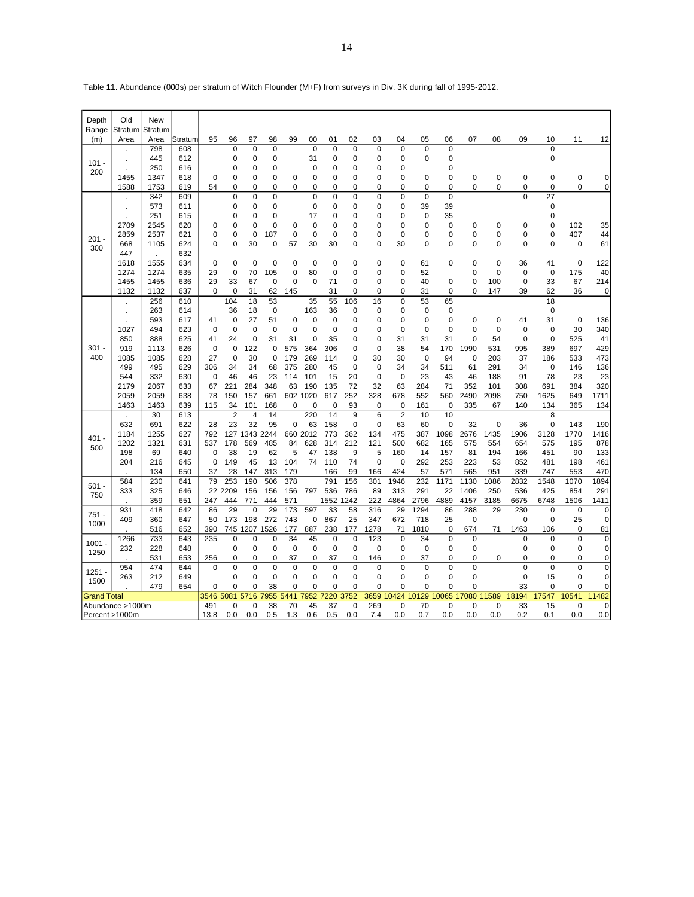Table 11. Abundance (000s) per stratum of Witch Flounder (M+F) from surveys in Div. 3K during fall of 1995-2012.

| Depth Range (m) | Old Stratum Area | New Stratum Area | Stratum | 95 | 96 | 97 | 98 | 99 | 00 | 01 | 02 | 03 | 04 | 05 | 06 | 07 | 08 | 09 | 10 | 11 | 12 |
|---|---|---|---|---|---|---|---|---|---|---|---|---|---|---|---|---|---|---|---|---|---|
| 101 - 200 | . | 798 | 608 | | 0 | 0 | 0 | | 0 | 0 | 0 | 0 | 0 | 0 | 0 | | | | 0 | | |
| | . | 445 | 612 | | 0 | 0 | 0 | | 31 | 0 | 0 | 0 | 0 | 0 | 0 | | | | 0 | | |
| | . | 250 | 616 | | 0 | 0 | 0 | | 0 | 0 | 0 | 0 | 0 | | 0 | | | | | | |
| | 1455 | 1347 | 618 | 0 | 0 | 0 | 0 | 0 | 0 | 0 | 0 | 0 | 0 | 0 | 0 | 0 | 0 | 0 | 0 | 0 | 0 |
| | 1588 | 1753 | 619 | 54 | 0 | 0 | 0 | 0 | 0 | 0 | 0 | 0 | 0 | 0 | 0 | 0 | 0 | 0 | 0 | 0 | 0 |
| 201 - 300 | . | 342 | 609 | | 0 | 0 | 0 | | 0 | 0 | 0 | 0 | 0 | 0 | 0 | | | 0 | 27 | | |
| | . | 573 | 611 | | 0 | 0 | 0 | | 0 | 0 | 0 | 0 | 0 | 39 | 39 | | | | 0 | | |
| | . | 251 | 615 | | 0 | 0 | 0 | | 17 | 0 | 0 | 0 | 0 | 0 | 35 | | | | 0 | | |
| | 2709 | 2545 | 620 | 0 | 0 | 0 | 0 | 0 | 0 | 0 | 0 | 0 | 0 | 0 | 0 | 0 | 0 | 0 | 0 | 102 | 35 |
| | 2859 | 2537 | 621 | 0 | 0 | 0 | 187 | 0 | 0 | 0 | 0 | 0 | 0 | 0 | 0 | 0 | 0 | 0 | 0 | 407 | 44 |
| | 668 | 1105 | 624 | 0 | 0 | 30 | 0 | 57 | 30 | 30 | 0 | 0 | 30 | 0 | 0 | 0 | 0 | 0 | 0 | 0 | 61 |
| | 447 | . | 632 | | | | | | | | | | | | | | | | | | |
| | 1618 | 1555 | 634 | 0 | 0 | 0 | 0 | 0 | 0 | 0 | 0 | 0 | 0 | 61 | 0 | 0 | 0 | 36 | 41 | 0 | 122 |
| | 1274 | 1274 | 635 | 29 | 0 | 70 | 105 | 0 | 80 | 0 | 0 | 0 | 0 | 52 | | 0 | 0 | 0 | 0 | 175 | 40 |
| | 1455 | 1455 | 636 | 29 | 33 | 67 | 0 | 0 | 0 | 71 | 0 | 0 | 0 | 40 | 0 | 0 | 100 | 0 | 33 | 67 | 214 |
| | 1132 | 1132 | 637 | 0 | 0 | 31 | 62 | 145 | | 31 | 0 | 0 | 0 | 31 | 0 | 0 | 147 | 39 | 62 | 36 | 0 |
| 301 - 400 | . | 256 | 610 | | 104 | 18 | 53 | | 35 | 55 | 106 | 16 | 0 | 53 | 65 | | | | 18 | | |
| | . | 263 | 614 | | 36 | 18 | 0 | | 163 | 36 | 0 | 0 | 0 | 0 | 0 | | | | 0 | | |
| | . | 593 | 617 | 41 | 0 | 27 | 51 | 0 | 0 | 0 | 0 | 0 | 0 | 0 | 0 | 0 | 0 | 41 | 31 | 0 | 136 |
| | 1027 | 494 | 623 | 0 | 0 | 0 | 0 | 0 | 0 | 0 | 0 | 0 | 0 | 0 | 0 | 0 | 0 | 0 | 0 | 30 | 340 |
| | 850 | 888 | 625 | 41 | 24 | 0 | 31 | 31 | 0 | 35 | 0 | 0 | 31 | 31 | 31 | 0 | 54 | 0 | 0 | 525 | 41 |
| | 919 | 1113 | 626 | 0 | 0 | 122 | 0 | 575 | 364 | 306 | 0 | 0 | 38 | 54 | 170 | 1990 | 531 | 995 | 389 | 697 | 429 |
| | 1085 | 1085 | 628 | 27 | 0 | 30 | 0 | 179 | 269 | 114 | 0 | 30 | 30 | 0 | 94 | 0 | 203 | 37 | 186 | 533 | 473 |
| | 499 | 495 | 629 | 306 | 34 | 34 | 68 | 375 | 280 | 45 | 0 | 0 | 34 | 34 | 511 | 61 | 291 | 34 | 0 | 146 | 136 |
| | 544 | 332 | 630 | 0 | 46 | 46 | 23 | 114 | 101 | 15 | 20 | 0 | 0 | 23 | 43 | 46 | 188 | 91 | 78 | 23 | 23 |
| | 2179 | 2067 | 633 | 67 | 221 | 284 | 348 | 63 | 190 | 135 | 72 | 32 | 63 | 284 | 71 | 352 | 101 | 308 | 691 | 384 | 320 |
| | 2059 | 2059 | 638 | 78 | 150 | 157 | 661 | 602 | 1020 | 617 | 252 | 328 | 678 | 552 | 560 | 2490 | 2098 | 750 | 1625 | 649 | 1711 |
| | 1463 | 1463 | 639 | 115 | 34 | 101 | 168 | 0 | 0 | 0 | 93 | 0 | 0 | 161 | 0 | 335 | 67 | 140 | 134 | 365 | 134 |
| 401 - 500 | . | 30 | 613 | | 2 | 4 | 14 | | 220 | 14 | 9 | 6 | 2 | 10 | 10 | | | | 8 | | |
| | 632 | 691 | 622 | 28 | 23 | 32 | 95 | 0 | 63 | 158 | 0 | 0 | 63 | 60 | 0 | 32 | 0 | 36 | 0 | 143 | 190 |
| | 1184 | 1255 | 627 | 792 | 127 | 1343 | 2244 | 660 | 2012 | 773 | 362 | 134 | 475 | 387 | 1098 | 2676 | 1435 | 1906 | 3128 | 1770 | 1416 |
| | 1202 | 1321 | 631 | 537 | 178 | 569 | 485 | 84 | 628 | 314 | 212 | 121 | 500 | 682 | 165 | 575 | 554 | 654 | 575 | 195 | 878 |
| | 198 | 69 | 640 | 0 | 38 | 19 | 62 | 5 | 47 | 138 | 9 | 5 | 160 | 14 | 157 | 81 | 194 | 166 | 451 | 90 | 133 |
| | 204 | 216 | 645 | 0 | 149 | 45 | 13 | 104 | 74 | 110 | 74 | 0 | 0 | 292 | 253 | 223 | 53 | 852 | 481 | 198 | 461 |
| | . | 134 | 650 | 37 | 28 | 147 | 313 | 179 | | 166 | 99 | 166 | 424 | 57 | 571 | 565 | 951 | 339 | 747 | 553 | 470 |
| 501 - 750 | 584 | 230 | 641 | 79 | 253 | 190 | 506 | 378 | | 791 | 156 | 301 | 1946 | 232 | 1171 | 1130 | 1086 | 2832 | 1548 | 1070 | 1894 |
| | 333 | 325 | 646 | 22 | 2209 | 156 | 156 | 156 | 797 | 536 | 786 | 89 | 313 | 291 | 22 | 1406 | 250 | 536 | 425 | 854 | 291 |
| | . | 359 | 651 | 247 | 444 | 771 | 444 | 571 | | 1552 | 1242 | 222 | 4864 | 2796 | 4889 | 4157 | 3185 | 6675 | 6748 | 1506 | 1411 |
| 751 - 1000 | 931 | 418 | 642 | 86 | 29 | 0 | 29 | 173 | 597 | 33 | 58 | 316 | 29 | 1294 | 86 | 288 | 29 | 230 | 0 | 0 | 0 |
| | 409 | 360 | 647 | 50 | 173 | 198 | 272 | 743 | 0 | 867 | 25 | 347 | 672 | 718 | 25 | 0 | | 0 | 0 | 25 | 0 |
| | . | 516 | 652 | 390 | 745 | 1207 | 1526 | 177 | 887 | 238 | 177 | 1278 | 71 | 1810 | 0 | 674 | 71 | 1463 | 106 | 0 | 81 |
| 1001 - 1250 | 1266 | 733 | 643 | 235 | 0 | 0 | 0 | 34 | 45 | 0 | 0 | 123 | 0 | 34 | 0 | 0 | | 0 | 0 | 0 | 0 |
| | 232 | 228 | 648 | | 0 | 0 | 0 | 0 | 0 | 0 | 0 | 0 | 0 | 0 | 0 | 0 | | 0 | 0 | 0 | 0 |
| | . | 531 | 653 | 256 | 0 | 0 | 0 | 37 | 0 | 37 | 0 | 146 | 0 | 37 | 0 | 0 | 0 | 0 | 0 | 0 | 0 |
| 1251 - 1500 | 954 | 474 | 644 | 0 | 0 | 0 | 0 | 0 | 0 | 0 | 0 | 0 | 0 | 0 | 0 | 0 | | 0 | 0 | 0 | 0 |
| | 263 | 212 | 649 | | 0 | 0 | 0 | 0 | 0 | 0 | 0 | 0 | 0 | 0 | 0 | 0 | | 0 | 15 | 0 | 0 |
| | . | 479 | 654 | 0 | 0 | 0 | 38 | 0 | 0 | 0 | 0 | 0 | 0 | 0 | 0 | 0 | | 33 | 0 | 0 | 0 |
| Grand Total | | | | 3546 | 5081 | 5716 | 7955 | 5441 | 7952 | 7220 | 3752 | 3659 | 10424 | 10129 | 10065 | 17080 | 11589 | 18194 | 17547 | 10541 | 11482 |
| Abundance >1000m | | | | 491 | 0 | 0 | 38 | 70 | 45 | 37 | 0 | 269 | 0 | 70 | 0 | 0 | 0 | 33 | 15 | 0 | 0 |
| Percent >1000m | | | | 13.8 | 0.0 | 0.0 | 0.5 | 1.3 | 0.6 | 0.5 | 0.0 | 7.4 | 0.0 | 0.7 | 0.0 | 0.0 | 0.0 | 0.2 | 0.1 | 0.0 | 0.0 |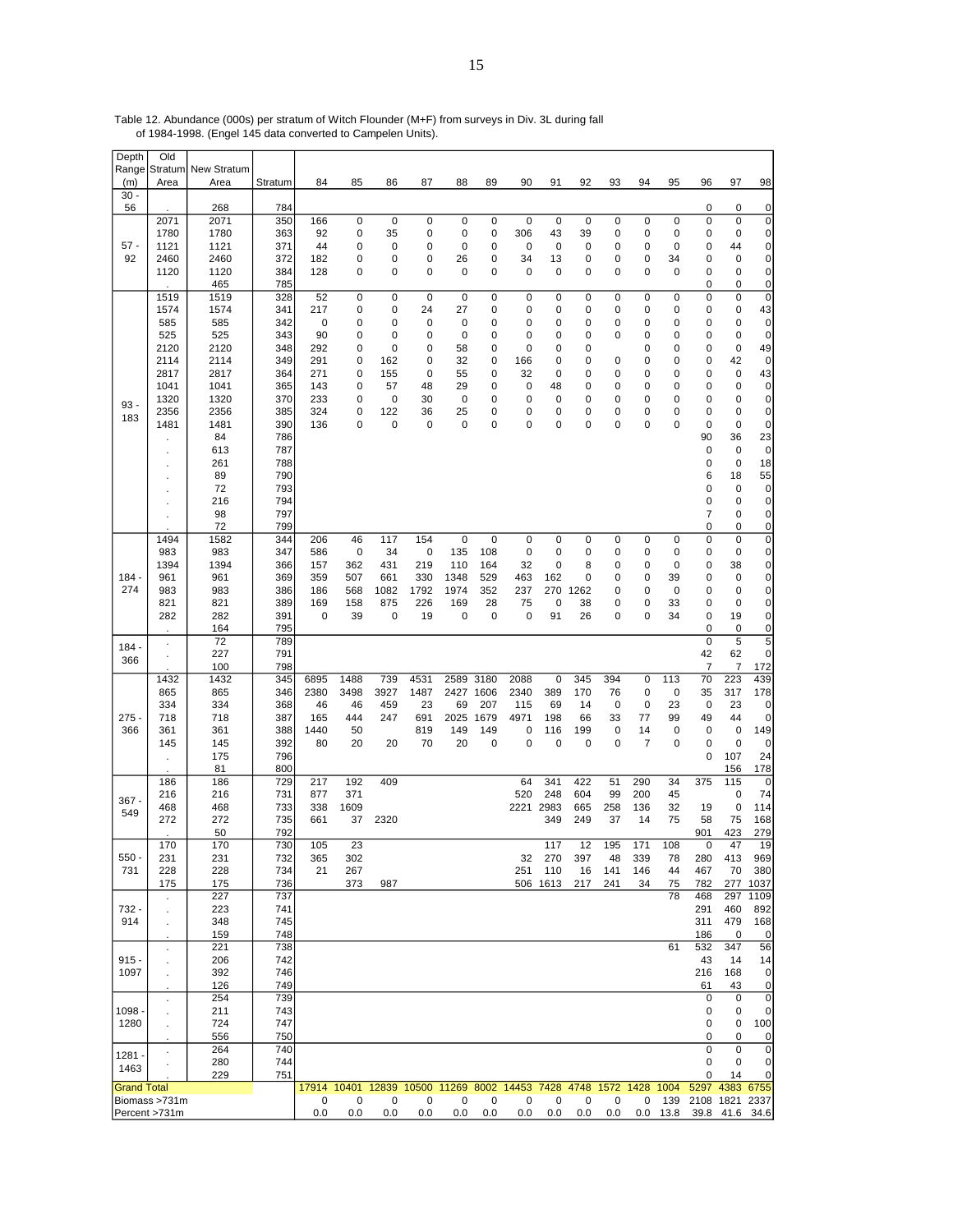Table 12. Abundance (000s) per stratum of Witch Flounder (M+F) from surveys in Div. 3L during fall of 1984-1998. (Engel 145 data converted to Campelen Units).

| Depth Range (m) | Old Stratum Area | New Stratum Area | Stratum | 84 | 85 | 86 | 87 | 88 | 89 | 90 | 91 | 92 | 93 | 94 | 95 | 96 | 97 | 98 |
|---|---|---|---|---|---|---|---|---|---|---|---|---|---|---|---|---|---|---|
| 30 - 56 | . | 268 | 784 | | | | | | | | | | | | | 0 | 0 | 0 |
| 57 - 92 | 2071 | 2071 | 350 | 166 | 0 | 0 | 0 | 0 | 0 | 0 | 0 | 0 | 0 | 0 | 0 | 0 | 0 | 0 |
| | 1780 | 1780 | 363 | 92 | 0 | 35 | 0 | 0 | 0 | 306 | 43 | 39 | 0 | 0 | 0 | 0 | 0 | 0 |
| | 1121 | 1121 | 371 | 44 | 0 | 0 | 0 | 0 | 0 | 0 | 0 | 0 | 0 | 0 | 0 | 0 | 44 | 0 |
| | 2460 | 2460 | 372 | 182 | 0 | 0 | 0 | 26 | 0 | 34 | 13 | 0 | 0 | 0 | 34 | 0 | 0 | 0 |
| | 1120 | 1120 | 384 | 128 | 0 | 0 | 0 | 0 | 0 | 0 | 0 | 0 | 0 | 0 | 0 | 0 | 0 | 0 |
| | . | 465 | 785 | | | | | | | | | | | | | 0 | 0 | 0 |
| 93 - 183 | 1519 | 1519 | 328 | 52 | 0 | 0 | 0 | 0 | 0 | 0 | 0 | 0 | 0 | 0 | 0 | 0 | 0 | 0 |
| | 1574 | 1574 | 341 | 217 | 0 | 0 | 24 | 27 | 0 | 0 | 0 | 0 | 0 | 0 | 0 | 0 | 0 | 43 |
| | 585 | 585 | 342 | 0 | 0 | 0 | 0 | 0 | 0 | 0 | 0 | 0 | 0 | 0 | 0 | 0 | 0 | 0 |
| | 525 | 525 | 343 | 90 | 0 | 0 | 0 | 0 | 0 | 0 | 0 | 0 | 0 | 0 | 0 | 0 | 0 | 0 |
| | 2120 | 2120 | 348 | 292 | 0 | 0 | 0 | 58 | 0 | 0 | 0 | 0 | | 0 | 0 | 0 | 0 | 49 |
| | 2114 | 2114 | 349 | 291 | 0 | 162 | 0 | 32 | 0 | 166 | 0 | 0 | 0 | 0 | 0 | 0 | 42 | 0 |
| | 2817 | 2817 | 364 | 271 | 0 | 155 | 0 | 55 | 0 | 32 | 0 | 0 | 0 | 0 | 0 | 0 | 0 | 43 |
| | 1041 | 1041 | 365 | 143 | 0 | 57 | 48 | 29 | 0 | 0 | 48 | 0 | 0 | 0 | 0 | 0 | 0 | 0 |
| | 1320 | 1320 | 370 | 233 | 0 | 0 | 30 | 0 | 0 | 0 | 0 | 0 | 0 | 0 | 0 | 0 | 0 | 0 |
| | 2356 | 2356 | 385 | 324 | 0 | 122 | 36 | 25 | 0 | 0 | 0 | 0 | 0 | 0 | 0 | 0 | 0 | 0 |
| | 1481 | 1481 | 390 | 136 | 0 | 0 | 0 | 0 | 0 | 0 | 0 | 0 | 0 | 0 | 0 | 0 | 0 | 0 |
| | . | 84 | 786 | | | | | | | | | | | | | 90 | 36 | 23 |
| | . | 613 | 787 | | | | | | | | | | | | | 0 | 0 | 0 |
| | . | 261 | 788 | | | | | | | | | | | | | 0 | 0 | 18 |
| | . | 89 | 790 | | | | | | | | | | | | | 6 | 18 | 55 |
| | . | 72 | 793 | | | | | | | | | | | | | 0 | 0 | 0 |
| | . | 216 | 794 | | | | | | | | | | | | | 0 | 0 | 0 |
| | . | 98 | 797 | | | | | | | | | | | | | 7 | 0 | 0 |
| | . | 72 | 799 | | | | | | | | | | | | | 0 | 0 | 0 |
| 184 - 274 | 1494 | 1582 | 344 | 206 | 46 | 117 | 154 | 0 | 0 | 0 | 0 | 0 | 0 | 0 | 0 | 0 | 0 | 0 |
| | 983 | 983 | 347 | 586 | 0 | 34 | 0 | 135 | 108 | 0 | 0 | 0 | 0 | 0 | 0 | 0 | 0 | 0 |
| | 1394 | 1394 | 366 | 157 | 362 | 431 | 219 | 110 | 164 | 32 | 0 | 8 | 0 | 0 | 0 | 0 | 38 | 0 |
| | 961 | 961 | 369 | 359 | 507 | 661 | 330 | 1348 | 529 | 463 | 162 | 0 | 0 | 0 | 39 | 0 | 0 | 0 |
| | 983 | 983 | 386 | 186 | 568 | 1082 | 1792 | 1974 | 352 | 237 | 270 | 1262 | 0 | 0 | 0 | 0 | 0 | 0 |
| | 821 | 821 | 389 | 169 | 158 | 875 | 226 | 169 | 28 | 75 | 0 | 38 | 0 | 0 | 33 | 0 | 0 | 0 |
| | 282 | 282 | 391 | 0 | 39 | 0 | 19 | 0 | 0 | 0 | 91 | 26 | 0 | 0 | 34 | 0 | 19 | 0 |
| | . | 164 | 795 | | | | | | | | | | | | | 0 | 0 | 0 |
| 184 - 366 | . | 72 | 789 | | | | | | | | | | | | | 0 | 5 | 5 |
| | . | 227 | 791 | | | | | | | | | | | | | 42 | 62 | 0 |
| | . | 100 | 798 | | | | | | | | | | | | | 7 | 7 | 172 |
| 275 - 366 | 1432 | 1432 | 345 | 6895 | 1488 | 739 | 4531 | 2589 | 3180 | 2088 | 0 | 345 | 394 | 0 | 113 | 70 | 223 | 439 |
| | 865 | 865 | 346 | 2380 | 3498 | 3927 | 1487 | 2427 | 1606 | 2340 | 389 | 170 | 76 | 0 | 0 | 35 | 317 | 178 |
| | 334 | 334 | 368 | 46 | 46 | 459 | 23 | 69 | 207 | 115 | 69 | 14 | 0 | 0 | 23 | 0 | 23 | 0 |
| | 718 | 718 | 387 | 165 | 444 | 247 | 691 | 2025 | 1679 | 4971 | 198 | 66 | 33 | 77 | 99 | 49 | 44 | 0 |
| | 361 | 361 | 388 | 1440 | 50 | | 819 | 149 | 149 | 0 | 116 | 199 | 0 | 14 | 0 | 0 | 0 | 149 |
| | 145 | 145 | 392 | 80 | 20 | 20 | 70 | 20 | 0 | 0 | 0 | 0 | 0 | 7 | 0 | 0 | 0 | 0 |
| | . | 175 | 796 | | | | | | | | | | | | | 0 | 107 | 24 |
| | . | 81 | 800 | | | | | | | | | | | | | | 156 | 178 |
| 367 - 549 | 186 | 186 | 729 | 217 | 192 | 409 | | | | 64 | 341 | 422 | 51 | 290 | 34 | 375 | 115 | 0 |
| | 216 | 216 | 731 | 877 | 371 | | | | | 520 | 248 | 604 | 99 | 200 | 45 | | 0 | 74 |
| | 468 | 468 | 733 | 338 | 1609 | | | | | 2221 | 2983 | 665 | 258 | 136 | 32 | 19 | 0 | 114 |
| | 272 | 272 | 735 | 661 | 37 | 2320 | | | | | 349 | 249 | 37 | 14 | 75 | 58 | 75 | 168 |
| | . | 50 | 792 | | | | | | | | | | | | | 901 | 423 | 279 |
| 550 - 731 | 170 | 170 | 730 | 105 | 23 | | | | | | 117 | 12 | 195 | 171 | 108 | 0 | 47 | 19 |
| | 231 | 231 | 732 | 365 | 302 | | | | | 32 | 270 | 397 | 48 | 339 | 78 | 280 | 413 | 969 |
| | 228 | 228 | 734 | 21 | 267 | | | | | 251 | 110 | 16 | 141 | 146 | 44 | 467 | 70 | 380 |
| | 175 | 175 | 736 | | 373 | 987 | | | | 506 | 1613 | 217 | 241 | 34 | 75 | 782 | 277 | 1037 |
| 732 - 914 | . | 227 | 737 | | | | | | | | | | | | 78 | 468 | 297 | 1109 |
| | . | 223 | 741 | | | | | | | | | | | | | 291 | 460 | 892 |
| | . | 348 | 745 | | | | | | | | | | | | | 311 | 479 | 168 |
| | . | 159 | 748 | | | | | | | | | | | | | 186 | 0 | 0 |
| 915 - 1097 | . | 221 | 738 | | | | | | | | | | | | 61 | 532 | 347 | 56 |
| | . | 206 | 742 | | | | | | | | | | | | | 43 | 14 | 14 |
| | . | 392 | 746 | | | | | | | | | | | | | 216 | 168 | 0 |
| | . | 126 | 749 | | | | | | | | | | | | | 61 | 43 | 0 |
| 1098 - 1280 | . | 254 | 739 | | | | | | | | | | | | | 0 | 0 | 0 |
| | . | 211 | 743 | | | | | | | | | | | | | 0 | 0 | 0 |
| | . | 724 | 747 | | | | | | | | | | | | | 0 | 0 | 100 |
| | . | 556 | 750 | | | | | | | | | | | | | 0 | 0 | 0 |
| 1281 - 1463 | . | 264 | 740 | | | | | | | | | | | | | 0 | 0 | 0 |
| | . | 280 | 744 | | | | | | | | | | | | | 0 | 0 | 0 |
| | . | 229 | 751 | | | | | | | | | | | | | 0 | 14 | 0 |
| Grand Total | | | | 17914 | 10401 | 12839 | 10500 | 11269 | 8002 | 14453 | 7428 | 4748 | 1572 | 1428 | 1004 | 5297 | 4383 | 6755 |
| Biomass >731m | | | | 0 | 0 | 0 | 0 | 0 | 0 | 0 | 0 | 0 | 0 | 0 | 139 | 2108 | 1821 | 2337 |
| Percent >731m | | | | 0.0 | 0.0 | 0.0 | 0.0 | 0.0 | 0.0 | 0.0 | 0.0 | 0.0 | 0.0 | 0.0 | 13.8 | 39.8 | 41.6 | 34.6 |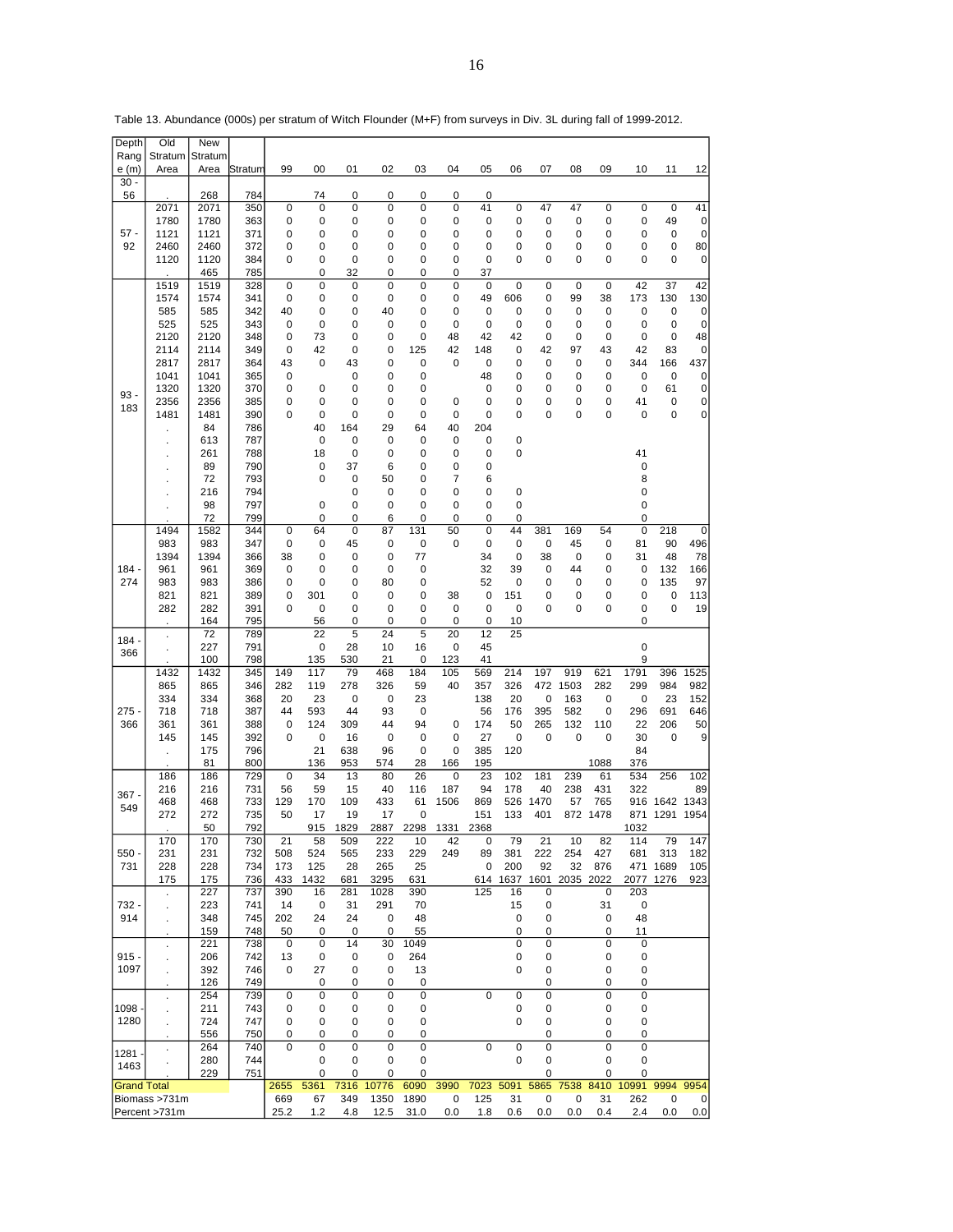Table 13. Abundance (000s) per stratum of Witch Flounder (M+F) from surveys in Div. 3L during fall of 1999-2012.

| Depth Range (m) | Old Stratum Area | New Stratum Area | Stratum | 99 | 00 | 01 | 02 | 03 | 04 | 05 | 06 | 07 | 08 | 09 | 10 | 11 | 12 |
|---|---|---|---|---|---|---|---|---|---|---|---|---|---|---|---|---|---|
| 30 - 56 | . | 268 | 784 | | 74 | 0 | 0 | 0 | 0 | 0 | | | | | | | |
| 57 - 92 | 2071 | 2071 | 350 | 0 | 0 | 0 | 0 | 0 | 0 | 41 | 0 | 47 | 47 | 0 | 0 | 0 | 41 |
| | 1780 | 1780 | 363 | 0 | 0 | 0 | 0 | 0 | 0 | 0 | 0 | 0 | 0 | 0 | 0 | 49 | 0 |
| | 1121 | 1121 | 371 | 0 | 0 | 0 | 0 | 0 | 0 | 0 | 0 | 0 | 0 | 0 | 0 | 0 | 0 |
| | 2460 | 2460 | 372 | 0 | 0 | 0 | 0 | 0 | 0 | 0 | 0 | 0 | 0 | 0 | 0 | 0 | 80 |
| | 1120 | 1120 | 384 | 0 | 0 | 0 | 0 | 0 | 0 | 0 | 0 | 0 | 0 | 0 | 0 | 0 | 0 |
| | . | 465 | 785 | | 0 | 32 | 0 | 0 | 0 | 37 | | | | | | | |
| 93 - 183 | 1519 | 1519 | 328 | 0 | 0 | 0 | 0 | 0 | 0 | 0 | 0 | 0 | 0 | 0 | 42 | 37 | 42 |
| | 1574 | 1574 | 341 | 0 | 0 | 0 | 0 | 0 | 0 | 49 | 606 | 0 | 99 | 38 | 173 | 130 | 130 |
| | 585 | 585 | 342 | 40 | 0 | 0 | 40 | 0 | 0 | 0 | 0 | 0 | 0 | 0 | 0 | 0 | 0 |
| | 525 | 525 | 343 | 0 | 0 | 0 | 0 | 0 | 0 | 0 | 0 | 0 | 0 | 0 | 0 | 0 | 0 |
| | 2120 | 2120 | 348 | 0 | 73 | 0 | 0 | 0 | 48 | 42 | 42 | 0 | 0 | 0 | 0 | 0 | 48 |
| | 2114 | 2114 | 349 | 0 | 42 | 0 | 0 | 125 | 42 | 148 | 0 | 42 | 97 | 43 | 42 | 83 | 0 |
| | 2817 | 2817 | 364 | 43 | 0 | 43 | 0 | 0 | 0 | 0 | 0 | 0 | 0 | 0 | 344 | 166 | 437 |
| | 1041 | 1041 | 365 | 0 | | 0 | 0 | 0 | | 48 | 0 | 0 | 0 | 0 | 0 | 0 | 0 |
| | 1320 | 1320 | 370 | 0 | 0 | 0 | 0 | 0 | | 0 | 0 | 0 | 0 | 0 | 0 | 61 | 0 |
| | 2356 | 2356 | 385 | 0 | 0 | 0 | 0 | 0 | 0 | 0 | 0 | 0 | 0 | 0 | 41 | 0 | 0 |
| | 1481 | 1481 | 390 | 0 | 0 | 0 | 0 | 0 | 0 | 0 | 0 | 0 | 0 | 0 | 0 | 0 | 0 |
| | . | 84 | 786 | | 40 | 164 | 29 | 64 | 40 | 204 | | | | | | | |
| | . | 613 | 787 | | 0 | 0 | 0 | 0 | 0 | 0 | 0 | | | | | | |
| | . | 261 | 788 | | 18 | 0 | 0 | 0 | 0 | 0 | 0 | | | | 41 | | |
| | . | 89 | 790 | | 0 | 37 | 6 | 0 | 0 | 0 | | | | | 0 | | |
| | . | 72 | 793 | | 0 | 0 | 50 | 0 | 7 | 6 | | | | | 8 | | |
| | . | 216 | 794 | | | 0 | 0 | 0 | 0 | 0 | 0 | | | | 0 | | |
| | . | 98 | 797 | | 0 | 0 | 0 | 0 | 0 | 0 | 0 | | | | 0 | | |
| | . | 72 | 799 | | 0 | 0 | 6 | 0 | 0 | 0 | 0 | | | | 0 | | |
| 184 - 274 | 1494 | 1582 | 344 | 0 | 64 | 0 | 87 | 131 | 50 | 0 | 44 | 381 | 169 | 54 | 0 | 218 | 0 |
| | 983 | 983 | 347 | 0 | 0 | 45 | 0 | 0 | 0 | 0 | 0 | 0 | 45 | 0 | 81 | 90 | 496 |
| | 1394 | 1394 | 366 | 38 | 0 | 0 | 0 | 77 | | 34 | 0 | 38 | 0 | 0 | 31 | 48 | 78 |
| | 961 | 961 | 369 | 0 | 0 | 0 | 0 | 0 | | 32 | 39 | 0 | 44 | 0 | 0 | 132 | 166 |
| | 983 | 983 | 386 | 0 | 0 | 0 | 80 | 0 | | 52 | 0 | 0 | 0 | 0 | 0 | 135 | 97 |
| | 821 | 821 | 389 | 0 | 301 | 0 | 0 | 0 | 38 | 0 | 151 | 0 | 0 | 0 | 0 | 0 | 113 |
| | 282 | 282 | 391 | 0 | 0 | 0 | 0 | 0 | 0 | 0 | 0 | 0 | 0 | 0 | 0 | 0 | 19 |
| | . | 164 | 795 | | 56 | 0 | 0 | 0 | 0 | 0 | 10 | | | | 0 | | |
| 184 - 366 | . | 72 | 789 | | 22 | 5 | 24 | 5 | 20 | 12 | 25 | | | | | | |
| | . | 227 | 791 | | 0 | 28 | 10 | 16 | 0 | 45 | | | | | 0 | | |
| | . | 100 | 798 | | 135 | 530 | 21 | 0 | 123 | 41 | | | | | 9 | | |
| 275 - 366 | 1432 | 1432 | 345 | 149 | 117 | 79 | 468 | 184 | 105 | 569 | 214 | 197 | 919 | 621 | 1791 | 396 | 1525 |
| | 865 | 865 | 346 | 282 | 119 | 278 | 326 | 59 | 40 | 357 | 326 | 472 | 1503 | 282 | 299 | 984 | 982 |
| | 334 | 334 | 368 | 20 | 23 | 0 | 0 | 23 | | 138 | 20 | 0 | 163 | 0 | 0 | 23 | 152 |
| | 718 | 718 | 387 | 44 | 593 | 44 | 93 | 0 | | 56 | 176 | 395 | 582 | 0 | 296 | 691 | 646 |
| | 361 | 361 | 388 | 0 | 124 | 309 | 44 | 94 | 0 | 174 | 50 | 265 | 132 | 110 | 22 | 206 | 50 |
| | 145 | 145 | 392 | 0 | 0 | 16 | 0 | 0 | 0 | 27 | 0 | 0 | 0 | 0 | 30 | 0 | 9 |
| | . | 175 | 796 | | 21 | 638 | 96 | 0 | 0 | 385 | 120 | | | | 84 | | |
| | . | 81 | 800 | | 136 | 953 | 574 | 28 | 166 | 195 | | | | 1088 | 376 | | |
| 367 - 549 | 186 | 186 | 729 | 0 | 34 | 13 | 80 | 26 | 0 | 23 | 102 | 181 | 239 | 61 | 534 | 256 | 102 |
| | 216 | 216 | 731 | 56 | 59 | 15 | 40 | 116 | 187 | 94 | 178 | 40 | 238 | 431 | 322 | | 89 |
| | 468 | 468 | 733 | 129 | 170 | 109 | 433 | 61 | 1506 | 869 | 526 | 1470 | 57 | 765 | 916 | 1642 | 1343 |
| | 272 | 272 | 735 | 50 | 17 | 19 | 17 | 0 | | 151 | 133 | 401 | 872 | 1478 | 871 | 1291 | 1954 |
| | . | 50 | 792 | | 915 | 1829 | 2887 | 2298 | 1331 | 2368 | | | | | 1032 | | |
| 550 - 731 | 170 | 170 | 730 | 21 | 58 | 509 | 222 | 10 | 42 | 0 | 79 | 21 | 10 | 82 | 114 | 79 | 147 |
| | 231 | 231 | 732 | 508 | 524 | 565 | 233 | 229 | 249 | 89 | 381 | 222 | 254 | 427 | 681 | 313 | 182 |
| | 228 | 228 | 734 | 173 | 125 | 28 | 265 | 25 | | 0 | 200 | 92 | 32 | 876 | 471 | 1689 | 105 |
| | 175 | 175 | 736 | 433 | 1432 | 681 | 3295 | 631 | | 614 | 1637 | 1601 | 2035 | 2022 | 2077 | 1276 | 923 |
| 732 - 914 | . | 227 | 737 | 390 | 16 | 281 | 1028 | 390 | | 125 | 16 | 0 | | 0 | 203 | | |
| | . | 223 | 741 | 14 | 0 | 31 | 291 | 70 | | | 15 | 0 | | 31 | 0 | | |
| | . | 348 | 745 | 202 | 24 | 24 | 0 | 48 | | | 0 | 0 | | 0 | 48 | | |
| | . | 159 | 748 | 50 | 0 | 0 | 0 | 55 | | | 0 | 0 | | 0 | 11 | | |
| 915 - 1097 | . | 221 | 738 | 0 | 0 | 14 | 30 | 1049 | | | 0 | 0 | | 0 | 0 | | |
| | . | 206 | 742 | 13 | 0 | 0 | 0 | 264 | | | 0 | 0 | | 0 | 0 | | |
| | . | 392 | 746 | 0 | 27 | 0 | 0 | 13 | | | 0 | 0 | | 0 | 0 | | |
| | . | 126 | 749 | | 0 | 0 | 0 | 0 | | | | 0 | | 0 | 0 | | |
| 1098 - 1280 | . | 254 | 739 | 0 | 0 | 0 | 0 | 0 | | 0 | 0 | 0 | | 0 | 0 | | |
| | . | 211 | 743 | 0 | 0 | 0 | 0 | 0 | | | 0 | 0 | | 0 | 0 | | |
| | . | 724 | 747 | 0 | 0 | 0 | 0 | 0 | | | 0 | 0 | | 0 | 0 | | |
| | . | 556 | 750 | 0 | 0 | 0 | 0 | 0 | | | | 0 | | 0 | 0 | | |
| 1281 - 1463 | . | 264 | 740 | 0 | 0 | 0 | 0 | 0 | | 0 | 0 | 0 | | 0 | 0 | | |
| | . | 280 | 744 | | 0 | 0 | 0 | 0 | | | 0 | 0 | | 0 | 0 | | |
| | . | 229 | 751 | | 0 | 0 | 0 | 0 | | | | 0 | | 0 | 0 | | |
| Grand Total | | | | 2655 | 5361 | 7316 | 10776 | 6090 | 3990 | 7023 | 5091 | 5865 | 7538 | 8410 | 10991 | 9994 | 9954 |
| Biomass >731m | | | | 669 | 67 | 349 | 1350 | 1890 | 0 | 125 | 31 | 0 | 0 | 31 | 262 | 0 | 0 |
| Percent >731m | | | | 25.2 | 1.2 | 4.8 | 12.5 | 31.0 | 0.0 | 1.8 | 0.6 | 0.0 | 0.0 | 0.4 | 2.4 | 0.0 | 0.0 |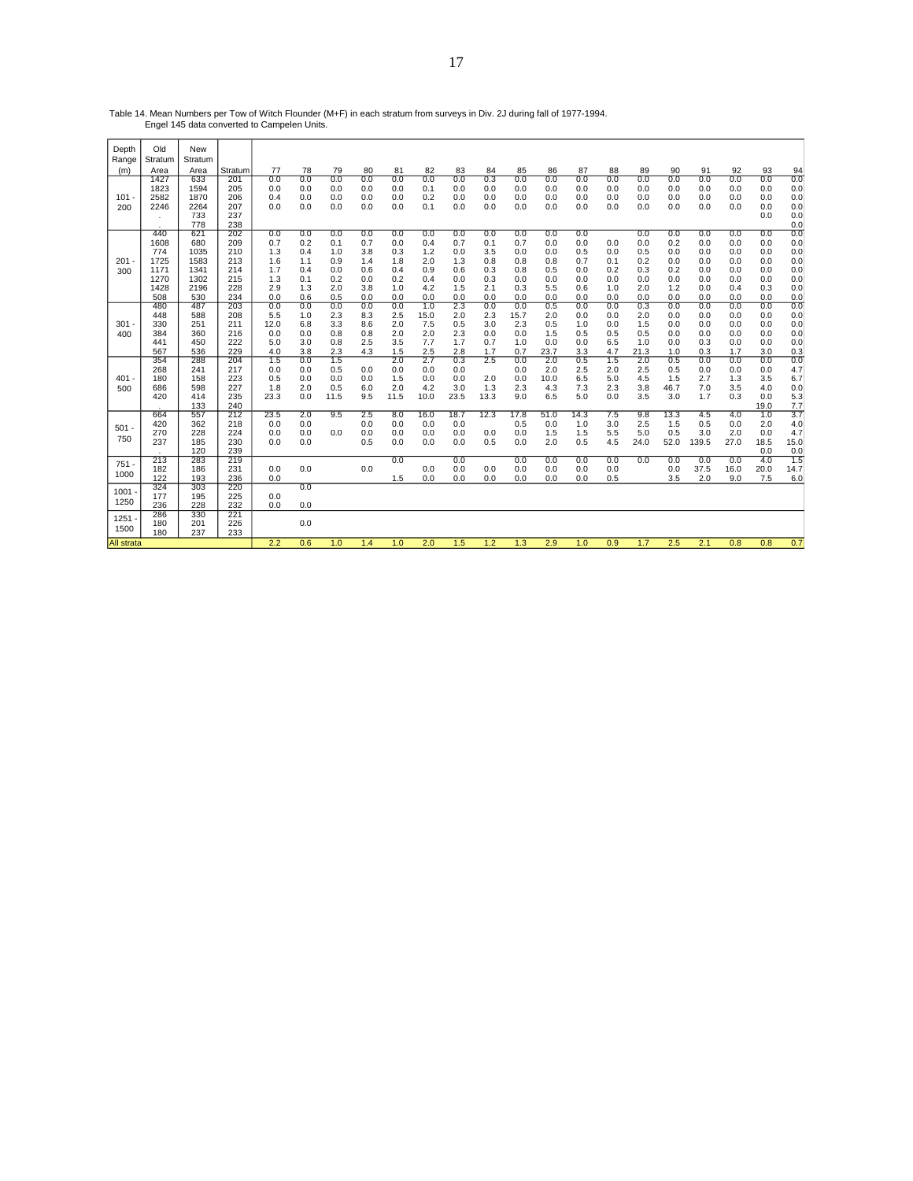Table 14. Mean Numbers per Tow of Witch Flounder (M+F) in each stratum from surveys in Div. 2J during fall of 1977-1994.
Engel 145 data converted to Campelen Units.

| Depth Range (m) | Old Stratum Area | New Stratum Area | Stratum | 77 | 78 | 79 | 80 | 81 | 82 | 83 | 84 | 85 | 86 | 87 | 88 | 89 | 90 | 91 | 92 | 93 | 94 |
|---|---|---|---|---|---|---|---|---|---|---|---|---|---|---|---|---|---|---|---|---|---|
| 101 - 200 | 1427 | 633 | 201 | 0.0 | 0.0 | 0.0 | 0.0 | 0.0 | 0.0 | 0.0 | 0.3 | 0.0 | 0.0 | 0.0 | 0.0 | 0.0 | 0.0 | 0.0 | 0.0 | 0.0 | 0.0 |
| | 1823 | 1594 | 205 | 0.0 | 0.0 | 0.0 | 0.0 | 0.0 | 0.1 | 0.0 | 0.0 | 0.0 | 0.0 | 0.0 | 0.0 | 0.0 | 0.0 | 0.0 | 0.0 | 0.0 | 0.0 |
| | 2582 | 1870 | 206 | 0.4 | 0.0 | 0.0 | 0.0 | 0.0 | 0.2 | 0.0 | 0.0 | 0.0 | 0.0 | 0.0 | 0.0 | 0.0 | 0.0 | 0.0 | 0.0 | 0.0 | 0.0 |
| | 2246 | 2264 | 207 | 0.0 | 0.0 | 0.0 | 0.0 | 0.0 | 0.1 | 0.0 | 0.0 | 0.0 | 0.0 | 0.0 | 0.0 | 0.0 | 0.0 | 0.0 | 0.0 | 0.0 | 0.0 |
| | . | 733 | 237 | | | | | | | | | | | | | | | | | 0.0 | 0.0 |
| | . | 778 | 238 | | | | | | | | | | | | | | | | | | 0.0 |
| 201 - 300 | 440 | 621 | 202 | 0.0 | 0.0 | 0.0 | 0.0 | 0.0 | 0.0 | 0.0 | 0.0 | 0.0 | 0.0 | 0.0 | | 0.0 | 0.0 | 0.0 | 0.0 | 0.0 | 0.0 |
| | 1608 | 680 | 209 | 0.7 | 0.2 | 0.1 | 0.7 | 0.0 | 0.4 | 0.7 | 0.1 | 0.7 | 0.0 | 0.0 | 0.0 | 0.0 | 0.2 | 0.0 | 0.0 | 0.0 | 0.0 |
| | 774 | 1035 | 210 | 1.3 | 0.4 | 1.0 | 3.8 | 0.3 | 1.2 | 0.0 | 3.5 | 0.0 | 0.0 | 0.5 | 0.0 | 0.5 | 0.0 | 0.0 | 0.0 | 0.0 | 0.0 |
| | 1725 | 1583 | 213 | 1.6 | 1.1 | 0.9 | 1.4 | 1.8 | 2.0 | 1.3 | 0.8 | 0.8 | 0.8 | 0.7 | 0.1 | 0.2 | 0.0 | 0.0 | 0.0 | 0.0 | 0.0 |
| | 1171 | 1341 | 214 | 1.7 | 0.4 | 0.0 | 0.6 | 0.4 | 0.9 | 0.6 | 0.3 | 0.8 | 0.5 | 0.0 | 0.2 | 0.3 | 0.2 | 0.0 | 0.0 | 0.0 | 0.0 |
| | 1270 | 1302 | 215 | 1.3 | 0.1 | 0.2 | 0.0 | 0.2 | 0.4 | 0.0 | 0.3 | 0.0 | 0.0 | 0.0 | 0.0 | 0.0 | 0.0 | 0.0 | 0.0 | 0.0 | 0.0 |
| | 1428 | 2196 | 228 | 2.9 | 1.3 | 2.0 | 3.8 | 1.0 | 4.2 | 1.5 | 2.1 | 0.3 | 5.5 | 0.6 | 1.0 | 2.0 | 1.2 | 0.0 | 0.4 | 0.3 | 0.0 |
| | 508 | 530 | 234 | 0.0 | 0.6 | 0.5 | 0.0 | 0.0 | 0.0 | 0.0 | 0.0 | 0.0 | 0.0 | 0.0 | 0.0 | 0.0 | 0.0 | 0.0 | 0.0 | 0.0 | 0.0 |
| 301 - 400 | 480 | 487 | 203 | 0.0 | 0.0 | 0.0 | 0.0 | 0.0 | 1.0 | 2.3 | 0.0 | 0.0 | 0.5 | 0.0 | 0.0 | 0.3 | 0.0 | 0.0 | 0.0 | 0.0 | 0.0 |
| | 448 | 588 | 208 | 5.5 | 1.0 | 2.3 | 8.3 | 2.5 | 15.0 | 2.0 | 2.3 | 15.7 | 2.0 | 0.0 | 0.0 | 2.0 | 0.0 | 0.0 | 0.0 | 0.0 | 0.0 |
| | 330 | 251 | 211 | 12.0 | 6.8 | 3.3 | 8.6 | 2.0 | 7.5 | 0.5 | 3.0 | 2.3 | 0.5 | 1.0 | 0.0 | 1.5 | 0.0 | 0.0 | 0.0 | 0.0 | 0.0 |
| | 384 | 360 | 216 | 0.0 | 0.0 | 0.8 | 0.8 | 2.0 | 2.0 | 2.3 | 0.0 | 0.0 | 1.5 | 0.5 | 0.5 | 0.5 | 0.0 | 0.0 | 0.0 | 0.0 | 0.0 |
| | 441 | 450 | 222 | 5.0 | 3.0 | 0.8 | 2.5 | 3.5 | 7.7 | 1.7 | 0.7 | 1.0 | 0.0 | 0.0 | 6.5 | 1.0 | 0.0 | 0.3 | 0.0 | 0.0 | 0.0 |
| | 567 | 536 | 229 | 4.0 | 3.8 | 2.3 | 4.3 | 1.5 | 2.5 | 2.8 | 1.7 | 0.7 | 23.7 | 3.3 | 4.7 | 21.3 | 1.0 | 0.3 | 1.7 | 3.0 | 0.3 |
| 401 - 500 | 354 | 288 | 204 | 1.5 | 0.0 | 1.5 | | 2.0 | 2.7 | 0.3 | 2.5 | 0.0 | 2.0 | 0.5 | 1.5 | 2.0 | 0.5 | 0.0 | 0.0 | 0.0 | 0.0 |
| | 268 | 241 | 217 | 0.0 | 0.0 | 0.5 | 0.0 | 0.0 | 0.0 | 0.0 | | 0.0 | 2.0 | 2.5 | 2.0 | 2.5 | 0.5 | 0.0 | 0.0 | 0.0 | 4.7 |
| | 180 | 158 | 223 | 0.5 | 0.0 | 0.0 | 0.0 | 1.5 | 0.0 | 0.0 | 2.0 | 0.0 | 10.0 | 6.5 | 5.0 | 4.5 | 1.5 | 2.7 | 1.3 | 3.5 | 6.7 |
| | 686 | 598 | 227 | 1.8 | 2.0 | 0.5 | 6.0 | 2.0 | 4.2 | 3.0 | 1.3 | 2.3 | 4.3 | 7.3 | 2.3 | 3.8 | 46.7 | 7.0 | 3.5 | 4.0 | 0.0 |
| | 420 | 414 | 235 | 23.3 | 0.0 | 11.5 | 9.5 | 11.5 | 10.0 | 23.5 | 13.3 | 9.0 | 6.5 | 5.0 | 0.0 | 3.5 | 3.0 | 1.7 | 0.3 | 0.0 | 5.3 |
| | . | 133 | 240 | | | | | | | | | | | | | | | | | 19.0 | 7.7 |
| 501 - 750 | 664 | 557 | 212 | 23.5 | 2.0 | 9.5 | 2.5 | 8.0 | 16.0 | 18.7 | 12.3 | 17.8 | 51.0 | 14.3 | 7.5 | 9.8 | 13.3 | 4.5 | 4.0 | 1.0 | 3.7 |
| | 420 | 362 | 218 | 0.0 | 0.0 | | 0.0 | 0.0 | 0.0 | 0.0 | | 0.5 | 0.0 | 1.0 | 3.0 | 2.5 | 1.5 | 0.5 | 0.0 | 2.0 | 4.0 |
| | 270 | 228 | 224 | 0.0 | 0.0 | 0.0 | 0.0 | 0.0 | 0.0 | 0.0 | 0.0 | 0.0 | 1.5 | 1.5 | 5.5 | 5.0 | 0.5 | 3.0 | 2.0 | 0.0 | 4.7 |
| | 237 | 185 | 230 | 0.0 | 0.0 | | 0.5 | 0.0 | 0.0 | 0.0 | 0.5 | 0.0 | 2.0 | 0.5 | 4.5 | 24.0 | 52.0 | 139.5 | 27.0 | 18.5 | 15.0 |
| | . | 120 | 239 | | | | | | | | | | | | | | | | | 0.0 | 0.0 |
| 751 - 1000 | 213 | 283 | 219 | | | | | 0.0 | | 0.0 | | 0.0 | 0.0 | 0.0 | 0.0 | 0.0 | 0.0 | 0.0 | 0.0 | 4.0 | 1.5 |
| | 182 | 186 | 231 | 0.0 | 0.0 | | 0.0 | | 0.0 | 0.0 | 0.0 | 0.0 | 0.0 | 0.0 | 0.0 | | 0.0 | 37.5 | 16.0 | 20.0 | 14.7 |
| | 122 | 193 | 236 | 0.0 | | | | 1.5 | 0.0 | 0.0 | 0.0 | 0.0 | 0.0 | 0.0 | 0.5 | | 3.5 | 2.0 | 9.0 | 7.5 | 6.0 |
| 1001 - 1250 | 324 | 303 | 220 | | 0.0 | | | | | | | | | | | | | | | | |
| | 177 | 195 | 225 | 0.0 | | | | | | | | | | | | | | | | | |
| | 236 | 228 | 232 | 0.0 | 0.0 | | | | | | | | | | | | | | | | |
| 1251 - 1500 | 286 | 330 | 221 | | | | | | | | | | | | | | | | | | |
| | 180 | 201 | 226 | | 0.0 | | | | | | | | | | | | | | | | |
| | 180 | 237 | 233 | | | | | | | | | | | | | | | | | | |
| All strata | | | | 2.2 | 0.6 | 1.0 | 1.4 | 1.0 | 2.0 | 1.5 | 1.2 | 1.3 | 2.9 | 1.0 | 0.9 | 1.7 | 2.5 | 2.1 | 0.8 | 0.8 | 0.7 |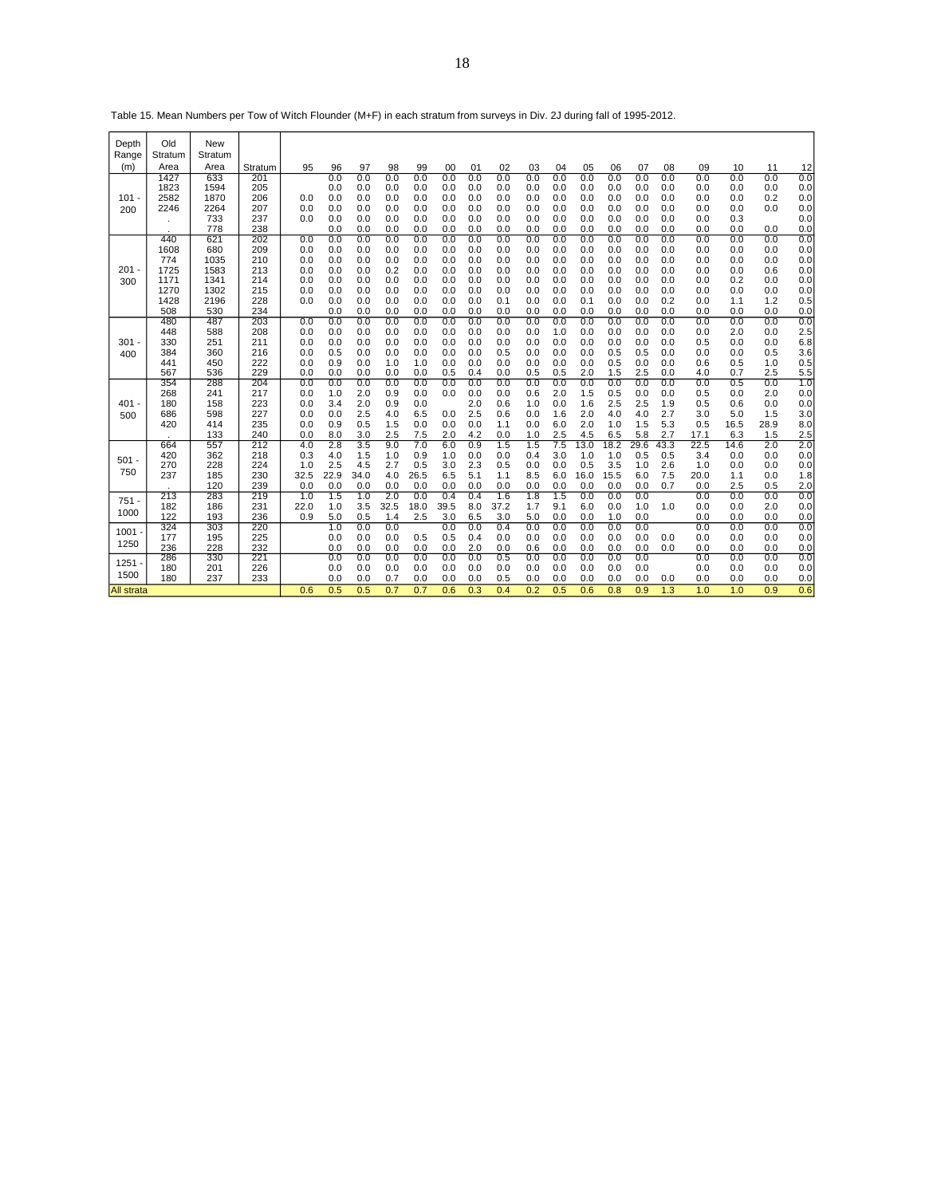Table 15. Mean Numbers per Tow of Witch Flounder (M+F) in each stratum from surveys in Div. 2J during fall of 1995-2012.

| Depth Range (m) | Old Stratum Area | New Stratum Area | Stratum | 95 | 96 | 97 | 98 | 99 | 00 | 01 | 02 | 03 | 04 | 05 | 06 | 07 | 08 | 09 | 10 | 11 | 12 |
|---|---|---|---|---|---|---|---|---|---|---|---|---|---|---|---|---|---|---|---|---|---|
| 101 - 200 | 1427 | 633 | 201 | | 0.0 | 0.0 | 0.0 | 0.0 | 0.0 | 0.0 | 0.0 | 0.0 | 0.0 | 0.0 | 0.0 | 0.0 | 0.0 | 0.0 | 0.0 | 0.0 | 0.0 |
| | 1823 | 1594 | 205 | | 0.0 | 0.0 | 0.0 | 0.0 | 0.0 | 0.0 | 0.0 | 0.0 | 0.0 | 0.0 | 0.0 | 0.0 | 0.0 | 0.0 | 0.0 | 0.0 | 0.0 |
| | 2582 | 1870 | 206 | 0.0 | 0.0 | 0.0 | 0.0 | 0.0 | 0.0 | 0.0 | 0.0 | 0.0 | 0.0 | 0.0 | 0.0 | 0.0 | 0.0 | 0.0 | 0.0 | 0.2 | 0.0 |
| | 2246 | 2264 | 207 | 0.0 | 0.0 | 0.0 | 0.0 | 0.0 | 0.0 | 0.0 | 0.0 | 0.0 | 0.0 | 0.0 | 0.0 | 0.0 | 0.0 | 0.0 | 0.0 | 0.0 | 0.0 |
| | . | 733 | 237 | 0.0 | 0.0 | 0.0 | 0.0 | 0.0 | 0.0 | 0.0 | 0.0 | 0.0 | 0.0 | 0.0 | 0.0 | 0.0 | 0.0 | 0.0 | 0.3 | | 0.0 |
| | . | 778 | 238 | | 0.0 | 0.0 | 0.0 | 0.0 | 0.0 | 0.0 | 0.0 | 0.0 | 0.0 | 0.0 | 0.0 | 0.0 | 0.0 | 0.0 | 0.0 | 0.0 | 0.0 |
| 201 - 300 | 440 | 621 | 202 | 0.0 | 0.0 | 0.0 | 0.0 | 0.0 | 0.0 | 0.0 | 0.0 | 0.0 | 0.0 | 0.0 | 0.0 | 0.0 | 0.0 | 0.0 | 0.0 | 0.0 | 0.0 |
| | 1608 | 680 | 209 | 0.0 | 0.0 | 0.0 | 0.0 | 0.0 | 0.0 | 0.0 | 0.0 | 0.0 | 0.0 | 0.0 | 0.0 | 0.0 | 0.0 | 0.0 | 0.0 | 0.0 | 0.0 |
| | 774 | 1035 | 210 | 0.0 | 0.0 | 0.0 | 0.0 | 0.0 | 0.0 | 0.0 | 0.0 | 0.0 | 0.0 | 0.0 | 0.0 | 0.0 | 0.0 | 0.0 | 0.0 | 0.0 | 0.0 |
| | 1725 | 1583 | 213 | 0.0 | 0.0 | 0.0 | 0.2 | 0.0 | 0.0 | 0.0 | 0.0 | 0.0 | 0.0 | 0.0 | 0.0 | 0.0 | 0.0 | 0.0 | 0.0 | 0.6 | 0.0 |
| | 1171 | 1341 | 214 | 0.0 | 0.0 | 0.0 | 0.0 | 0.0 | 0.0 | 0.0 | 0.0 | 0.0 | 0.0 | 0.0 | 0.0 | 0.0 | 0.0 | 0.0 | 0.2 | 0.0 | 0.0 |
| | 1270 | 1302 | 215 | 0.0 | 0.0 | 0.0 | 0.0 | 0.0 | 0.0 | 0.0 | 0.0 | 0.0 | 0.0 | 0.0 | 0.0 | 0.0 | 0.0 | 0.0 | 0.0 | 0.0 | 0.0 |
| | 1428 | 2196 | 228 | 0.0 | 0.0 | 0.0 | 0.0 | 0.0 | 0.0 | 0.0 | 0.1 | 0.0 | 0.0 | 0.1 | 0.0 | 0.0 | 0.2 | 0.0 | 1.1 | 1.2 | 0.5 |
| | 508 | 530 | 234 | | 0.0 | 0.0 | 0.0 | 0.0 | 0.0 | 0.0 | 0.0 | 0.0 | 0.0 | 0.0 | 0.0 | 0.0 | 0.0 | 0.0 | 0.0 | 0.0 | 0.0 |
| 301 - 400 | 480 | 487 | 203 | 0.0 | 0.0 | 0.0 | 0.0 | 0.0 | 0.0 | 0.0 | 0.0 | 0.0 | 0.0 | 0.0 | 0.0 | 0.0 | 0.0 | 0.0 | 0.0 | 0.0 | 0.0 |
| | 448 | 588 | 208 | 0.0 | 0.0 | 0.0 | 0.0 | 0.0 | 0.0 | 0.0 | 0.0 | 0.0 | 1.0 | 0.0 | 0.0 | 0.0 | 0.0 | 0.0 | 2.0 | 0.0 | 2.5 |
| | 330 | 251 | 211 | 0.0 | 0.0 | 0.0 | 0.0 | 0.0 | 0.0 | 0.0 | 0.0 | 0.0 | 0.0 | 0.0 | 0.0 | 0.0 | 0.0 | 0.5 | 0.0 | 0.0 | 6.8 |
| | 384 | 360 | 216 | 0.0 | 0.5 | 0.0 | 0.0 | 0.0 | 0.0 | 0.0 | 0.5 | 0.0 | 0.0 | 0.0 | 0.5 | 0.5 | 0.0 | 0.0 | 0.0 | 0.5 | 3.6 |
| | 441 | 450 | 222 | 0.0 | 0.9 | 0.0 | 1.0 | 1.0 | 0.0 | 0.0 | 0.0 | 0.0 | 0.0 | 0.0 | 0.5 | 0.0 | 0.0 | 0.6 | 0.5 | 1.0 | 0.5 |
| | 567 | 536 | 229 | 0.0 | 0.0 | 0.0 | 0.0 | 0.0 | 0.5 | 0.4 | 0.0 | 0.5 | 0.5 | 2.0 | 1.5 | 2.5 | 0.0 | 4.0 | 0.7 | 2.5 | 5.5 |
| 401 - 500 | 354 | 288 | 204 | 0.0 | 0.0 | 0.0 | 0.0 | 0.0 | 0.0 | 0.0 | 0.0 | 0.0 | 0.0 | 0.0 | 0.0 | 0.0 | 0.0 | 0.0 | 0.5 | 0.0 | 1.0 |
| | 268 | 241 | 217 | 0.0 | 1.0 | 2.0 | 0.9 | 0.0 | 0.0 | 0.0 | 0.0 | 0.6 | 2.0 | 1.5 | 0.5 | 0.0 | 0.0 | 0.5 | 0.0 | 2.0 | 0.0 |
| | 180 | 158 | 223 | 0.0 | 3.4 | 2.0 | 0.9 | 0.0 | | 2.0 | 0.6 | 1.0 | 0.0 | 1.6 | 2.5 | 2.5 | 1.9 | 0.5 | 0.6 | 0.0 | 0.0 |
| | 686 | 598 | 227 | 0.0 | 0.0 | 2.5 | 4.0 | 6.5 | 0.0 | 2.5 | 0.6 | 0.0 | 1.6 | 2.0 | 4.0 | 4.0 | 2.7 | 3.0 | 5.0 | 1.5 | 3.0 |
| | 420 | 414 | 235 | 0.0 | 0.9 | 0.5 | 1.5 | 0.0 | 0.0 | 0.0 | 1.1 | 0.0 | 6.0 | 2.0 | 1.0 | 1.5 | 5.3 | 0.5 | 16.5 | 28.9 | 8.0 |
| | . | 133 | 240 | 0.0 | 8.0 | 3.0 | 2.5 | 7.5 | 2.0 | 4.2 | 0.0 | 1.0 | 2.5 | 4.5 | 6.5 | 5.8 | 2.7 | 17.1 | 6.3 | 1.5 | 2.5 |
| 501 - 750 | 664 | 557 | 212 | 4.0 | 2.8 | 3.5 | 9.0 | 7.0 | 6.0 | 0.9 | 1.5 | 1.5 | 7.5 | 13.0 | 18.2 | 29.6 | 43.3 | 22.5 | 14.6 | 2.0 | 2.0 |
| | 420 | 362 | 218 | 0.3 | 4.0 | 1.5 | 1.0 | 0.9 | 1.0 | 0.0 | 0.0 | 0.4 | 3.0 | 1.0 | 1.0 | 0.5 | 0.5 | 3.4 | 0.0 | 0.0 | 0.0 |
| | 270 | 228 | 224 | 1.0 | 2.5 | 4.5 | 2.7 | 0.5 | 3.0 | 2.3 | 0.5 | 0.0 | 0.0 | 0.5 | 3.5 | 1.0 | 2.6 | 1.0 | 0.0 | 0.0 | 0.0 |
| | 237 | 185 | 230 | 32.5 | 22.9 | 34.0 | 4.0 | 26.5 | 6.5 | 5.1 | 1.1 | 8.5 | 6.0 | 16.0 | 15.5 | 6.0 | 7.5 | 20.0 | 1.1 | 0.0 | 1.8 |
| | . | 120 | 239 | 0.0 | 0.0 | 0.0 | 0.0 | 0.0 | 0.0 | 0.0 | 0.0 | 0.0 | 0.0 | 0.0 | 0.0 | 0.0 | 0.7 | 0.0 | 2.5 | 0.5 | 2.0 |
| 751 - 1000 | 213 | 283 | 219 | 1.0 | 1.5 | 1.0 | 2.0 | 0.0 | 0.4 | 0.4 | 1.6 | 1.8 | 1.5 | 0.0 | 0.0 | 0.0 | | 0.0 | 0.0 | 0.0 | 0.0 |
| | 182 | 186 | 231 | 22.0 | 1.0 | 3.5 | 32.5 | 18.0 | 39.5 | 8.0 | 37.2 | 1.7 | 9.1 | 6.0 | 0.0 | 1.0 | 1.0 | 0.0 | 0.0 | 2.0 | 0.0 |
| | 122 | 193 | 236 | 0.9 | 5.0 | 0.5 | 1.4 | 2.5 | 3.0 | 6.5 | 3.0 | 5.0 | 0.0 | 0.0 | 1.0 | 0.0 | | 0.0 | 0.0 | 0.0 | 0.0 |
| 1001 - 1250 | 324 | 303 | 220 | | 1.0 | 0.0 | 0.0 | | 0.0 | 0.0 | 0.4 | 0.0 | 0.0 | 0.0 | 0.0 | 0.0 | | 0.0 | 0.0 | 0.0 | 0.0 |
| | 177 | 195 | 225 | | 0.0 | 0.0 | 0.0 | 0.5 | 0.5 | 0.4 | 0.0 | 0.0 | 0.0 | 0.0 | 0.0 | 0.0 | 0.0 | 0.0 | 0.0 | 0.0 | 0.0 |
| | 236 | 228 | 232 | | 0.0 | 0.0 | 0.0 | 0.0 | 0.0 | 2.0 | 0.0 | 0.6 | 0.0 | 0.0 | 0.0 | 0.0 | 0.0 | 0.0 | 0.0 | 0.0 | 0.0 |
| 1251 - 1500 | 286 | 330 | 221 | | 0.0 | 0.0 | 0.0 | 0.0 | 0.0 | 0.0 | 0.5 | 0.0 | 0.0 | 0.0 | 0.0 | 0.0 | | 0.0 | 0.0 | 0.0 | 0.0 |
| | 180 | 201 | 226 | | 0.0 | 0.0 | 0.0 | 0.0 | 0.0 | 0.0 | 0.0 | 0.0 | 0.0 | 0.0 | 0.0 | 0.0 | | 0.0 | 0.0 | 0.0 | 0.0 |
| | 180 | 237 | 233 | | 0.0 | 0.0 | 0.7 | 0.0 | 0.0 | 0.0 | 0.5 | 0.0 | 0.0 | 0.0 | 0.0 | 0.0 | 0.0 | 0.0 | 0.0 | 0.0 | 0.0 |
| All strata | | | | 0.6 | 0.5 | 0.5 | 0.7 | 0.7 | 0.6 | 0.3 | 0.4 | 0.2 | 0.5 | 0.6 | 0.8 | 0.9 | 1.3 | 1.0 | 1.0 | 0.9 | 0.6 |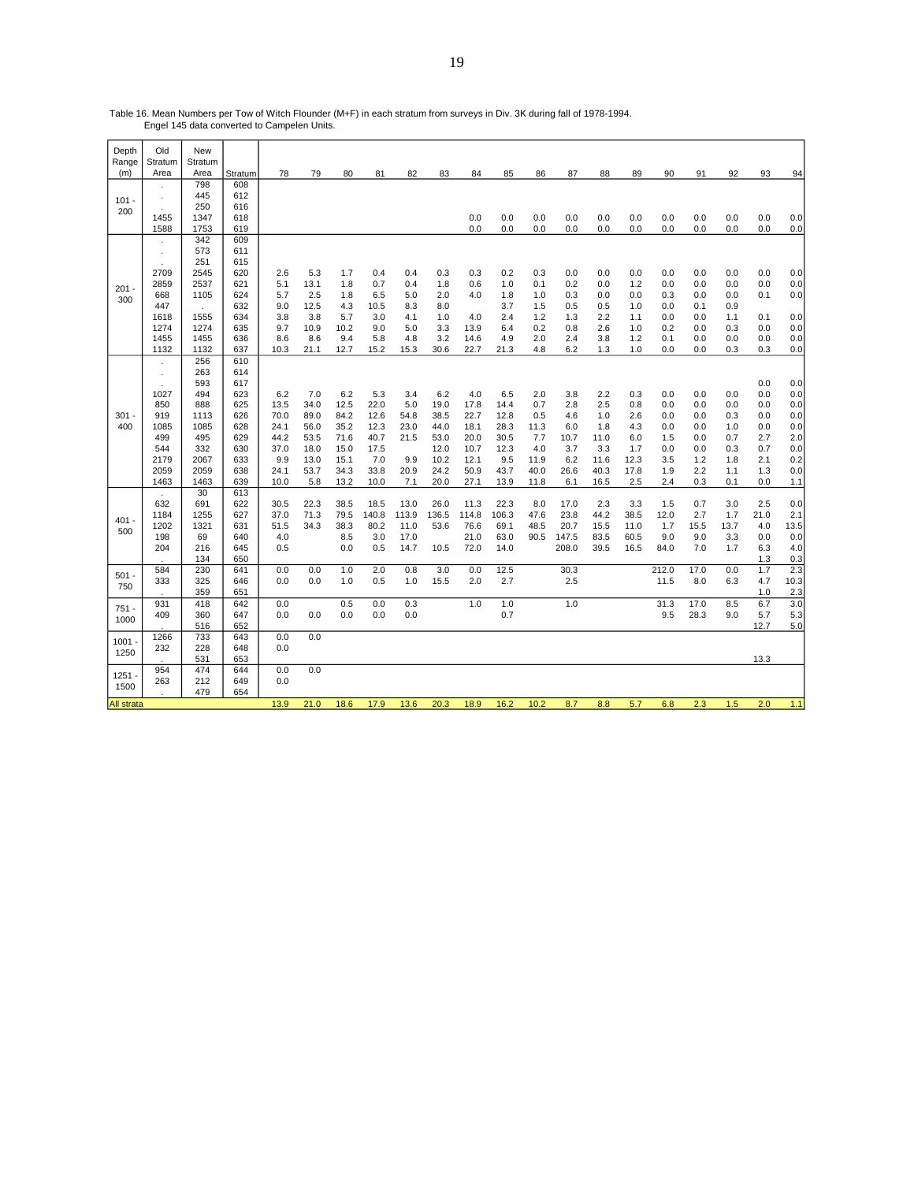Table 16. Mean Numbers per Tow of Witch Flounder (M+F) in each stratum from surveys in Div. 3K during fall of 1978-1994.
Engel 145 data converted to Campelen Units.

| Depth Range (m) | Old Stratum Area | New Stratum Area | Stratum | 78 | 79 | 80 | 81 | 82 | 83 | 84 | 85 | 86 | 87 | 88 | 89 | 90 | 91 | 92 | 93 | 94 |
|---|---|---|---|---|---|---|---|---|---|---|---|---|---|---|---|---|---|---|---|---|
| 101 - 200 | . | 798 | 608 | | | | | | | | | | | | | | | | | |
| | . | 445 | 612 | | | | | | | | | | | | | | | | | |
| | . | 250 | 616 | | | | | | | | | | | | | | | | | |
| | 1455 | 1347 | 618 | | | | | | | 0.0 | 0.0 | 0.0 | 0.0 | 0.0 | 0.0 | 0.0 | 0.0 | 0.0 | 0.0 | 0.0 |
| | 1588 | 1753 | 619 | | | | | | | 0.0 | 0.0 | 0.0 | 0.0 | 0.0 | 0.0 | 0.0 | 0.0 | 0.0 | 0.0 | 0.0 |
| 201 - 300 | . | 342 | 609 | | | | | | | | | | | | | | | | | |
| | . | 573 | 611 | | | | | | | | | | | | | | | | | |
| | . | 251 | 615 | | | | | | | | | | | | | | | | | |
| | 2709 | 2545 | 620 | 2.6 | 5.3 | 1.7 | 0.4 | 0.4 | 0.3 | 0.3 | 0.2 | 0.3 | 0.0 | 0.0 | 0.0 | 0.0 | 0.0 | 0.0 | 0.0 | 0.0 |
| | 2859 | 2537 | 621 | 5.1 | 13.1 | 1.8 | 0.7 | 0.4 | 1.8 | 0.6 | 1.0 | 0.1 | 0.2 | 0.0 | 1.2 | 0.0 | 0.0 | 0.0 | 0.0 | 0.0 |
| | 668 | 1105 | 624 | 5.7 | 2.5 | 1.8 | 6.5 | 5.0 | 2.0 | 4.0 | 1.8 | 1.0 | 0.3 | 0.0 | 0.0 | 0.3 | 0.0 | 0.0 | 0.1 | 0.0 |
| | 447 | . | 632 | 9.0 | 12.5 | 4.3 | 10.5 | 8.3 | 8.0 | | 3.7 | 1.5 | 0.5 | 0.5 | 1.0 | 0.0 | 0.1 | 0.9 | | |
| | 1618 | 1555 | 634 | 3.8 | 3.8 | 5.7 | 3.0 | 4.1 | 1.0 | 4.0 | 2.4 | 1.2 | 1.3 | 2.2 | 1.1 | 0.0 | 0.0 | 1.1 | 0.1 | 0.0 |
| | 1274 | 1274 | 635 | 9.7 | 10.9 | 10.2 | 9.0 | 5.0 | 3.3 | 13.9 | 6.4 | 0.2 | 0.8 | 2.6 | 1.0 | 0.2 | 0.0 | 0.3 | 0.0 | 0.0 |
| | 1455 | 1455 | 636 | 8.6 | 8.6 | 9.4 | 5.8 | 4.8 | 3.2 | 14.6 | 4.9 | 2.0 | 2.4 | 3.8 | 1.2 | 0.1 | 0.0 | 0.0 | 0.0 | 0.0 |
| | 1132 | 1132 | 637 | 10.3 | 21.1 | 12.7 | 15.2 | 15.3 | 30.6 | 22.7 | 21.3 | 4.8 | 6.2 | 1.3 | 1.0 | 0.0 | 0.0 | 0.3 | 0.3 | 0.0 |
| 301 - 400 | . | 256 | 610 | | | | | | | | | | | | | | | | | |
| | . | 263 | 614 | | | | | | | | | | | | | | | | | |
| | . | 593 | 617 | | | | | | | | | | | | | | | | 0.0 | 0.0 |
| | 1027 | 494 | 623 | 6.2 | 7.0 | 6.2 | 5.3 | 3.4 | 6.2 | 4.0 | 6.5 | 2.0 | 3.8 | 2.2 | 0.3 | 0.0 | 0.0 | 0.0 | 0.0 | 0.0 |
| | 850 | 888 | 625 | 13.5 | 34.0 | 12.5 | 22.0 | 5.0 | 19.0 | 17.8 | 14.4 | 0.7 | 2.8 | 2.5 | 0.8 | 0.0 | 0.0 | 0.0 | 0.0 | 0.0 |
| | 919 | 1113 | 626 | 70.0 | 89.0 | 84.2 | 12.6 | 54.8 | 38.5 | 22.7 | 12.8 | 0.5 | 4.6 | 1.0 | 2.6 | 0.0 | 0.0 | 0.3 | 0.0 | 0.0 |
| | 1085 | 1085 | 628 | 24.1 | 56.0 | 35.2 | 12.3 | 23.0 | 44.0 | 18.1 | 28.3 | 11.3 | 6.0 | 1.8 | 4.3 | 0.0 | 0.0 | 1.0 | 0.0 | 0.0 |
| | 499 | 495 | 629 | 44.2 | 53.5 | 71.6 | 40.7 | 21.5 | 53.0 | 20.0 | 30.5 | 7.7 | 10.7 | 11.0 | 6.0 | 1.5 | 0.0 | 0.7 | 2.7 | 2.0 |
| | 544 | 332 | 630 | 37.0 | 18.0 | 15.0 | 17.5 | | 12.0 | 10.7 | 12.3 | 4.0 | 3.7 | 3.3 | 1.7 | 0.0 | 0.0 | 0.3 | 0.7 | 0.0 |
| | 2179 | 2067 | 633 | 9.9 | 13.0 | 15.1 | 7.0 | 9.9 | 10.2 | 12.1 | 9.5 | 11.9 | 6.2 | 11.6 | 12.3 | 3.5 | 1.2 | 1.8 | 2.1 | 0.2 |
| | 2059 | 2059 | 638 | 24.1 | 53.7 | 34.3 | 33.8 | 20.9 | 24.2 | 50.9 | 43.7 | 40.0 | 26.6 | 40.3 | 17.8 | 1.9 | 2.2 | 1.1 | 1.3 | 0.0 |
| | 1463 | 1463 | 639 | 10.0 | 5.8 | 13.2 | 10.0 | 7.1 | 20.0 | 27.1 | 13.9 | 11.8 | 6.1 | 16.5 | 2.5 | 2.4 | 0.3 | 0.1 | 0.0 | 1.1 |
| 401 - 500 | . | 30 | 613 | | | | | | | | | | | | | | | | | |
| | 632 | 691 | 622 | 30.5 | 22.3 | 38.5 | 18.5 | 13.0 | 26.0 | 11.3 | 22.3 | 8.0 | 17.0 | 2.3 | 3.3 | 1.5 | 0.7 | 3.0 | 2.5 | 0.0 |
| | 1184 | 1255 | 627 | 37.0 | 71.3 | 79.5 | 140.8 | 113.9 | 136.5 | 114.8 | 106.3 | 47.6 | 23.8 | 44.2 | 38.5 | 12.0 | 2.7 | 1.7 | 21.0 | 2.1 |
| | 1202 | 1321 | 631 | 51.5 | 34.3 | 38.3 | 80.2 | 11.0 | 53.6 | 76.6 | 69.1 | 48.5 | 20.7 | 15.5 | 11.0 | 1.7 | 15.5 | 13.7 | 4.0 | 13.5 |
| | 198 | 69 | 640 | 4.0 | | 8.5 | 3.0 | 17.0 | | 21.0 | 63.0 | 90.5 | 147.5 | 83.5 | 60.5 | 9.0 | 9.0 | 3.3 | 0.0 | 0.0 |
| | 204 | 216 | 645 | 0.5 | | 0.0 | 0.5 | 14.7 | 10.5 | 72.0 | 14.0 | | 208.0 | 39.5 | 16.5 | 84.0 | 7.0 | 1.7 | 6.3 | 4.0 |
| | . | 134 | 650 | | | | | | | | | | | | | | | | 1.3 | 0.3 |
| 501 - 750 | 584 | 230 | 641 | 0.0 | 0.0 | 1.0 | 2.0 | 0.8 | 3.0 | 0.0 | 12.5 | | 30.3 | | | 212.0 | 17.0 | 0.0 | 1.7 | 2.3 |
| | 333 | 325 | 646 | 0.0 | 0.0 | 1.0 | 0.5 | 1.0 | 15.5 | 2.0 | 2.7 | | 2.5 | | | 11.5 | 8.0 | 6.3 | 4.7 | 10.3 |
| | . | 359 | 651 | | | | | | | | | | | | | | | | 1.0 | 2.3 |
| 751 - 1000 | 931 | 418 | 642 | 0.0 | | 0.5 | 0.0 | 0.3 | | 1.0 | 1.0 | | 1.0 | | | 31.3 | 17.0 | 8.5 | 6.7 | 3.0 |
| | 409 | 360 | 647 | 0.0 | 0.0 | 0.0 | 0.0 | 0.0 | | | 0.7 | | | | | 9.5 | 28.3 | 9.0 | 5.7 | 5.3 |
| | . | 516 | 652 | | | | | | | | | | | | | | | | 12.7 | 5.0 |
| 1001 - 1250 | 1266 | 733 | 643 | 0.0 | 0.0 | | | | | | | | | | | | | | | |
| | 232 | 228 | 648 | 0.0 | | | | | | | | | | | | | | | | |
| | . | 531 | 653 | | | | | | | | | | | | | | | | 13.3 | |
| 1251 - 1500 | 954 | 474 | 644 | 0.0 | 0.0 | | | | | | | | | | | | | | | |
| | 263 | 212 | 649 | 0.0 | | | | | | | | | | | | | | | | |
| | . | 479 | 654 | | | | | | | | | | | | | | | | | |
| All strata | | | | 13.9 | 21.0 | 18.6 | 17.9 | 13.6 | 20.3 | 18.9 | 16.2 | 10.2 | 8.7 | 8.8 | 5.7 | 6.8 | 2.3 | 1.5 | 2.0 | 1.1 |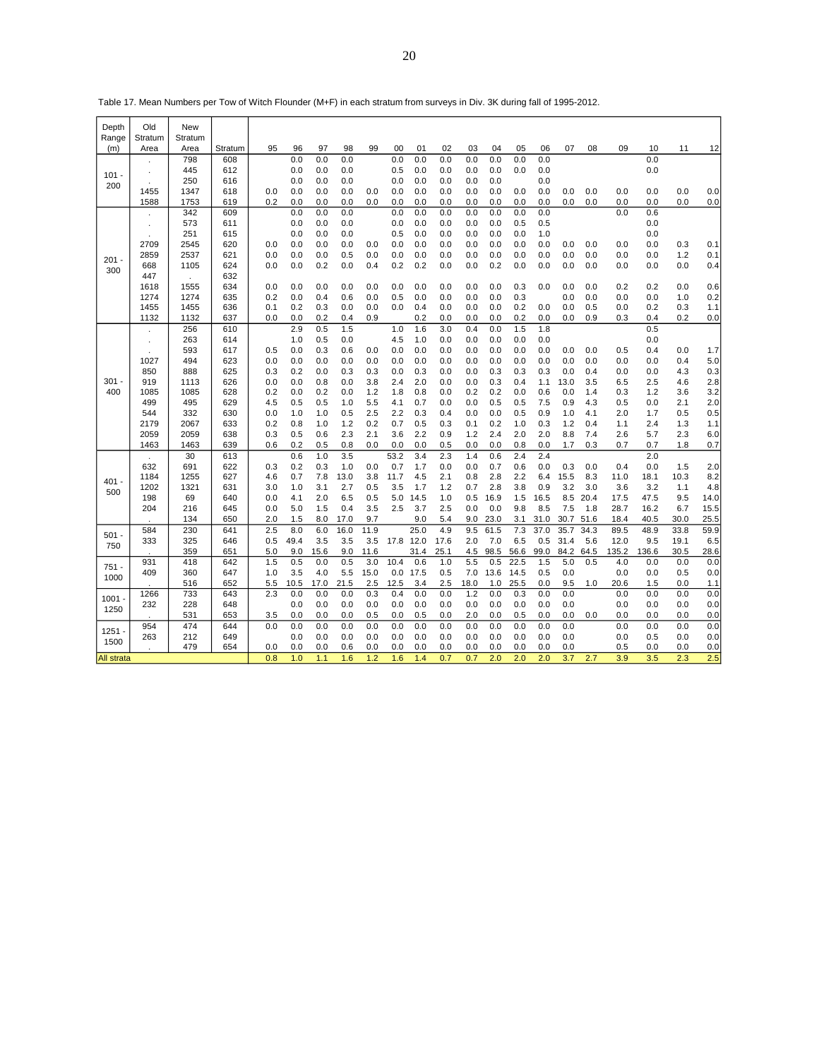Table 17. Mean Numbers per Tow of Witch Flounder (M+F) in each stratum from surveys in Div. 3K during fall of 1995-2012.

| Depth Range (m) | Old Stratum Area | New Stratum Area | Stratum | 95 | 96 | 97 | 98 | 99 | 00 | 01 | 02 | 03 | 04 | 05 | 06 | 07 | 08 | 09 | 10 | 11 | 12 |
|---|---|---|---|---|---|---|---|---|---|---|---|---|---|---|---|---|---|---|---|---|---|
| 101 - 200 | . | 798 | 608 | | 0.0 | 0.0 | 0.0 | | 0.0 | 0.0 | 0.0 | 0.0 | 0.0 | 0.0 | 0.0 | | | | 0.0 | | |
| | . | 445 | 612 | | 0.0 | 0.0 | 0.0 | | 0.5 | 0.0 | 0.0 | 0.0 | 0.0 | 0.0 | 0.0 | | | | 0.0 | | |
| | . | 250 | 616 | | 0.0 | 0.0 | 0.0 | | 0.0 | 0.0 | 0.0 | 0.0 | 0.0 | | 0.0 | | | | | | |
| | 1455 | 1347 | 618 | 0.0 | 0.0 | 0.0 | 0.0 | 0.0 | 0.0 | 0.0 | 0.0 | 0.0 | 0.0 | 0.0 | 0.0 | 0.0 | 0.0 | 0.0 | 0.0 | 0.0 | 0.0 |
| | 1588 | 1753 | 619 | 0.2 | 0.0 | 0.0 | 0.0 | 0.0 | 0.0 | 0.0 | 0.0 | 0.0 | 0.0 | 0.0 | 0.0 | 0.0 | 0.0 | 0.0 | 0.0 | 0.0 | 0.0 |
| 201 - 300 | . | 342 | 609 | | 0.0 | 0.0 | 0.0 | | 0.0 | 0.0 | 0.0 | 0.0 | 0.0 | 0.0 | 0.0 | | | 0.0 | 0.6 | | |
| | . | 573 | 611 | | 0.0 | 0.0 | 0.0 | | 0.0 | 0.0 | 0.0 | 0.0 | 0.0 | 0.5 | 0.5 | | | | 0.0 | | |
| | . | 251 | 615 | | 0.0 | 0.0 | 0.0 | | 0.5 | 0.0 | 0.0 | 0.0 | 0.0 | 0.0 | 1.0 | | | | 0.0 | | |
| | 2709 | 2545 | 620 | 0.0 | 0.0 | 0.0 | 0.0 | 0.0 | 0.0 | 0.0 | 0.0 | 0.0 | 0.0 | 0.0 | 0.0 | 0.0 | 0.0 | 0.0 | 0.0 | 0.3 | 0.1 |
| | 2859 | 2537 | 621 | 0.0 | 0.0 | 0.0 | 0.5 | 0.0 | 0.0 | 0.0 | 0.0 | 0.0 | 0.0 | 0.0 | 0.0 | 0.0 | 0.0 | 0.0 | 0.0 | 1.2 | 0.1 |
| | 668 | 1105 | 624 | 0.0 | 0.0 | 0.2 | 0.0 | 0.4 | 0.2 | 0.2 | 0.0 | 0.0 | 0.2 | 0.0 | 0.0 | 0.0 | 0.0 | 0.0 | 0.0 | 0.0 | 0.4 |
| | 447 | . | 632 | | | | | | | | | | | | | | | | | | |
| | 1618 | 1555 | 634 | 0.0 | 0.0 | 0.0 | 0.0 | 0.0 | 0.0 | 0.0 | 0.0 | 0.0 | 0.0 | 0.3 | 0.0 | 0.0 | 0.0 | 0.2 | 0.2 | 0.0 | 0.6 |
| | 1274 | 1274 | 635 | 0.2 | 0.0 | 0.4 | 0.6 | 0.0 | 0.5 | 0.0 | 0.0 | 0.0 | 0.0 | 0.3 | | 0.0 | 0.0 | 0.0 | 0.0 | 1.0 | 0.2 |
| | 1455 | 1455 | 636 | 0.1 | 0.2 | 0.3 | 0.0 | 0.0 | 0.0 | 0.4 | 0.0 | 0.0 | 0.0 | 0.2 | 0.0 | 0.0 | 0.5 | 0.0 | 0.2 | 0.3 | 1.1 |
| | 1132 | 1132 | 637 | 0.0 | 0.0 | 0.2 | 0.4 | 0.9 | | 0.2 | 0.0 | 0.0 | 0.0 | 0.2 | 0.0 | 0.0 | 0.9 | 0.3 | 0.4 | 0.2 | 0.0 |
| 301 - 400 | . | 256 | 610 | | 2.9 | 0.5 | 1.5 | | 1.0 | 1.6 | 3.0 | 0.4 | 0.0 | 1.5 | 1.8 | | | | 0.5 | | |
| | . | 263 | 614 | | 1.0 | 0.5 | 0.0 | | 4.5 | 1.0 | 0.0 | 0.0 | 0.0 | 0.0 | 0.0 | | | | 0.0 | | |
| | . | 593 | 617 | 0.5 | 0.0 | 0.3 | 0.6 | 0.0 | 0.0 | 0.0 | 0.0 | 0.0 | 0.0 | 0.0 | 0.0 | 0.0 | 0.0 | 0.5 | 0.4 | 0.0 | 1.7 |
| | 1027 | 494 | 623 | 0.0 | 0.0 | 0.0 | 0.0 | 0.0 | 0.0 | 0.0 | 0.0 | 0.0 | 0.0 | 0.0 | 0.0 | 0.0 | 0.0 | 0.0 | 0.0 | 0.4 | 5.0 |
| | 850 | 888 | 625 | 0.3 | 0.2 | 0.0 | 0.3 | 0.3 | 0.0 | 0.3 | 0.0 | 0.0 | 0.3 | 0.3 | 0.3 | 0.0 | 0.4 | 0.0 | 0.0 | 4.3 | 0.3 |
| | 919 | 1113 | 626 | 0.0 | 0.0 | 0.8 | 0.0 | 3.8 | 2.4 | 2.0 | 0.0 | 0.0 | 0.3 | 0.4 | 1.1 | 13.0 | 3.5 | 6.5 | 2.5 | 4.6 | 2.8 |
| | 1085 | 1085 | 628 | 0.2 | 0.0 | 0.2 | 0.0 | 1.2 | 1.8 | 0.8 | 0.0 | 0.2 | 0.2 | 0.0 | 0.6 | 0.0 | 1.4 | 0.3 | 1.2 | 3.6 | 3.2 |
| | 499 | 495 | 629 | 4.5 | 0.5 | 0.5 | 1.0 | 5.5 | 4.1 | 0.7 | 0.0 | 0.0 | 0.5 | 0.5 | 7.5 | 0.9 | 4.3 | 0.5 | 0.0 | 2.1 | 2.0 |
| | 544 | 332 | 630 | 0.0 | 1.0 | 1.0 | 0.5 | 2.5 | 2.2 | 0.3 | 0.4 | 0.0 | 0.0 | 0.5 | 0.9 | 1.0 | 4.1 | 2.0 | 1.7 | 0.5 | 0.5 |
| | 2179 | 2067 | 633 | 0.2 | 0.8 | 1.0 | 1.2 | 0.2 | 0.7 | 0.5 | 0.3 | 0.1 | 0.2 | 1.0 | 0.3 | 1.2 | 0.4 | 1.1 | 2.4 | 1.3 | 1.1 |
| | 2059 | 2059 | 638 | 0.3 | 0.5 | 0.6 | 2.3 | 2.1 | 3.6 | 2.2 | 0.9 | 1.2 | 2.4 | 2.0 | 2.0 | 8.8 | 7.4 | 2.6 | 5.7 | 2.3 | 6.0 |
| | 1463 | 1463 | 639 | 0.6 | 0.2 | 0.5 | 0.8 | 0.0 | 0.0 | 0.0 | 0.5 | 0.0 | 0.0 | 0.8 | 0.0 | 1.7 | 0.3 | 0.7 | 0.7 | 1.8 | 0.7 |
| 401 - 500 | . | 30 | 613 | | 0.6 | 1.0 | 3.5 | | 53.2 | 3.4 | 2.3 | 1.4 | 0.6 | 2.4 | 2.4 | | | | 2.0 | | |
| | 632 | 691 | 622 | 0.3 | 0.2 | 0.3 | 1.0 | 0.0 | 0.7 | 1.7 | 0.0 | 0.0 | 0.7 | 0.6 | 0.0 | 0.3 | 0.0 | 0.4 | 0.0 | 1.5 | 2.0 |
| | 1184 | 1255 | 627 | 4.6 | 0.7 | 7.8 | 13.0 | 3.8 | 11.7 | 4.5 | 2.1 | 0.8 | 2.8 | 2.2 | 6.4 | 15.5 | 8.3 | 11.0 | 18.1 | 10.3 | 8.2 |
| | 1202 | 1321 | 631 | 3.0 | 1.0 | 3.1 | 2.7 | 0.5 | 3.5 | 1.7 | 1.2 | 0.7 | 2.8 | 3.8 | 0.9 | 3.2 | 3.0 | 3.6 | 3.2 | 1.1 | 4.8 |
| | 198 | 69 | 640 | 0.0 | 4.1 | 2.0 | 6.5 | 0.5 | 5.0 | 14.5 | 1.0 | 0.5 | 16.9 | 1.5 | 16.5 | 8.5 | 20.4 | 17.5 | 47.5 | 9.5 | 14.0 |
| | 204 | 216 | 645 | 0.0 | 5.0 | 1.5 | 0.4 | 3.5 | 2.5 | 3.7 | 2.5 | 0.0 | 0.0 | 9.8 | 8.5 | 7.5 | 1.8 | 28.7 | 16.2 | 6.7 | 15.5 |
| | . | 134 | 650 | 2.0 | 1.5 | 8.0 | 17.0 | 9.7 | | 9.0 | 5.4 | 9.0 | 23.0 | 3.1 | 31.0 | 30.7 | 51.6 | 18.4 | 40.5 | 30.0 | 25.5 |
| 501 - 750 | 584 | 230 | 641 | 2.5 | 8.0 | 6.0 | 16.0 | 11.9 | | 25.0 | 4.9 | 9.5 | 61.5 | 7.3 | 37.0 | 35.7 | 34.3 | 89.5 | 48.9 | 33.8 | 59.9 |
| | 333 | 325 | 646 | 0.5 | 49.4 | 3.5 | 3.5 | 3.5 | 17.8 | 12.0 | 17.6 | 2.0 | 7.0 | 6.5 | 0.5 | 31.4 | 5.6 | 12.0 | 9.5 | 19.1 | 6.5 |
| | . | 359 | 651 | 5.0 | 9.0 | 15.6 | 9.0 | 11.6 | | 31.4 | 25.1 | 4.5 | 98.5 | 56.6 | 99.0 | 84.2 | 64.5 | 135.2 | 136.6 | 30.5 | 28.6 |
| 751 - 1000 | 931 | 418 | 642 | 1.5 | 0.5 | 0.0 | 0.5 | 3.0 | 10.4 | 0.6 | 1.0 | 5.5 | 0.5 | 22.5 | 1.5 | 5.0 | 0.5 | 4.0 | 0.0 | 0.0 | 0.0 |
| | 409 | 360 | 647 | 1.0 | 3.5 | 4.0 | 5.5 | 15.0 | 0.0 | 17.5 | 0.5 | 7.0 | 13.6 | 14.5 | 0.5 | 0.0 | | 0.0 | 0.0 | 0.5 | 0.0 |
| | . | 516 | 652 | 5.5 | 10.5 | 17.0 | 21.5 | 2.5 | 12.5 | 3.4 | 2.5 | 18.0 | 1.0 | 25.5 | 0.0 | 9.5 | 1.0 | 20.6 | 1.5 | 0.0 | 1.1 |
| 1001 - 1250 | 1266 | 733 | 643 | 2.3 | 0.0 | 0.0 | 0.0 | 0.3 | 0.4 | 0.0 | 0.0 | 1.2 | 0.0 | 0.3 | 0.0 | 0.0 | | 0.0 | 0.0 | 0.0 | 0.0 |
| | 232 | 228 | 648 | | 0.0 | 0.0 | 0.0 | 0.0 | 0.0 | 0.0 | 0.0 | 0.0 | 0.0 | 0.0 | 0.0 | 0.0 | | 0.0 | 0.0 | 0.0 | 0.0 |
| | . | 531 | 653 | 3.5 | 0.0 | 0.0 | 0.0 | 0.5 | 0.0 | 0.5 | 0.0 | 2.0 | 0.0 | 0.5 | 0.0 | 0.0 | 0.0 | 0.0 | 0.0 | 0.0 | 0.0 |
| 1251 - 1500 | 954 | 474 | 644 | 0.0 | 0.0 | 0.0 | 0.0 | 0.0 | 0.0 | 0.0 | 0.0 | 0.0 | 0.0 | 0.0 | 0.0 | 0.0 | | 0.0 | 0.0 | 0.0 | 0.0 |
| | 263 | 212 | 649 | | 0.0 | 0.0 | 0.0 | 0.0 | 0.0 | 0.0 | 0.0 | 0.0 | 0.0 | 0.0 | 0.0 | 0.0 | | 0.0 | 0.5 | 0.0 | 0.0 |
| | . | 479 | 654 | 0.0 | 0.0 | 0.0 | 0.6 | 0.0 | 0.0 | 0.0 | 0.0 | 0.0 | 0.0 | 0.0 | 0.0 | 0.0 | | 0.5 | 0.0 | 0.0 | 0.0 |
| All strata | | | | 0.8 | 1.0 | 1.1 | 1.6 | 1.2 | 1.6 | 1.4 | 0.7 | 0.7 | 2.0 | 2.0 | 2.0 | 3.7 | 2.7 | 3.9 | 3.5 | 2.3 | 2.5 |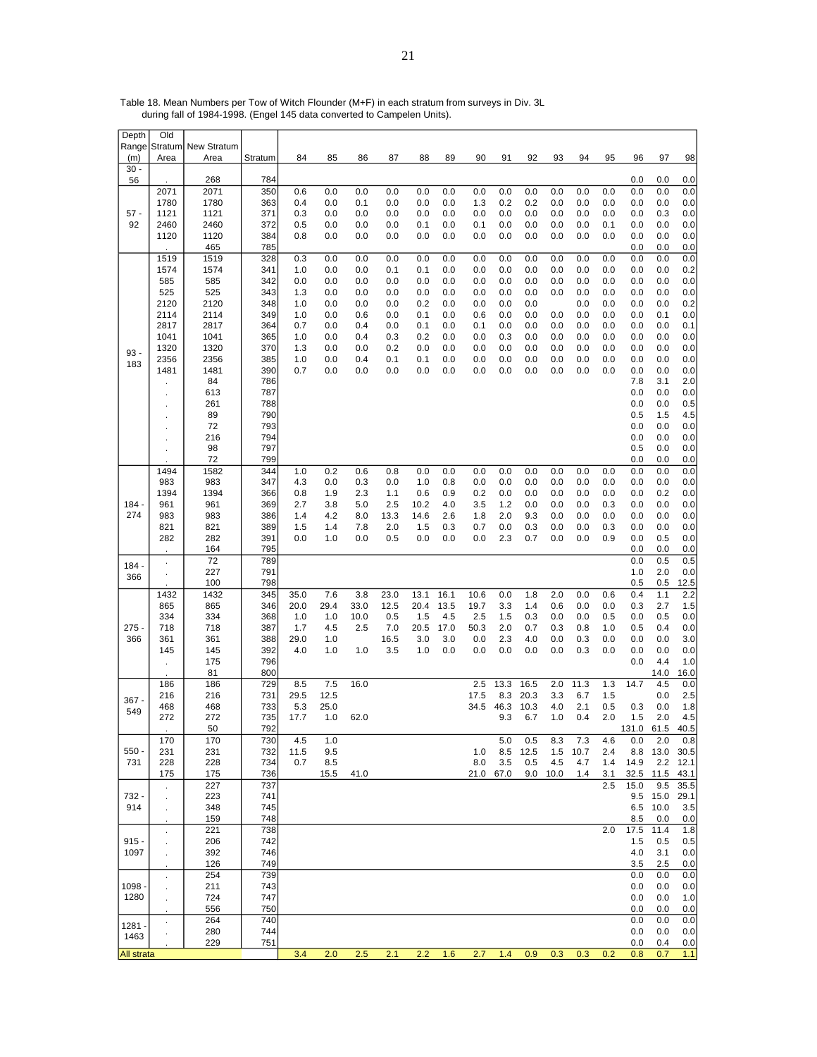Table 18. Mean Numbers per Tow of Witch Flounder (M+F) in each stratum from surveys in Div. 3L during fall of 1984-1998. (Engel 145 data converted to Campelen Units).

| Depth Range (m) | Old Stratum Area | New Stratum Area | Stratum | 84 | 85 | 86 | 87 | 88 | 89 | 90 | 91 | 92 | 93 | 94 | 95 | 96 | 97 | 98 |
|---|---|---|---|---|---|---|---|---|---|---|---|---|---|---|---|---|---|---|
| 30 - 56 | . | 268 | 784 | | | | | | | | | | | | | 0.0 | 0.0 | 0.0 |
| 57 - 92 | 2071 | 2071 | 350 | 0.6 | 0.0 | 0.0 | 0.0 | 0.0 | 0.0 | 0.0 | 0.0 | 0.0 | 0.0 | 0.0 | 0.0 | 0.0 | 0.0 | 0.0 |
| | 1780 | 1780 | 363 | 0.4 | 0.0 | 0.1 | 0.0 | 0.0 | 0.0 | 1.3 | 0.2 | 0.2 | 0.0 | 0.0 | 0.0 | 0.0 | 0.0 | 0.0 |
| | 1121 | 1121 | 371 | 0.3 | 0.0 | 0.0 | 0.0 | 0.0 | 0.0 | 0.0 | 0.0 | 0.0 | 0.0 | 0.0 | 0.0 | 0.0 | 0.3 | 0.0 |
| | 2460 | 2460 | 372 | 0.5 | 0.0 | 0.0 | 0.0 | 0.1 | 0.0 | 0.1 | 0.0 | 0.0 | 0.0 | 0.0 | 0.1 | 0.0 | 0.0 | 0.0 |
| | 1120 | 1120 | 384 | 0.8 | 0.0 | 0.0 | 0.0 | 0.0 | 0.0 | 0.0 | 0.0 | 0.0 | 0.0 | 0.0 | 0.0 | 0.0 | 0.0 | 0.0 |
| | . | 465 | 785 | | | | | | | | | | | | | 0.0 | 0.0 | 0.0 |
| 93 - 183 | 1519 | 1519 | 328 | 0.3 | 0.0 | 0.0 | 0.0 | 0.0 | 0.0 | 0.0 | 0.0 | 0.0 | 0.0 | 0.0 | 0.0 | 0.0 | 0.0 | 0.0 |
| | 1574 | 1574 | 341 | 1.0 | 0.0 | 0.0 | 0.1 | 0.1 | 0.0 | 0.0 | 0.0 | 0.0 | 0.0 | 0.0 | 0.0 | 0.0 | 0.0 | 0.2 |
| | 585 | 585 | 342 | 0.0 | 0.0 | 0.0 | 0.0 | 0.0 | 0.0 | 0.0 | 0.0 | 0.0 | 0.0 | 0.0 | 0.0 | 0.0 | 0.0 | 0.0 |
| | 525 | 525 | 343 | 1.3 | 0.0 | 0.0 | 0.0 | 0.0 | 0.0 | 0.0 | 0.0 | 0.0 | 0.0 | 0.0 | 0.0 | 0.0 | 0.0 | 0.0 |
| | 2120 | 2120 | 348 | 1.0 | 0.0 | 0.0 | 0.0 | 0.2 | 0.0 | 0.0 | 0.0 | 0.0 | | 0.0 | 0.0 | 0.0 | 0.0 | 0.2 |
| | 2114 | 2114 | 349 | 1.0 | 0.0 | 0.6 | 0.0 | 0.1 | 0.0 | 0.6 | 0.0 | 0.0 | 0.0 | 0.0 | 0.0 | 0.0 | 0.1 | 0.0 |
| | 2817 | 2817 | 364 | 0.7 | 0.0 | 0.4 | 0.0 | 0.1 | 0.0 | 0.1 | 0.0 | 0.0 | 0.0 | 0.0 | 0.0 | 0.0 | 0.0 | 0.1 |
| | 1041 | 1041 | 365 | 1.0 | 0.0 | 0.4 | 0.3 | 0.2 | 0.0 | 0.0 | 0.3 | 0.0 | 0.0 | 0.0 | 0.0 | 0.0 | 0.0 | 0.0 |
| | 1320 | 1320 | 370 | 1.3 | 0.0 | 0.0 | 0.2 | 0.0 | 0.0 | 0.0 | 0.0 | 0.0 | 0.0 | 0.0 | 0.0 | 0.0 | 0.0 | 0.0 |
| | 2356 | 2356 | 385 | 1.0 | 0.0 | 0.4 | 0.1 | 0.1 | 0.0 | 0.0 | 0.0 | 0.0 | 0.0 | 0.0 | 0.0 | 0.0 | 0.0 | 0.0 |
| | 1481 | 1481 | 390 | 0.7 | 0.0 | 0.0 | 0.0 | 0.0 | 0.0 | 0.0 | 0.0 | 0.0 | 0.0 | 0.0 | 0.0 | 0.0 | 0.0 | 0.0 |
| | . | 84 | 786 | | | | | | | | | | | | | 7.8 | 3.1 | 2.0 |
| | . | 613 | 787 | | | | | | | | | | | | | 0.0 | 0.0 | 0.0 |
| | . | 261 | 788 | | | | | | | | | | | | | 0.0 | 0.0 | 0.5 |
| | . | 89 | 790 | | | | | | | | | | | | | 0.5 | 1.5 | 4.5 |
| | . | 72 | 793 | | | | | | | | | | | | | 0.0 | 0.0 | 0.0 |
| | . | 216 | 794 | | | | | | | | | | | | | 0.0 | 0.0 | 0.0 |
| | . | 98 | 797 | | | | | | | | | | | | | 0.5 | 0.0 | 0.0 |
| | . | 72 | 799 | | | | | | | | | | | | | 0.0 | 0.0 | 0.0 |
| 184 - 274 | 1494 | 1582 | 344 | 1.0 | 0.2 | 0.6 | 0.8 | 0.0 | 0.0 | 0.0 | 0.0 | 0.0 | 0.0 | 0.0 | 0.0 | 0.0 | 0.0 | 0.0 |
| | 983 | 983 | 347 | 4.3 | 0.0 | 0.3 | 0.0 | 1.0 | 0.8 | 0.0 | 0.0 | 0.0 | 0.0 | 0.0 | 0.0 | 0.0 | 0.0 | 0.0 |
| | 1394 | 1394 | 366 | 0.8 | 1.9 | 2.3 | 1.1 | 0.6 | 0.9 | 0.2 | 0.0 | 0.0 | 0.0 | 0.0 | 0.0 | 0.0 | 0.2 | 0.0 |
| | 961 | 961 | 369 | 2.7 | 3.8 | 5.0 | 2.5 | 10.2 | 4.0 | 3.5 | 1.2 | 0.0 | 0.0 | 0.0 | 0.3 | 0.0 | 0.0 | 0.0 |
| | 983 | 983 | 386 | 1.4 | 4.2 | 8.0 | 13.3 | 14.6 | 2.6 | 1.8 | 2.0 | 9.3 | 0.0 | 0.0 | 0.0 | 0.0 | 0.0 | 0.0 |
| | 821 | 821 | 389 | 1.5 | 1.4 | 7.8 | 2.0 | 1.5 | 0.3 | 0.7 | 0.0 | 0.3 | 0.0 | 0.0 | 0.3 | 0.0 | 0.0 | 0.0 |
| | 282 | 282 | 391 | 0.0 | 1.0 | 0.0 | 0.5 | 0.0 | 0.0 | 0.0 | 2.3 | 0.7 | 0.0 | 0.0 | 0.9 | 0.0 | 0.5 | 0.0 |
| | . | 164 | 795 | | | | | | | | | | | | | 0.0 | 0.0 | 0.0 |
| 184 - 366 | . | 72 | 789 | | | | | | | | | | | | | 0.0 | 0.5 | 0.5 |
| | . | 227 | 791 | | | | | | | | | | | | | 1.0 | 2.0 | 0.0 |
| | . | 100 | 798 | | | | | | | | | | | | | 0.5 | 0.5 | 12.5 |
| 275 - 366 | 1432 | 1432 | 345 | 35.0 | 7.6 | 3.8 | 23.0 | 13.1 | 16.1 | 10.6 | 0.0 | 1.8 | 2.0 | 0.0 | 0.6 | 0.4 | 1.1 | 2.2 |
| | 865 | 865 | 346 | 20.0 | 29.4 | 33.0 | 12.5 | 20.4 | 13.5 | 19.7 | 3.3 | 1.4 | 0.6 | 0.0 | 0.0 | 0.3 | 2.7 | 1.5 |
| | 334 | 334 | 368 | 1.0 | 1.0 | 10.0 | 0.5 | 1.5 | 4.5 | 2.5 | 1.5 | 0.3 | 0.0 | 0.0 | 0.5 | 0.0 | 0.5 | 0.0 |
| | 718 | 718 | 387 | 1.7 | 4.5 | 2.5 | 7.0 | 20.5 | 17.0 | 50.3 | 2.0 | 0.7 | 0.3 | 0.8 | 1.0 | 0.5 | 0.4 | 0.0 |
| | 361 | 361 | 388 | 29.0 | 1.0 | | 16.5 | 3.0 | 3.0 | 0.0 | 2.3 | 4.0 | 0.0 | 0.3 | 0.0 | 0.0 | 0.0 | 3.0 |
| | 145 | 145 | 392 | 4.0 | 1.0 | 1.0 | 3.5 | 1.0 | 0.0 | 0.0 | 0.0 | 0.0 | 0.0 | 0.3 | 0.0 | 0.0 | 0.0 | 0.0 |
| | . | 175 | 796 | | | | | | | | | | | | | 0.0 | 4.4 | 1.0 |
| | . | 81 | 800 | | | | | | | | | | | | | | 14.0 | 16.0 |
| 367 - 549 | 186 | 186 | 729 | 8.5 | 7.5 | 16.0 | | | | 2.5 | 13.3 | 16.5 | 2.0 | 11.3 | 1.3 | 14.7 | 4.5 | 0.0 |
| | 216 | 216 | 731 | 29.5 | 12.5 | | | | | 17.5 | 8.3 | 20.3 | 3.3 | 6.7 | 1.5 | | 0.0 | 2.5 |
| | 468 | 468 | 733 | 5.3 | 25.0 | | | | | 34.5 | 46.3 | 10.3 | 4.0 | 2.1 | 0.5 | 0.3 | 0.0 | 1.8 |
| | 272 | 272 | 735 | 17.7 | 1.0 | 62.0 | | | | | 9.3 | 6.7 | 1.0 | 0.4 | 2.0 | 1.5 | 2.0 | 4.5 |
| | . | 50 | 792 | | | | | | | | | | | | | 131.0 | 61.5 | 40.5 |
| 550 - 731 | 170 | 170 | 730 | 4.5 | 1.0 | | | | | | 5.0 | 0.5 | 8.3 | 7.3 | 4.6 | 0.0 | 2.0 | 0.8 |
| | 231 | 231 | 732 | 11.5 | 9.5 | | | | | 1.0 | 8.5 | 12.5 | 1.5 | 10.7 | 2.4 | 8.8 | 13.0 | 30.5 |
| | 228 | 228 | 734 | 0.7 | 8.5 | | | | | 8.0 | 3.5 | 0.5 | 4.5 | 4.7 | 1.4 | 14.9 | 2.2 | 12.1 |
| | 175 | 175 | 736 | | 15.5 | 41.0 | | | | 21.0 | 67.0 | 9.0 | 10.0 | 1.4 | 3.1 | 32.5 | 11.5 | 43.1 |
| 732 - 914 | . | 227 | 737 | | | | | | | | | | | | 2.5 | 15.0 | 9.5 | 35.5 |
| | . | 223 | 741 | | | | | | | | | | | | | 9.5 | 15.0 | 29.1 |
| | . | 348 | 745 | | | | | | | | | | | | | 6.5 | 10.0 | 3.5 |
| | . | 159 | 748 | | | | | | | | | | | | | 8.5 | 0.0 | 0.0 |
| 915 - 1097 | . | 221 | 738 | | | | | | | | | | | | 2.0 | 17.5 | 11.4 | 1.8 |
| | . | 206 | 742 | | | | | | | | | | | | | 1.5 | 0.5 | 0.5 |
| | . | 392 | 746 | | | | | | | | | | | | | 4.0 | 3.1 | 0.0 |
| | . | 126 | 749 | | | | | | | | | | | | | 3.5 | 2.5 | 0.0 |
| 1098 - 1280 | . | 254 | 739 | | | | | | | | | | | | | 0.0 | 0.0 | 0.0 |
| | . | 211 | 743 | | | | | | | | | | | | | 0.0 | 0.0 | 0.0 |
| | . | 724 | 747 | | | | | | | | | | | | | 0.0 | 0.0 | 1.0 |
| | . | 556 | 750 | | | | | | | | | | | | | 0.0 | 0.0 | 0.0 |
| 1281 - 1463 | . | 264 | 740 | | | | | | | | | | | | | 0.0 | 0.0 | 0.0 |
| | . | 280 | 744 | | | | | | | | | | | | | 0.0 | 0.0 | 0.0 |
| | . | 229 | 751 | | | | | | | | | | | | | 0.0 | 0.4 | 0.0 |
| All strata | | | | 3.4 | 2.0 | 2.5 | 2.1 | 2.2 | 1.6 | 2.7 | 1.4 | 0.9 | 0.3 | 0.3 | 0.2 | 0.8 | 0.7 | 1.1 |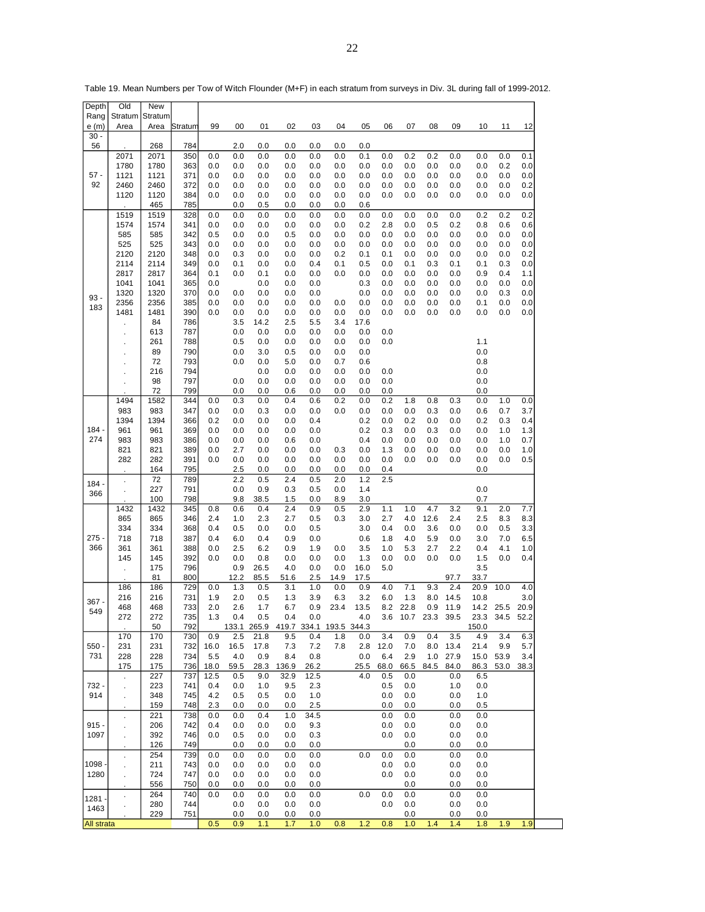Table 19. Mean Numbers per Tow of Witch Flounder (M+F) in each stratum from surveys in Div. 3L during fall of 1999-2012.

| Depth Range (m) | Old Stratum Area | New Stratum Area | Stratum | 99 | 00 | 01 | 02 | 03 | 04 | 05 | 06 | 07 | 08 | 09 | 10 | 11 | 12 |
|---|---|---|---|---|---|---|---|---|---|---|---|---|---|---|---|---|---|
| 30 - 56 | . | 268 | 784 | | 2.0 | 0.0 | 0.0 | 0.0 | 0.0 | 0.0 | | | | | | | |
| 57 - 92 | 2071 | 2071 | 350 | 0.0 | 0.0 | 0.0 | 0.0 | 0.0 | 0.0 | 0.1 | 0.0 | 0.2 | 0.2 | 0.0 | 0.0 | 0.0 | 0.1 |
| | 1780 | 1780 | 363 | 0.0 | 0.0 | 0.0 | 0.0 | 0.0 | 0.0 | 0.0 | 0.0 | 0.0 | 0.0 | 0.0 | 0.0 | 0.2 | 0.0 |
| | 1121 | 1121 | 371 | 0.0 | 0.0 | 0.0 | 0.0 | 0.0 | 0.0 | 0.0 | 0.0 | 0.0 | 0.0 | 0.0 | 0.0 | 0.0 | 0.0 |
| | 2460 | 2460 | 372 | 0.0 | 0.0 | 0.0 | 0.0 | 0.0 | 0.0 | 0.0 | 0.0 | 0.0 | 0.0 | 0.0 | 0.0 | 0.0 | 0.2 |
| | 1120 | 1120 | 384 | 0.0 | 0.0 | 0.0 | 0.0 | 0.0 | 0.0 | 0.0 | 0.0 | 0.0 | 0.0 | 0.0 | 0.0 | 0.0 | 0.0 |
| | . | 465 | 785 | | 0.0 | 0.5 | 0.0 | 0.0 | 0.0 | 0.6 | | | | | | | |
| 93 - 183 | 1519 | 1519 | 328 | 0.0 | 0.0 | 0.0 | 0.0 | 0.0 | 0.0 | 0.0 | 0.0 | 0.0 | 0.0 | 0.0 | 0.2 | 0.2 | 0.2 |
| | 1574 | 1574 | 341 | 0.0 | 0.0 | 0.0 | 0.0 | 0.0 | 0.0 | 0.2 | 2.8 | 0.0 | 0.5 | 0.2 | 0.8 | 0.6 | 0.6 |
| | 585 | 585 | 342 | 0.5 | 0.0 | 0.0 | 0.5 | 0.0 | 0.0 | 0.0 | 0.0 | 0.0 | 0.0 | 0.0 | 0.0 | 0.0 | 0.0 |
| | 525 | 525 | 343 | 0.0 | 0.0 | 0.0 | 0.0 | 0.0 | 0.0 | 0.0 | 0.0 | 0.0 | 0.0 | 0.0 | 0.0 | 0.0 | 0.0 |
| | 2120 | 2120 | 348 | 0.0 | 0.3 | 0.0 | 0.0 | 0.0 | 0.2 | 0.1 | 0.1 | 0.0 | 0.0 | 0.0 | 0.0 | 0.0 | 0.2 |
| | 2114 | 2114 | 349 | 0.0 | 0.1 | 0.0 | 0.0 | 0.4 | 0.1 | 0.5 | 0.0 | 0.1 | 0.3 | 0.1 | 0.1 | 0.3 | 0.0 |
| | 2817 | 2817 | 364 | 0.1 | 0.0 | 0.1 | 0.0 | 0.0 | 0.0 | 0.0 | 0.0 | 0.0 | 0.0 | 0.0 | 0.9 | 0.4 | 1.1 |
| | 1041 | 1041 | 365 | 0.0 | | 0.0 | 0.0 | 0.0 | | 0.3 | 0.0 | 0.0 | 0.0 | 0.0 | 0.0 | 0.0 | 0.0 |
| | 1320 | 1320 | 370 | 0.0 | 0.0 | 0.0 | 0.0 | 0.0 | | 0.0 | 0.0 | 0.0 | 0.0 | 0.0 | 0.0 | 0.3 | 0.0 |
| | 2356 | 2356 | 385 | 0.0 | 0.0 | 0.0 | 0.0 | 0.0 | 0.0 | 0.0 | 0.0 | 0.0 | 0.0 | 0.0 | 0.1 | 0.0 | 0.0 |
| | 1481 | 1481 | 390 | 0.0 | 0.0 | 0.0 | 0.0 | 0.0 | 0.0 | 0.0 | 0.0 | 0.0 | 0.0 | 0.0 | 0.0 | 0.0 | 0.0 |
| | . | 84 | 786 | | 3.5 | 14.2 | 2.5 | 5.5 | 3.4 | 17.6 | | | | | | | |
| | . | 613 | 787 | | 0.0 | 0.0 | 0.0 | 0.0 | 0.0 | 0.0 | 0.0 | | | | | | |
| | . | 261 | 788 | | 0.5 | 0.0 | 0.0 | 0.0 | 0.0 | 0.0 | 0.0 | | | | 1.1 | | |
| | . | 89 | 790 | | 0.0 | 3.0 | 0.5 | 0.0 | 0.0 | 0.0 | | | | | 0.0 | | |
| | . | 72 | 793 | | 0.0 | 0.0 | 5.0 | 0.0 | 0.7 | 0.6 | | | | | 0.8 | | |
| | . | 216 | 794 | | | 0.0 | 0.0 | 0.0 | 0.0 | 0.0 | 0.0 | | | | 0.0 | | |
| | . | 98 | 797 | | 0.0 | 0.0 | 0.0 | 0.0 | 0.0 | 0.0 | 0.0 | | | | 0.0 | | |
| | . | 72 | 799 | | 0.0 | 0.0 | 0.6 | 0.0 | 0.0 | 0.0 | 0.0 | | | | 0.0 | | |
| 184 - 274 | 1494 | 1582 | 344 | 0.0 | 0.3 | 0.0 | 0.4 | 0.6 | 0.2 | 0.0 | 0.2 | 1.8 | 0.8 | 0.3 | 0.0 | 1.0 | 0.0 |
| | 983 | 983 | 347 | 0.0 | 0.0 | 0.3 | 0.0 | 0.0 | 0.0 | 0.0 | 0.0 | 0.0 | 0.3 | 0.0 | 0.6 | 0.7 | 3.7 |
| | 1394 | 1394 | 366 | 0.2 | 0.0 | 0.0 | 0.0 | 0.4 | | 0.2 | 0.0 | 0.2 | 0.0 | 0.0 | 0.2 | 0.3 | 0.4 |
| | 961 | 961 | 369 | 0.0 | 0.0 | 0.0 | 0.0 | 0.0 | | 0.2 | 0.3 | 0.0 | 0.3 | 0.0 | 0.0 | 1.0 | 1.3 |
| | 983 | 983 | 386 | 0.0 | 0.0 | 0.0 | 0.6 | 0.0 | | 0.4 | 0.0 | 0.0 | 0.0 | 0.0 | 0.0 | 1.0 | 0.7 |
| | 821 | 821 | 389 | 0.0 | 2.7 | 0.0 | 0.0 | 0.0 | 0.3 | 0.0 | 1.3 | 0.0 | 0.0 | 0.0 | 0.0 | 0.0 | 1.0 |
| | 282 | 282 | 391 | 0.0 | 0.0 | 0.0 | 0.0 | 0.0 | 0.0 | 0.0 | 0.0 | 0.0 | 0.0 | 0.0 | 0.0 | 0.0 | 0.5 |
| | . | 164 | 795 | | 2.5 | 0.0 | 0.0 | 0.0 | 0.0 | 0.0 | 0.4 | | | | 0.0 | | |
| 184 - 366 | . | 72 | 789 | | 2.2 | 0.5 | 2.4 | 0.5 | 2.0 | 1.2 | 2.5 | | | | | | |
| | . | 227 | 791 | | 0.0 | 0.9 | 0.3 | 0.5 | 0.0 | 1.4 | | | | | 0.0 | | |
| | . | 100 | 798 | | 9.8 | 38.5 | 1.5 | 0.0 | 8.9 | 3.0 | | | | | 0.7 | | |
| 275 - 366 | 1432 | 1432 | 345 | 0.8 | 0.6 | 0.4 | 2.4 | 0.9 | 0.5 | 2.9 | 1.1 | 1.0 | 4.7 | 3.2 | 9.1 | 2.0 | 7.7 |
| | 865 | 865 | 346 | 2.4 | 1.0 | 2.3 | 2.7 | 0.5 | 0.3 | 3.0 | 2.7 | 4.0 | 12.6 | 2.4 | 2.5 | 8.3 | 8.3 |
| | 334 | 334 | 368 | 0.4 | 0.5 | 0.0 | 0.0 | 0.5 | | 3.0 | 0.4 | 0.0 | 3.6 | 0.0 | 0.0 | 0.5 | 3.3 |
| | 718 | 718 | 387 | 0.4 | 6.0 | 0.4 | 0.9 | 0.0 | | 0.6 | 1.8 | 4.0 | 5.9 | 0.0 | 3.0 | 7.0 | 6.5 |
| | 361 | 361 | 388 | 0.0 | 2.5 | 6.2 | 0.9 | 1.9 | 0.0 | 3.5 | 1.0 | 5.3 | 2.7 | 2.2 | 0.4 | 4.1 | 1.0 |
| | 145 | 145 | 392 | 0.0 | 0.0 | 0.8 | 0.0 | 0.0 | 0.0 | 1.3 | 0.0 | 0.0 | 0.0 | 0.0 | 1.5 | 0.0 | 0.4 |
| | . | 175 | 796 | | 0.9 | 26.5 | 4.0 | 0.0 | 0.0 | 16.0 | 5.0 | | | | 3.5 | | |
| | . | 81 | 800 | | 12.2 | 85.5 | 51.6 | 2.5 | 14.9 | 17.5 | | | | 97.7 | 33.7 | | |
| 367 - 549 | 186 | 186 | 729 | 0.0 | 1.3 | 0.5 | 3.1 | 1.0 | 0.0 | 0.9 | 4.0 | 7.1 | 9.3 | 2.4 | 20.9 | 10.0 | 4.0 |
| | 216 | 216 | 731 | 1.9 | 2.0 | 0.5 | 1.3 | 3.9 | 6.3 | 3.2 | 6.0 | 1.3 | 8.0 | 14.5 | 10.8 | | 3.0 |
| | 468 | 468 | 733 | 2.0 | 2.6 | 1.7 | 6.7 | 0.9 | 23.4 | 13.5 | 8.2 | 22.8 | 0.9 | 11.9 | 14.2 | 25.5 | 20.9 |
| | 272 | 272 | 735 | 1.3 | 0.4 | 0.5 | 0.4 | 0.0 | | 4.0 | 3.6 | 10.7 | 23.3 | 39.5 | 23.3 | 34.5 | 52.2 |
| | . | 50 | 792 | | 133.1 | 265.9 | 419.7 | 334.1 | 193.5 | 344.3 | | | | | 150.0 | | |
| 550 - 731 | 170 | 170 | 730 | 0.9 | 2.5 | 21.8 | 9.5 | 0.4 | 1.8 | 0.0 | 3.4 | 0.9 | 0.4 | 3.5 | 4.9 | 3.4 | 6.3 |
| | 231 | 231 | 732 | 16.0 | 16.5 | 17.8 | 7.3 | 7.2 | 7.8 | 2.8 | 12.0 | 7.0 | 8.0 | 13.4 | 21.4 | 9.9 | 5.7 |
| | 228 | 228 | 734 | 5.5 | 4.0 | 0.9 | 8.4 | 0.8 | | 0.0 | 6.4 | 2.9 | 1.0 | 27.9 | 15.0 | 53.9 | 3.4 |
| | 175 | 175 | 736 | 18.0 | 59.5 | 28.3 | 136.9 | 26.2 | | 25.5 | 68.0 | 66.5 | 84.5 | 84.0 | 86.3 | 53.0 | 38.3 |
| 732 - 914 | . | 227 | 737 | 12.5 | 0.5 | 9.0 | 32.9 | 12.5 | | 4.0 | 0.5 | 0.0 | | 0.0 | 6.5 | | |
| | . | 223 | 741 | 0.4 | 0.0 | 1.0 | 9.5 | 2.3 | | | 0.5 | 0.0 | | 1.0 | 0.0 | | |
| | . | 348 | 745 | 4.2 | 0.5 | 0.5 | 0.0 | 1.0 | | | 0.0 | 0.0 | | 0.0 | 1.0 | | |
| | . | 159 | 748 | 2.3 | 0.0 | 0.0 | 0.0 | 2.5 | | | 0.0 | 0.0 | | 0.0 | 0.5 | | |
| 915 - 1097 | . | 221 | 738 | 0.0 | 0.0 | 0.4 | 1.0 | 34.5 | | | 0.0 | 0.0 | | 0.0 | 0.0 | | |
| | . | 206 | 742 | 0.4 | 0.0 | 0.0 | 0.0 | 9.3 | | | 0.0 | 0.0 | | 0.0 | 0.0 | | |
| | . | 392 | 746 | 0.0 | 0.5 | 0.0 | 0.0 | 0.3 | | | 0.0 | 0.0 | | 0.0 | 0.0 | | |
| | . | 126 | 749 | | 0.0 | 0.0 | 0.0 | 0.0 | | | | 0.0 | | 0.0 | 0.0 | | |
| 1098 - 1280 | . | 254 | 739 | 0.0 | 0.0 | 0.0 | 0.0 | 0.0 | | 0.0 | 0.0 | 0.0 | | 0.0 | 0.0 | | |
| | . | 211 | 743 | 0.0 | 0.0 | 0.0 | 0.0 | 0.0 | | | 0.0 | 0.0 | | 0.0 | 0.0 | | |
| | . | 724 | 747 | 0.0 | 0.0 | 0.0 | 0.0 | 0.0 | | | 0.0 | 0.0 | | 0.0 | 0.0 | | |
| | . | 556 | 750 | 0.0 | 0.0 | 0.0 | 0.0 | 0.0 | | | | 0.0 | | 0.0 | 0.0 | | |
| 1281 - 1463 | . | 264 | 740 | 0.0 | 0.0 | 0.0 | 0.0 | 0.0 | | 0.0 | 0.0 | 0.0 | | 0.0 | 0.0 | | |
| | . | 280 | 744 | | 0.0 | 0.0 | 0.0 | 0.0 | | | 0.0 | 0.0 | | 0.0 | 0.0 | | |
| | . | 229 | 751 | | 0.0 | 0.0 | 0.0 | 0.0 | | | | 0.0 | | 0.0 | 0.0 | | |
| All strata | | | | 0.5 | 0.9 | 1.1 | 1.7 | 1.0 | 0.8 | 1.2 | 0.8 | 1.0 | 1.4 | 1.4 | 1.8 | 1.9 | 1.9 |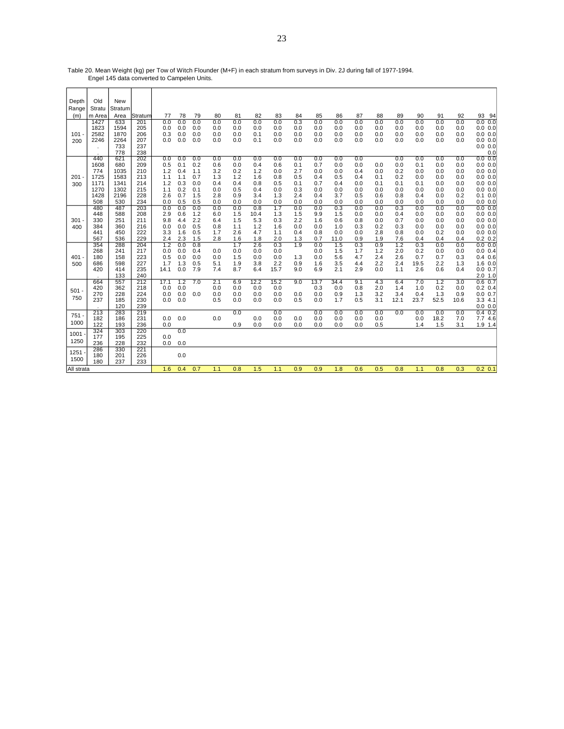Table 20. Mean Weight (kg) per Tow of Witch Flounder (M+F) in each stratum from surveys in Div. 2J during fall of 1977-1994. Engel 145 data converted to Campelen Units.

| Depth Range (m) | Old Stratum Area | New Stratum Area | Stratum | 77 | 78 | 79 | 80 | 81 | 82 | 83 | 84 | 85 | 86 | 87 | 88 | 89 | 90 | 91 | 92 | 93 | 94 |
|---|---|---|---|---|---|---|---|---|---|---|---|---|---|---|---|---|---|---|---|---|---|
| 101 - 200 | 1427 | 633 | 201 | 0.0 | 0.0 | 0.0 | 0.0 | 0.0 | 0.0 | 0.0 | 0.3 | 0.0 | 0.0 | 0.0 | 0.0 | 0.0 | 0.0 | 0.0 | 0.0 | 0.0 | 0.0 |
| | 1823 | 1594 | 205 | 0.0 | 0.0 | 0.0 | 0.0 | 0.0 | 0.0 | 0.0 | 0.0 | 0.0 | 0.0 | 0.0 | 0.0 | 0.0 | 0.0 | 0.0 | 0.0 | 0.0 | 0.0 |
| | 2582 | 1870 | 206 | 0.3 | 0.0 | 0.0 | 0.0 | 0.0 | 0.1 | 0.0 | 0.0 | 0.0 | 0.0 | 0.0 | 0.0 | 0.0 | 0.0 | 0.0 | 0.0 | 0.0 | 0.0 |
| | 2246 | 2264 | 207 | 0.0 | 0.0 | 0.0 | 0.0 | 0.0 | 0.1 | 0.0 | 0.0 | 0.0 | 0.0 | 0.0 | 0.0 | 0.0 | 0.0 | 0.0 | 0.0 | 0.0 | 0.0 |
| | . | 733 | 237 | | | | | | | | | | | | | | | | | 0.0 | 0.0 |
| | . | 778 | 238 | | | | | | | | | | | | | | | | | | 0.0 |
| 201 - 300 | 440 | 621 | 202 | 0.0 | 0.0 | 0.0 | 0.0 | 0.0 | 0.0 | 0.0 | 0.0 | 0.0 | 0.0 | 0.0 | | 0.0 | 0.0 | 0.0 | 0.0 | 0.0 | 0.0 |
| | 1608 | 680 | 209 | 0.5 | 0.1 | 0.2 | 0.6 | 0.0 | 0.4 | 0.6 | 0.1 | 0.7 | 0.0 | 0.0 | 0.0 | 0.0 | 0.1 | 0.0 | 0.0 | 0.0 | 0.0 |
| | 774 | 1035 | 210 | 1.2 | 0.4 | 1.1 | 3.2 | 0.2 | 1.2 | 0.0 | 2.7 | 0.0 | 0.0 | 0.4 | 0.0 | 0.2 | 0.0 | 0.0 | 0.0 | 0.0 | 0.0 |
| | 1725 | 1583 | 213 | 1.1 | 1.1 | 0.7 | 1.3 | 1.2 | 1.6 | 0.8 | 0.5 | 0.4 | 0.5 | 0.4 | 0.1 | 0.2 | 0.0 | 0.0 | 0.0 | 0.0 | 0.0 |
| | 1171 | 1341 | 214 | 1.2 | 0.3 | 0.0 | 0.4 | 0.4 | 0.8 | 0.5 | 0.1 | 0.7 | 0.4 | 0.0 | 0.1 | 0.1 | 0.1 | 0.0 | 0.0 | 0.0 | 0.0 |
| | 1270 | 1302 | 215 | 1.1 | 0.2 | 0.1 | 0.0 | 0.5 | 0.4 | 0.0 | 0.3 | 0.0 | 0.0 | 0.0 | 0.0 | 0.0 | 0.0 | 0.0 | 0.0 | 0.0 | 0.0 |
| | 1428 | 2196 | 228 | 2.6 | 0.7 | 1.5 | 2.8 | 0.9 | 3.4 | 1.3 | 2.4 | 0.4 | 3.7 | 0.5 | 0.6 | 0.8 | 0.4 | 0.0 | 0.2 | 0.1 | 0.0 |
| | 508 | 530 | 234 | 0.0 | 0.5 | 0.5 | 0.0 | 0.0 | 0.0 | 0.0 | 0.0 | 0.0 | 0.0 | 0.0 | 0.0 | 0.0 | 0.0 | 0.0 | 0.0 | 0.0 | 0.0 |
| 301 - 400 | 480 | 487 | 203 | 0.0 | 0.0 | 0.0 | 0.0 | 0.0 | 0.8 | 1.7 | 0.0 | 0.0 | 0.3 | 0.0 | 0.0 | 0.3 | 0.0 | 0.0 | 0.0 | 0.0 | 0.0 |
| | 448 | 588 | 208 | 2.9 | 0.6 | 1.2 | 6.0 | 1.5 | 10.4 | 1.3 | 1.5 | 9.9 | 1.5 | 0.0 | 0.0 | 0.4 | 0.0 | 0.0 | 0.0 | 0.0 | 0.0 |
| | 330 | 251 | 211 | 9.8 | 4.4 | 2.2 | 6.4 | 1.5 | 5.3 | 0.3 | 2.2 | 1.6 | 0.6 | 0.8 | 0.0 | 0.7 | 0.0 | 0.0 | 0.0 | 0.0 | 0.0 |
| | 384 | 360 | 216 | 0.0 | 0.0 | 0.5 | 0.8 | 1.1 | 1.2 | 1.6 | 0.0 | 0.0 | 1.0 | 0.3 | 0.2 | 0.3 | 0.0 | 0.0 | 0.0 | 0.0 | 0.0 |
| | 441 | 450 | 222 | 3.3 | 1.6 | 0.5 | 1.7 | 2.6 | 4.7 | 1.1 | 0.4 | 0.8 | 0.0 | 0.0 | 2.8 | 0.8 | 0.0 | 0.2 | 0.0 | 0.0 | 0.0 |
| | 567 | 536 | 229 | 2.4 | 2.3 | 1.5 | 2.8 | 1.6 | 1.8 | 2.0 | 1.3 | 0.7 | 11.0 | 0.9 | 1.9 | 7.6 | 0.4 | 0.4 | 0.4 | 0.2 | 0.2 |
| 401 - 500 | 354 | 288 | 204 | 1.2 | 0.0 | 0.8 | | 1.7 | 2.6 | 0.3 | 1.9 | 0.0 | 1.5 | 0.3 | 0.9 | 1.2 | 0.3 | 0.0 | 0.0 | 0.0 | 0.0 |
| | 268 | 241 | 217 | 0.0 | 0.0 | 0.4 | 0.0 | 0.0 | 0.0 | 0.0 | | 0.0 | 1.5 | 1.7 | 1.2 | 2.0 | 0.2 | 0.0 | 0.0 | 0.0 | 0.4 |
| | 180 | 158 | 223 | 0.5 | 0.0 | 0.0 | 0.0 | 1.5 | 0.0 | 0.0 | 1.3 | 0.0 | 5.6 | 4.7 | 2.4 | 2.6 | 0.7 | 0.7 | 0.3 | 0.4 | 0.6 |
| | 686 | 598 | 227 | 1.7 | 1.3 | 0.5 | 5.1 | 1.9 | 3.8 | 2.2 | 0.9 | 1.6 | 3.5 | 4.4 | 2.2 | 2.4 | 19.5 | 2.2 | 1.3 | 1.6 | 0.0 |
| | 420 | 414 | 235 | 14.1 | 0.0 | 7.9 | 7.4 | 8.7 | 6.4 | 15.7 | 9.0 | 6.9 | 2.1 | 2.9 | 0.0 | 1.1 | 2.6 | 0.6 | 0.4 | 0.0 | 0.7 |
| | . | 133 | 240 | | | | | | | | | | | | | | | | | 2.0 | 1.0 |
| 501 - 750 | 664 | 557 | 212 | 17.1 | 1.2 | 7.0 | 2.1 | 6.9 | 12.2 | 15.2 | 9.0 | 13.7 | 34.4 | 9.1 | 4.3 | 6.4 | 7.0 | 1.2 | 3.0 | 0.6 | 0.7 |
| | 420 | 362 | 218 | 0.0 | 0.0 | | 0.0 | 0.0 | 0.0 | 0.0 | | 0.3 | 0.0 | 0.8 | 2.0 | 1.4 | 1.0 | 0.2 | 0.0 | 0.2 | 0.4 |
| | 270 | 228 | 224 | 0.0 | 0.0 | 0.0 | 0.0 | 0.0 | 0.0 | 0.0 | 0.0 | 0.0 | 0.9 | 1.3 | 3.2 | 3.4 | 0.4 | 1.3 | 0.9 | 0.0 | 0.7 |
| | 237 | 185 | 230 | 0.0 | 0.0 | | 0.5 | 0.0 | 0.0 | 0.0 | 0.5 | 0.0 | 1.7 | 0.5 | 3.1 | 12.1 | 23.7 | 52.5 | 10.6 | 3.3 | 4.1 |
| | . | 120 | 239 | | | | | | | | | | | | | | | | | 0.0 | 0.0 |
| 751 - 1000 | 213 | 283 | 219 | | | | | 0.0 | | 0.0 | | 0.0 | 0.0 | 0.0 | 0.0 | 0.0 | 0.0 | 0.0 | 0.0 | 0.4 | 0.2 |
| | 182 | 186 | 231 | 0.0 | 0.0 | | 0.0 | | 0.0 | 0.0 | 0.0 | 0.0 | 0.0 | 0.0 | 0.0 | | 0.0 | 18.2 | 7.0 | 7.7 | 4.6 |
| | 122 | 193 | 236 | 0.0 | | | | 0.9 | 0.0 | 0.0 | 0.0 | 0.0 | 0.0 | 0.0 | 0.5 | | 1.4 | 1.5 | 3.1 | 1.9 | 1.4 |
| 1001 - 1250 | 324 | 303 | 220 | | 0.0 | | | | | | | | | | | | | | | | |
| | 177 | 195 | 225 | 0.0 | | | | | | | | | | | | | | | | | |
| | 236 | 228 | 232 | 0.0 | 0.0 | | | | | | | | | | | | | | | | |
| 1251 - 1500 | 286 | 330 | 221 | | | | | | | | | | | | | | | | | | |
| | 180 | 201 | 226 | | 0.0 | | | | | | | | | | | | | | | | |
| | 180 | 237 | 233 | | | | | | | | | | | | | | | | | | |
| All strata | | | | 1.6 | 0.4 | 0.7 | 1.1 | 0.8 | 1.5 | 1.1 | 0.9 | 0.9 | 1.8 | 0.6 | 0.5 | 0.8 | 1.1 | 0.8 | 0.3 | 0.2 | 0.1 |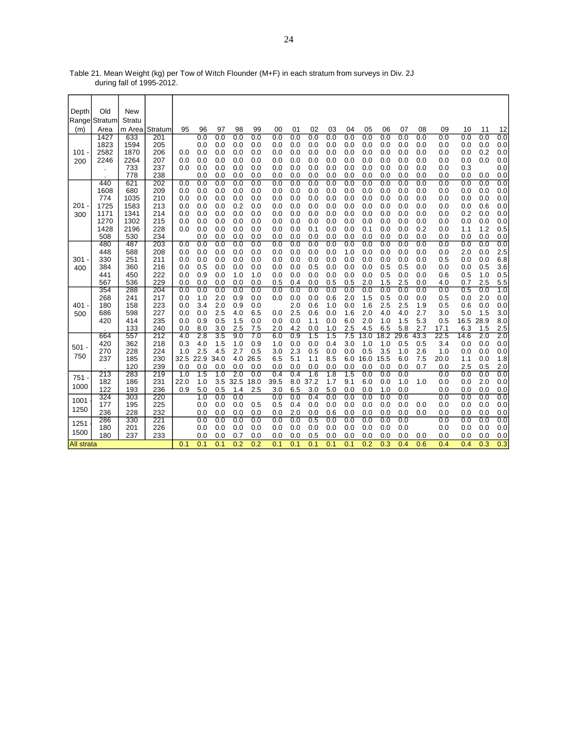Table 21. Mean Weight (kg) per Tow of Witch Flounder (M+F) in each stratum from surveys in Div. 2J during fall of 1995-2012.

| Depth Range (m) | Old Stratum Area | New Stratum Area | Stratum | 95 | 96 | 97 | 98 | 99 | 00 | 01 | 02 | 03 | 04 | 05 | 06 | 07 | 08 | 09 | 10 | 11 | 12 |
|---|---|---|---|---|---|---|---|---|---|---|---|---|---|---|---|---|---|---|---|---|---|
| 101 - 200 | 1427 | 633 | 201 | | 0.0 | 0.0 | 0.0 | 0.0 | 0.0 | 0.0 | 0.0 | 0.0 | 0.0 | 0.0 | 0.0 | 0.0 | 0.0 | 0.0 | 0.0 | 0.0 | 0.0 |
| | 1823 | 1594 | 205 | | 0.0 | 0.0 | 0.0 | 0.0 | 0.0 | 0.0 | 0.0 | 0.0 | 0.0 | 0.0 | 0.0 | 0.0 | 0.0 | 0.0 | 0.0 | 0.0 | 0.0 |
| | 2582 | 1870 | 206 | 0.0 | 0.0 | 0.0 | 0.0 | 0.0 | 0.0 | 0.0 | 0.0 | 0.0 | 0.0 | 0.0 | 0.0 | 0.0 | 0.0 | 0.0 | 0.0 | 0.2 | 0.0 |
| | 2246 | 2264 | 207 | 0.0 | 0.0 | 0.0 | 0.0 | 0.0 | 0.0 | 0.0 | 0.0 | 0.0 | 0.0 | 0.0 | 0.0 | 0.0 | 0.0 | 0.0 | 0.0 | 0.0 | 0.0 |
| | . | 733 | 237 | 0.0 | 0.0 | 0.0 | 0.0 | 0.0 | 0.0 | 0.0 | 0.0 | 0.0 | 0.0 | 0.0 | 0.0 | 0.0 | 0.0 | 0.0 | 0.3 | | 0.0 |
| | . | 778 | 238 | | 0.0 | 0.0 | 0.0 | 0.0 | 0.0 | 0.0 | 0.0 | 0.0 | 0.0 | 0.0 | 0.0 | 0.0 | 0.0 | 0.0 | 0.0 | 0.0 | 0.0 |
| 201 - 300 | 440 | 621 | 202 | 0.0 | 0.0 | 0.0 | 0.0 | 0.0 | 0.0 | 0.0 | 0.0 | 0.0 | 0.0 | 0.0 | 0.0 | 0.0 | 0.0 | 0.0 | 0.0 | 0.0 | 0.0 |
| | 1608 | 680 | 209 | 0.0 | 0.0 | 0.0 | 0.0 | 0.0 | 0.0 | 0.0 | 0.0 | 0.0 | 0.0 | 0.0 | 0.0 | 0.0 | 0.0 | 0.0 | 0.0 | 0.0 | 0.0 |
| | 774 | 1035 | 210 | 0.0 | 0.0 | 0.0 | 0.0 | 0.0 | 0.0 | 0.0 | 0.0 | 0.0 | 0.0 | 0.0 | 0.0 | 0.0 | 0.0 | 0.0 | 0.0 | 0.0 | 0.0 |
| | 1725 | 1583 | 213 | 0.0 | 0.0 | 0.0 | 0.2 | 0.0 | 0.0 | 0.0 | 0.0 | 0.0 | 0.0 | 0.0 | 0.0 | 0.0 | 0.0 | 0.0 | 0.0 | 0.6 | 0.0 |
| | 1171 | 1341 | 214 | 0.0 | 0.0 | 0.0 | 0.0 | 0.0 | 0.0 | 0.0 | 0.0 | 0.0 | 0.0 | 0.0 | 0.0 | 0.0 | 0.0 | 0.0 | 0.2 | 0.0 | 0.0 |
| | 1270 | 1302 | 215 | 0.0 | 0.0 | 0.0 | 0.0 | 0.0 | 0.0 | 0.0 | 0.0 | 0.0 | 0.0 | 0.0 | 0.0 | 0.0 | 0.0 | 0.0 | 0.0 | 0.0 | 0.0 |
| | 1428 | 2196 | 228 | 0.0 | 0.0 | 0.0 | 0.0 | 0.0 | 0.0 | 0.0 | 0.1 | 0.0 | 0.0 | 0.1 | 0.0 | 0.0 | 0.2 | 0.0 | 1.1 | 1.2 | 0.5 |
| | 508 | 530 | 234 | | 0.0 | 0.0 | 0.0 | 0.0 | 0.0 | 0.0 | 0.0 | 0.0 | 0.0 | 0.0 | 0.0 | 0.0 | 0.0 | 0.0 | 0.0 | 0.0 | 0.0 |
| 301 - 400 | 480 | 487 | 203 | 0.0 | 0.0 | 0.0 | 0.0 | 0.0 | 0.0 | 0.0 | 0.0 | 0.0 | 0.0 | 0.0 | 0.0 | 0.0 | 0.0 | 0.0 | 0.0 | 0.0 | 0.0 |
| | 448 | 588 | 208 | 0.0 | 0.0 | 0.0 | 0.0 | 0.0 | 0.0 | 0.0 | 0.0 | 0.0 | 1.0 | 0.0 | 0.0 | 0.0 | 0.0 | 0.0 | 2.0 | 0.0 | 2.5 |
| | 330 | 251 | 211 | 0.0 | 0.0 | 0.0 | 0.0 | 0.0 | 0.0 | 0.0 | 0.0 | 0.0 | 0.0 | 0.0 | 0.0 | 0.0 | 0.0 | 0.5 | 0.0 | 0.0 | 6.8 |
| | 384 | 360 | 216 | 0.0 | 0.5 | 0.0 | 0.0 | 0.0 | 0.0 | 0.0 | 0.5 | 0.0 | 0.0 | 0.0 | 0.5 | 0.5 | 0.0 | 0.0 | 0.0 | 0.5 | 3.6 |
| | 441 | 450 | 222 | 0.0 | 0.9 | 0.0 | 1.0 | 1.0 | 0.0 | 0.0 | 0.0 | 0.0 | 0.0 | 0.0 | 0.5 | 0.0 | 0.0 | 0.6 | 0.5 | 1.0 | 0.5 |
| | 567 | 536 | 229 | 0.0 | 0.0 | 0.0 | 0.0 | 0.0 | 0.5 | 0.4 | 0.0 | 0.5 | 0.5 | 2.0 | 1.5 | 2.5 | 0.0 | 4.0 | 0.7 | 2.5 | 5.5 |
| 401 - 500 | 354 | 288 | 204 | 0.0 | 0.0 | 0.0 | 0.0 | 0.0 | 0.0 | 0.0 | 0.0 | 0.0 | 0.0 | 0.0 | 0.0 | 0.0 | 0.0 | 0.0 | 0.5 | 0.0 | 1.0 |
| | 268 | 241 | 217 | 0.0 | 1.0 | 2.0 | 0.9 | 0.0 | 0.0 | 0.0 | 0.0 | 0.6 | 2.0 | 1.5 | 0.5 | 0.0 | 0.0 | 0.5 | 0.0 | 2.0 | 0.0 |
| | 180 | 158 | 223 | 0.0 | 3.4 | 2.0 | 0.9 | 0.0 | | 2.0 | 0.6 | 1.0 | 0.0 | 1.6 | 2.5 | 2.5 | 1.9 | 0.5 | 0.6 | 0.0 | 0.0 |
| | 686 | 598 | 227 | 0.0 | 0.0 | 2.5 | 4.0 | 6.5 | 0.0 | 2.5 | 0.6 | 0.0 | 1.6 | 2.0 | 4.0 | 4.0 | 2.7 | 3.0 | 5.0 | 1.5 | 3.0 |
| | 420 | 414 | 235 | 0.0 | 0.9 | 0.5 | 1.5 | 0.0 | 0.0 | 0.0 | 1.1 | 0.0 | 6.0 | 2.0 | 1.0 | 1.5 | 5.3 | 0.5 | 16.5 | 28.9 | 8.0 |
| | . | 133 | 240 | 0.0 | 8.0 | 3.0 | 2.5 | 7.5 | 2.0 | 4.2 | 0.0 | 1.0 | 2.5 | 4.5 | 6.5 | 5.8 | 2.7 | 17.1 | 6.3 | 1.5 | 2.5 |
| 501 - 750 | 664 | 557 | 212 | 4.0 | 2.8 | 3.5 | 9.0 | 7.0 | 6.0 | 0.9 | 1.5 | 1.5 | 7.5 | 13.0 | 18.2 | 29.6 | 43.3 | 22.5 | 14.6 | 2.0 | 2.0 |
| | 420 | 362 | 218 | 0.3 | 4.0 | 1.5 | 1.0 | 0.9 | 1.0 | 0.0 | 0.0 | 0.4 | 3.0 | 1.0 | 1.0 | 0.5 | 0.5 | 3.4 | 0.0 | 0.0 | 0.0 |
| | 270 | 228 | 224 | 1.0 | 2.5 | 4.5 | 2.7 | 0.5 | 3.0 | 2.3 | 0.5 | 0.0 | 0.0 | 0.5 | 3.5 | 1.0 | 2.6 | 1.0 | 0.0 | 0.0 | 0.0 |
| | 237 | 185 | 230 | 32.5 | 22.9 | 34.0 | 4.0 | 26.5 | 6.5 | 5.1 | 1.1 | 8.5 | 6.0 | 16.0 | 15.5 | 6.0 | 7.5 | 20.0 | 1.1 | 0.0 | 1.8 |
| | . | 120 | 239 | 0.0 | 0.0 | 0.0 | 0.0 | 0.0 | 0.0 | 0.0 | 0.0 | 0.0 | 0.0 | 0.0 | 0.0 | 0.0 | 0.7 | 0.0 | 2.5 | 0.5 | 2.0 |
| 751 - 1000 | 213 | 283 | 219 | 1.0 | 1.5 | 1.0 | 2.0 | 0.0 | 0.4 | 0.4 | 1.6 | 1.8 | 1.5 | 0.0 | 0.0 | 0.0 | | 0.0 | 0.0 | 0.0 | 0.0 |
| | 182 | 186 | 231 | 22.0 | 1.0 | 3.5 | 32.5 | 18.0 | 39.5 | 8.0 | 37.2 | 1.7 | 9.1 | 6.0 | 0.0 | 1.0 | 1.0 | 0.0 | 0.0 | 2.0 | 0.0 |
| | 122 | 193 | 236 | 0.9 | 5.0 | 0.5 | 1.4 | 2.5 | 3.0 | 6.5 | 3.0 | 5.0 | 0.0 | 0.0 | 1.0 | 0.0 | | 0.0 | 0.0 | 0.0 | 0.0 |
| 1001 - 1250 | 324 | 303 | 220 | | 1.0 | 0.0 | 0.0 | | 0.0 | 0.0 | 0.4 | 0.0 | 0.0 | 0.0 | 0.0 | 0.0 | | 0.0 | 0.0 | 0.0 | 0.0 |
| | 177 | 195 | 225 | | 0.0 | 0.0 | 0.0 | 0.5 | 0.5 | 0.4 | 0.0 | 0.0 | 0.0 | 0.0 | 0.0 | 0.0 | 0.0 | 0.0 | 0.0 | 0.0 | 0.0 |
| | 236 | 228 | 232 | | 0.0 | 0.0 | 0.0 | 0.0 | 0.0 | 2.0 | 0.0 | 0.6 | 0.0 | 0.0 | 0.0 | 0.0 | 0.0 | 0.0 | 0.0 | 0.0 | 0.0 |
| 1251 - 1500 | 286 | 330 | 221 | | 0.0 | 0.0 | 0.0 | 0.0 | 0.0 | 0.0 | 0.5 | 0.0 | 0.0 | 0.0 | 0.0 | 0.0 | | 0.0 | 0.0 | 0.0 | 0.0 |
| | 180 | 201 | 226 | | 0.0 | 0.0 | 0.0 | 0.0 | 0.0 | 0.0 | 0.0 | 0.0 | 0.0 | 0.0 | 0.0 | 0.0 | | 0.0 | 0.0 | 0.0 | 0.0 |
| | 180 | 237 | 233 | | 0.0 | 0.0 | 0.7 | 0.0 | 0.0 | 0.0 | 0.5 | 0.0 | 0.0 | 0.0 | 0.0 | 0.0 | 0.0 | 0.0 | 0.0 | 0.0 | 0.0 |
| All strata | | | | 0.1 | 0.1 | 0.1 | 0.2 | 0.2 | 0.1 | 0.1 | 0.1 | 0.1 | 0.1 | 0.2 | 0.3 | 0.4 | 0.6 | 0.4 | 0.4 | 0.3 | 0.3 |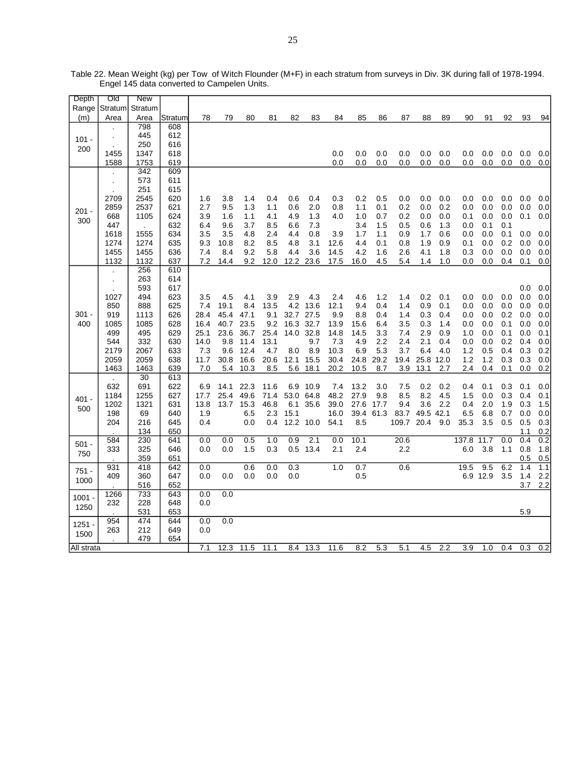Table 22. Mean Weight (kg) per Tow of Witch Flounder (M+F) in each stratum from surveys in Div. 3K during fall of 1978-1994. Engel 145 data converted to Campelen Units.

| Depth Range (m) | Old Stratum Area | New Stratum Area | Stratum | 78 | 79 | 80 | 81 | 82 | 83 | 84 | 85 | 86 | 87 | 88 | 89 | 90 | 91 | 92 | 93 | 94 |
|---|---|---|---|---|---|---|---|---|---|---|---|---|---|---|---|---|---|---|---|---|
| 101 - 200 | . | 798 | 608 | | | | | | | | | | | | | | | | | |
| | . | 445 | 612 | | | | | | | | | | | | | | | | | |
| | . | 250 | 616 | | | | | | | | | | | | | | | | | |
| | 1455 | 1347 | 618 | | | | | | | 0.0 | 0.0 | 0.0 | 0.0 | 0.0 | 0.0 | 0.0 | 0.0 | 0.0 | 0.0 | 0.0 |
| | 1588 | 1753 | 619 | | | | | | | 0.0 | 0.0 | 0.0 | 0.0 | 0.0 | 0.0 | 0.0 | 0.0 | 0.0 | 0.0 | 0.0 |
| 201 - 300 | . | 342 | 609 | | | | | | | | | | | | | | | | | |
| | . | 573 | 611 | | | | | | | | | | | | | | | | | |
| | . | 251 | 615 | | | | | | | | | | | | | | | | | |
| | 2709 | 2545 | 620 | 1.6 | 3.8 | 1.4 | 0.4 | 0.6 | 0.4 | 0.3 | 0.2 | 0.5 | 0.0 | 0.0 | 0.0 | 0.0 | 0.0 | 0.0 | 0.0 | 0.0 |
| | 2859 | 2537 | 621 | 2.7 | 9.5 | 1.3 | 1.1 | 0.6 | 2.0 | 0.8 | 1.1 | 0.1 | 0.2 | 0.0 | 0.2 | 0.0 | 0.0 | 0.0 | 0.0 | 0.0 |
| | 668 | 1105 | 624 | 3.9 | 1.6 | 1.1 | 4.1 | 4.9 | 1.3 | 4.0 | 1.0 | 0.7 | 0.2 | 0.0 | 0.0 | 0.1 | 0.0 | 0.0 | 0.1 | 0.0 |
| | 447 | . | 632 | 6.4 | 9.6 | 3.7 | 8.5 | 6.6 | 7.3 | | 3.4 | 1.5 | 0.5 | 0.6 | 1.3 | 0.0 | 0.1 | 0.1 | | |
| | 1618 | 1555 | 634 | 3.5 | 3.5 | 4.8 | 2.4 | 4.4 | 0.8 | 3.9 | 1.7 | 1.1 | 0.9 | 1.7 | 0.6 | 0.0 | 0.0 | 0.1 | 0.0 | 0.0 |
| | 1274 | 1274 | 635 | 9.3 | 10.8 | 8.2 | 8.5 | 4.8 | 3.1 | 12.6 | 4.4 | 0.1 | 0.8 | 1.9 | 0.9 | 0.1 | 0.0 | 0.2 | 0.0 | 0.0 |
| | 1455 | 1455 | 636 | 7.4 | 8.4 | 9.2 | 5.8 | 4.4 | 3.6 | 14.5 | 4.2 | 1.6 | 2.6 | 4.1 | 1.8 | 0.3 | 0.0 | 0.0 | 0.0 | 0.0 |
| | 1132 | 1132 | 637 | 7.2 | 14.4 | 9.2 | 12.0 | 12.2 | 23.6 | 17.5 | 16.0 | 4.5 | 5.4 | 1.4 | 1.0 | 0.0 | 0.0 | 0.4 | 0.1 | 0.0 |
| 301 - 400 | . | 256 | 610 | | | | | | | | | | | | | | | | | |
| | . | 263 | 614 | | | | | | | | | | | | | | | | | |
| | . | 593 | 617 | | | | | | | | | | | | | | | | 0.0 | 0.0 |
| | 1027 | 494 | 623 | 3.5 | 4.5 | 4.1 | 3.9 | 2.9 | 4.3 | 2.4 | 4.6 | 1.2 | 1.4 | 0.2 | 0.1 | 0.0 | 0.0 | 0.0 | 0.0 | 0.0 |
| | 850 | 888 | 625 | 7.4 | 19.1 | 8.4 | 13.5 | 4.2 | 13.6 | 12.1 | 9.4 | 0.4 | 1.4 | 0.9 | 0.1 | 0.0 | 0.0 | 0.0 | 0.0 | 0.0 |
| | 919 | 1113 | 626 | 28.4 | 45.4 | 47.1 | 9.1 | 32.7 | 27.5 | 9.9 | 8.8 | 0.4 | 1.4 | 0.3 | 0.4 | 0.0 | 0.0 | 0.2 | 0.0 | 0.0 |
| | 1085 | 1085 | 628 | 16.4 | 40.7 | 23.5 | 9.2 | 16.3 | 32.7 | 13.9 | 15.6 | 6.4 | 3.5 | 0.3 | 1.4 | 0.0 | 0.0 | 0.1 | 0.0 | 0.0 |
| | 499 | 495 | 629 | 25.1 | 23.6 | 36.7 | 25.4 | 14.0 | 32.8 | 14.8 | 14.5 | 3.3 | 7.4 | 2.9 | 0.9 | 1.0 | 0.0 | 0.1 | 0.0 | 0.1 |
| | 544 | 332 | 630 | 14.0 | 9.8 | 11.4 | 13.1 | | 9.7 | 7.3 | 4.9 | 2.2 | 2.4 | 2.1 | 0.4 | 0.0 | 0.0 | 0.2 | 0.4 | 0.0 |
| | 2179 | 2067 | 633 | 7.3 | 9.6 | 12.4 | 4.7 | 8.0 | 8.9 | 10.3 | 6.9 | 5.3 | 3.7 | 6.4 | 4.0 | 1.2 | 0.5 | 0.4 | 0.3 | 0.2 |
| | 2059 | 2059 | 638 | 11.7 | 30.8 | 16.6 | 20.6 | 12.1 | 15.5 | 30.4 | 24.8 | 29.2 | 19.4 | 25.8 | 12.0 | 1.2 | 1.2 | 0.3 | 0.3 | 0.0 |
| | 1463 | 1463 | 639 | 7.0 | 5.4 | 10.3 | 8.5 | 5.6 | 18.1 | 20.2 | 10.5 | 8.7 | 3.9 | 13.1 | 2.7 | 2.4 | 0.4 | 0.1 | 0.0 | 0.2 |
| 401 - 500 | . | 30 | 613 | | | | | | | | | | | | | | | | | |
| | 632 | 691 | 622 | 6.9 | 14.1 | 22.3 | 11.6 | 6.9 | 10.9 | 7.4 | 13.2 | 3.0 | 7.5 | 0.2 | 0.2 | 0.4 | 0.1 | 0.3 | 0.1 | 0.0 |
| | 1184 | 1255 | 627 | 17.7 | 25.4 | 49.6 | 71.4 | 53.0 | 64.8 | 48.2 | 27.9 | 9.8 | 8.5 | 8.2 | 4.5 | 1.5 | 0.0 | 0.3 | 0.4 | 0.1 |
| | 1202 | 1321 | 631 | 13.8 | 13.7 | 15.3 | 46.8 | 6.1 | 35.6 | 39.0 | 27.6 | 17.7 | 9.4 | 3.6 | 2.2 | 0.4 | 2.0 | 1.9 | 0.3 | 1.5 |
| | 198 | 69 | 640 | 1.9 | | 6.5 | 2.3 | 15.1 | | 16.0 | 39.4 | 61.3 | 83.7 | 49.5 | 42.1 | 6.5 | 6.8 | 0.7 | 0.0 | 0.0 |
| | 204 | 216 | 645 | 0.4 | | 0.0 | 0.4 | 12.2 | 10.0 | 54.1 | 8.5 | | 109.7 | 20.4 | 9.0 | 35.3 | 3.5 | 0.5 | 0.5 | 0.3 |
| | . | 134 | 650 | | | | | | | | | | | | | | | | 1.1 | 0.2 |
| 501 - 750 | 584 | 230 | 641 | 0.0 | 0.0 | 0.5 | 1.0 | 0.9 | 2.1 | 0.0 | 10.1 | | 20.6 | | | 137.8 | 11.7 | 0.0 | 0.4 | 0.2 |
| | 333 | 325 | 646 | 0.0 | 0.0 | 1.5 | 0.3 | 0.5 | 13.4 | 2.1 | 2.4 | | 2.2 | | | 6.0 | 3.8 | 1.1 | 0.8 | 1.8 |
| | . | 359 | 651 | | | | | | | | | | | | | | | | 0.5 | 0.5 |
| 751 - 1000 | 931 | 418 | 642 | 0.0 | | 0.6 | 0.0 | 0.3 | | 1.0 | 0.7 | | 0.6 | | | 19.5 | 9.5 | 6.2 | 1.4 | 1.1 |
| | 409 | 360 | 647 | 0.0 | 0.0 | 0.0 | 0.0 | 0.0 | | | 0.5 | | | | | 6.9 | 12.9 | 3.5 | 1.4 | 2.2 |
| | . | 516 | 652 | | | | | | | | | | | | | | | | 3.7 | 2.2 |
| 1001 - 1250 | 1266 | 733 | 643 | 0.0 | 0.0 | | | | | | | | | | | | | | | |
| | 232 | 228 | 648 | 0.0 | | | | | | | | | | | | | | | | |
| | . | 531 | 653 | | | | | | | | | | | | | | | | 5.9 | |
| 1251 - 1500 | 954 | 474 | 644 | 0.0 | 0.0 | | | | | | | | | | | | | | | |
| | 263 | 212 | 649 | 0.0 | | | | | | | | | | | | | | | | |
| | . | 479 | 654 | | | | | | | | | | | | | | | | | |
| All strata | | | | 7.1 | 12.3 | 11.5 | 11.1 | 8.4 | 13.3 | 11.6 | 8.2 | 5.3 | 5.1 | 4.5 | 2.2 | 3.9 | 1.0 | 0.4 | 0.3 | 0.2 |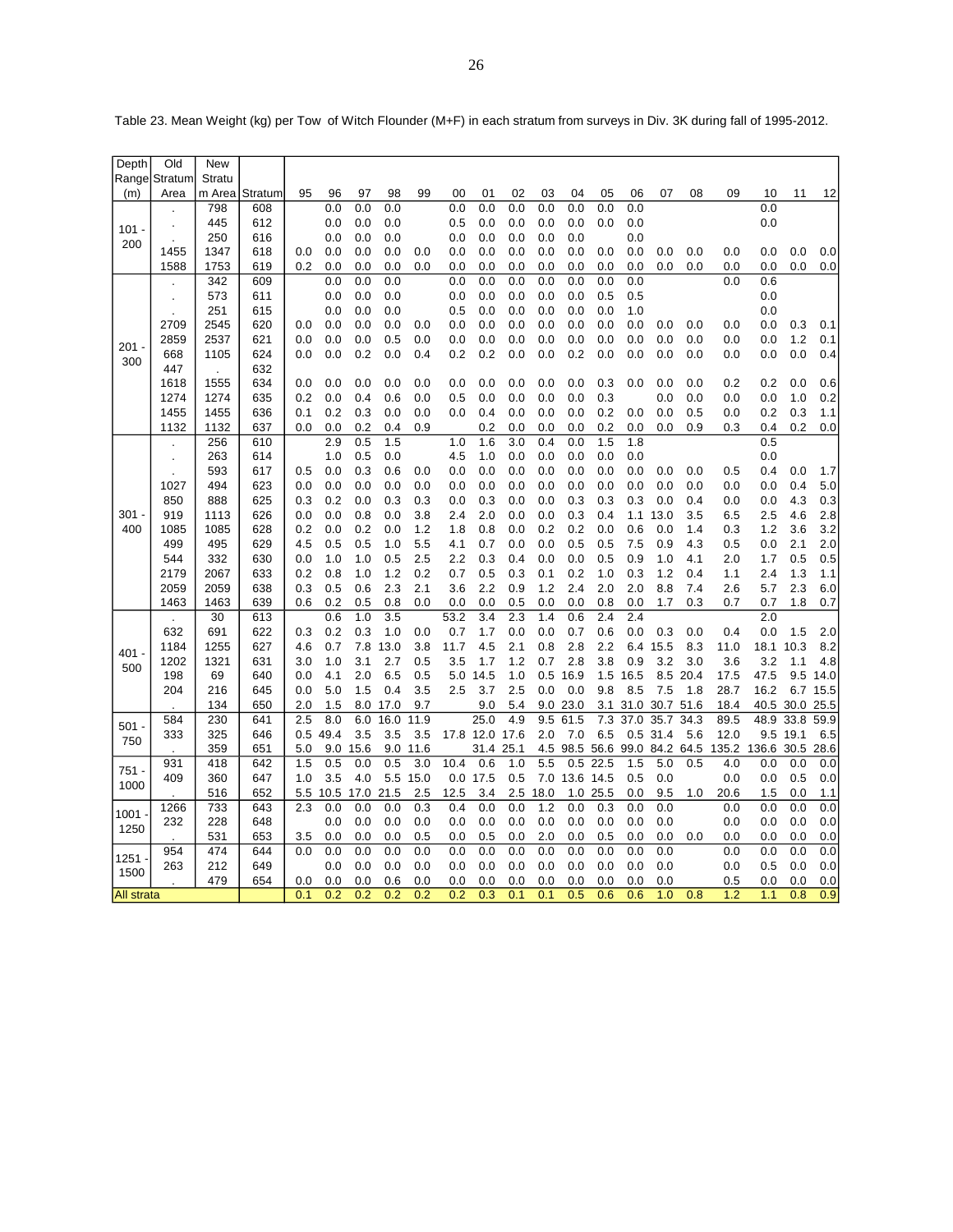Table 23. Mean Weight (kg) per Tow of Witch Flounder (M+F) in each stratum from surveys in Div. 3K during fall of 1995-2012.

| Depth Range (m) | Old Stratum Area | New Stratum Area | Stratum | 95 | 96 | 97 | 98 | 99 | 00 | 01 | 02 | 03 | 04 | 05 | 06 | 07 | 08 | 09 | 10 | 11 | 12 |
|---|---|---|---|---|---|---|---|---|---|---|---|---|---|---|---|---|---|---|---|---|---|
| 101 - 200 | . | 798 | 608 | | 0.0 | 0.0 | 0.0 | | 0.0 | 0.0 | 0.0 | 0.0 | 0.0 | 0.0 | 0.0 | | | | 0.0 | | |
| | . | 445 | 612 | | 0.0 | 0.0 | 0.0 | | 0.5 | 0.0 | 0.0 | 0.0 | 0.0 | 0.0 | 0.0 | | | | 0.0 | | |
| | . | 250 | 616 | | 0.0 | 0.0 | 0.0 | | 0.0 | 0.0 | 0.0 | 0.0 | 0.0 | | 0.0 | | | | | | |
| | 1455 | 1347 | 618 | 0.0 | 0.0 | 0.0 | 0.0 | 0.0 | 0.0 | 0.0 | 0.0 | 0.0 | 0.0 | 0.0 | 0.0 | 0.0 | 0.0 | 0.0 | 0.0 | 0.0 | 0.0 |
| | 1588 | 1753 | 619 | 0.2 | 0.0 | 0.0 | 0.0 | 0.0 | 0.0 | 0.0 | 0.0 | 0.0 | 0.0 | 0.0 | 0.0 | 0.0 | 0.0 | 0.0 | 0.0 | 0.0 | 0.0 |
| 201 - 300 | . | 342 | 609 | | 0.0 | 0.0 | 0.0 | | 0.0 | 0.0 | 0.0 | 0.0 | 0.0 | 0.0 | 0.0 | | | 0.0 | 0.6 | | |
| | . | 573 | 611 | | 0.0 | 0.0 | 0.0 | | 0.0 | 0.0 | 0.0 | 0.0 | 0.0 | 0.5 | 0.5 | | | | 0.0 | | |
| | . | 251 | 615 | | 0.0 | 0.0 | 0.0 | | 0.5 | 0.0 | 0.0 | 0.0 | 0.0 | 0.0 | 1.0 | | | | 0.0 | | |
| | 2709 | 2545 | 620 | 0.0 | 0.0 | 0.0 | 0.0 | 0.0 | 0.0 | 0.0 | 0.0 | 0.0 | 0.0 | 0.0 | 0.0 | 0.0 | 0.0 | 0.0 | 0.0 | 0.3 | 0.1 |
| | 2859 | 2537 | 621 | 0.0 | 0.0 | 0.0 | 0.5 | 0.0 | 0.0 | 0.0 | 0.0 | 0.0 | 0.0 | 0.0 | 0.0 | 0.0 | 0.0 | 0.0 | 0.0 | 1.2 | 0.1 |
| | 668 | 1105 | 624 | 0.0 | 0.0 | 0.2 | 0.0 | 0.4 | 0.2 | 0.2 | 0.0 | 0.0 | 0.2 | 0.0 | 0.0 | 0.0 | 0.0 | 0.0 | 0.0 | 0.0 | 0.4 |
| | 447 | . | 632 | | | | | | | | | | | | | | | | | | |
| | 1618 | 1555 | 634 | 0.0 | 0.0 | 0.0 | 0.0 | 0.0 | 0.0 | 0.0 | 0.0 | 0.0 | 0.0 | 0.3 | 0.0 | 0.0 | 0.0 | 0.2 | 0.2 | 0.0 | 0.6 |
| | 1274 | 1274 | 635 | 0.2 | 0.0 | 0.4 | 0.6 | 0.0 | 0.5 | 0.0 | 0.0 | 0.0 | 0.0 | 0.3 | | 0.0 | 0.0 | 0.0 | 0.0 | 1.0 | 0.2 |
| | 1455 | 1455 | 636 | 0.1 | 0.2 | 0.3 | 0.0 | 0.0 | 0.0 | 0.4 | 0.0 | 0.0 | 0.0 | 0.2 | 0.0 | 0.0 | 0.5 | 0.0 | 0.2 | 0.3 | 1.1 |
| | 1132 | 1132 | 637 | 0.0 | 0.0 | 0.2 | 0.4 | 0.9 | | 0.2 | 0.0 | 0.0 | 0.0 | 0.2 | 0.0 | 0.0 | 0.9 | 0.3 | 0.4 | 0.2 | 0.0 |
| 301 - 400 | . | 256 | 610 | | 2.9 | 0.5 | 1.5 | | 1.0 | 1.6 | 3.0 | 0.4 | 0.0 | 1.5 | 1.8 | | | | 0.5 | | |
| | . | 263 | 614 | | 1.0 | 0.5 | 0.0 | | 4.5 | 1.0 | 0.0 | 0.0 | 0.0 | 0.0 | 0.0 | | | | 0.0 | | |
| | . | 593 | 617 | 0.5 | 0.0 | 0.3 | 0.6 | 0.0 | 0.0 | 0.0 | 0.0 | 0.0 | 0.0 | 0.0 | 0.0 | 0.0 | 0.0 | 0.5 | 0.4 | 0.0 | 1.7 |
| | 1027 | 494 | 623 | 0.0 | 0.0 | 0.0 | 0.0 | 0.0 | 0.0 | 0.0 | 0.0 | 0.0 | 0.0 | 0.0 | 0.0 | 0.0 | 0.0 | 0.0 | 0.0 | 0.4 | 5.0 |
| | 850 | 888 | 625 | 0.3 | 0.2 | 0.0 | 0.3 | 0.3 | 0.0 | 0.3 | 0.0 | 0.0 | 0.3 | 0.3 | 0.3 | 0.0 | 0.4 | 0.0 | 0.0 | 4.3 | 0.3 |
| | 919 | 1113 | 626 | 0.0 | 0.0 | 0.8 | 0.0 | 3.8 | 2.4 | 2.0 | 0.0 | 0.0 | 0.3 | 0.4 | 1.1 | 13.0 | 3.5 | 6.5 | 2.5 | 4.6 | 2.8 |
| | 1085 | 1085 | 628 | 0.2 | 0.0 | 0.2 | 0.0 | 1.2 | 1.8 | 0.8 | 0.0 | 0.2 | 0.2 | 0.0 | 0.6 | 0.0 | 1.4 | 0.3 | 1.2 | 3.6 | 3.2 |
| | 499 | 495 | 629 | 4.5 | 0.5 | 0.5 | 1.0 | 5.5 | 4.1 | 0.7 | 0.0 | 0.0 | 0.5 | 0.5 | 7.5 | 0.9 | 4.3 | 0.5 | 0.0 | 2.1 | 2.0 |
| | 544 | 332 | 630 | 0.0 | 1.0 | 1.0 | 0.5 | 2.5 | 2.2 | 0.3 | 0.4 | 0.0 | 0.0 | 0.5 | 0.9 | 1.0 | 4.1 | 2.0 | 1.7 | 0.5 | 0.5 |
| | 2179 | 2067 | 633 | 0.2 | 0.8 | 1.0 | 1.2 | 0.2 | 0.7 | 0.5 | 0.3 | 0.1 | 0.2 | 1.0 | 0.3 | 1.2 | 0.4 | 1.1 | 2.4 | 1.3 | 1.1 |
| | 2059 | 2059 | 638 | 0.3 | 0.5 | 0.6 | 2.3 | 2.1 | 3.6 | 2.2 | 0.9 | 1.2 | 2.4 | 2.0 | 2.0 | 8.8 | 7.4 | 2.6 | 5.7 | 2.3 | 6.0 |
| | 1463 | 1463 | 639 | 0.6 | 0.2 | 0.5 | 0.8 | 0.0 | 0.0 | 0.0 | 0.5 | 0.0 | 0.0 | 0.8 | 0.0 | 1.7 | 0.3 | 0.7 | 0.7 | 1.8 | 0.7 |
| 401 - 500 | . | 30 | 613 | | 0.6 | 1.0 | 3.5 | | 53.2 | 3.4 | 2.3 | 1.4 | 0.6 | 2.4 | 2.4 | | | | 2.0 | | |
| | 632 | 691 | 622 | 0.3 | 0.2 | 0.3 | 1.0 | 0.0 | 0.7 | 1.7 | 0.0 | 0.0 | 0.7 | 0.6 | 0.0 | 0.3 | 0.0 | 0.4 | 0.0 | 1.5 | 2.0 |
| | 1184 | 1255 | 627 | 4.6 | 0.7 | 7.8 | 13.0 | 3.8 | 11.7 | 4.5 | 2.1 | 0.8 | 2.8 | 2.2 | 6.4 | 15.5 | 8.3 | 11.0 | 18.1 | 10.3 | 8.2 |
| | 1202 | 1321 | 631 | 3.0 | 1.0 | 3.1 | 2.7 | 0.5 | 3.5 | 1.7 | 1.2 | 0.7 | 2.8 | 3.8 | 0.9 | 3.2 | 3.0 | 3.6 | 3.2 | 1.1 | 4.8 |
| | 198 | 69 | 640 | 0.0 | 4.1 | 2.0 | 6.5 | 0.5 | 5.0 | 14.5 | 1.0 | 0.5 | 16.9 | 1.5 | 16.5 | 8.5 | 20.4 | 17.5 | 47.5 | 9.5 | 14.0 |
| | 204 | 216 | 645 | 0.0 | 5.0 | 1.5 | 0.4 | 3.5 | 2.5 | 3.7 | 2.5 | 0.0 | 0.0 | 9.8 | 8.5 | 7.5 | 1.8 | 28.7 | 16.2 | 6.7 | 15.5 |
| | . | 134 | 650 | 2.0 | 1.5 | 8.0 | 17.0 | 9.7 | | 9.0 | 5.4 | 9.0 | 23.0 | 3.1 | 31.0 | 30.7 | 51.6 | 18.4 | 40.5 | 30.0 | 25.5 |
| 501 - 750 | 584 | 230 | 641 | 2.5 | 8.0 | 6.0 | 16.0 | 11.9 | | 25.0 | 4.9 | 9.5 | 61.5 | 7.3 | 37.0 | 35.7 | 34.3 | 89.5 | 48.9 | 33.8 | 59.9 |
| | 333 | 325 | 646 | 0.5 | 49.4 | 3.5 | 3.5 | 3.5 | 17.8 | 12.0 | 17.6 | 2.0 | 7.0 | 6.5 | 0.5 | 31.4 | 5.6 | 12.0 | 9.5 | 19.1 | 6.5 |
| | . | 359 | 651 | 5.0 | 9.0 | 15.6 | 9.0 | 11.6 | | 31.4 | 25.1 | 4.5 | 98.5 | 56.6 | 99.0 | 84.2 | 64.5 | 135.2 | 136.6 | 30.5 | 28.6 |
| 751 - 1000 | 931 | 418 | 642 | 1.5 | 0.5 | 0.0 | 0.5 | 3.0 | 10.4 | 0.6 | 1.0 | 5.5 | 0.5 | 22.5 | 1.5 | 5.0 | 0.5 | 4.0 | 0.0 | 0.0 | 0.0 |
| | 409 | 360 | 647 | 1.0 | 3.5 | 4.0 | 5.5 | 15.0 | 0.0 | 17.5 | 0.5 | 7.0 | 13.6 | 14.5 | 0.5 | 0.0 | | 0.0 | 0.0 | 0.5 | 0.0 |
| | . | 516 | 652 | 5.5 | 10.5 | 17.0 | 21.5 | 2.5 | 12.5 | 3.4 | 2.5 | 18.0 | 1.0 | 25.5 | 0.0 | 9.5 | 1.0 | 20.6 | 1.5 | 0.0 | 1.1 |
| 1001 - 1250 | 1266 | 733 | 643 | 2.3 | 0.0 | 0.0 | 0.0 | 0.3 | 0.4 | 0.0 | 0.0 | 1.2 | 0.0 | 0.3 | 0.0 | 0.0 | | 0.0 | 0.0 | 0.0 | 0.0 |
| | 232 | 228 | 648 | | 0.0 | 0.0 | 0.0 | 0.0 | 0.0 | 0.0 | 0.0 | 0.0 | 0.0 | 0.0 | 0.0 | 0.0 | | 0.0 | 0.0 | 0.0 | 0.0 |
| | . | 531 | 653 | 3.5 | 0.0 | 0.0 | 0.0 | 0.5 | 0.0 | 0.5 | 0.0 | 2.0 | 0.0 | 0.5 | 0.0 | 0.0 | 0.0 | 0.0 | 0.0 | 0.0 | 0.0 |
| 1251 - 1500 | 954 | 474 | 644 | 0.0 | 0.0 | 0.0 | 0.0 | 0.0 | 0.0 | 0.0 | 0.0 | 0.0 | 0.0 | 0.0 | 0.0 | 0.0 | | 0.0 | 0.0 | 0.0 | 0.0 |
| | 263 | 212 | 649 | | 0.0 | 0.0 | 0.0 | 0.0 | 0.0 | 0.0 | 0.0 | 0.0 | 0.0 | 0.0 | 0.0 | 0.0 | | 0.0 | 0.5 | 0.0 | 0.0 |
| | . | 479 | 654 | 0.0 | 0.0 | 0.0 | 0.6 | 0.0 | 0.0 | 0.0 | 0.0 | 0.0 | 0.0 | 0.0 | 0.0 | 0.0 | | 0.5 | 0.0 | 0.0 | 0.0 |
| All strata | | | | 0.1 | 0.2 | 0.2 | 0.2 | 0.2 | 0.2 | 0.3 | 0.1 | 0.1 | 0.5 | 0.6 | 0.6 | 1.0 | 0.8 | 1.2 | 1.1 | 0.8 | 0.9 |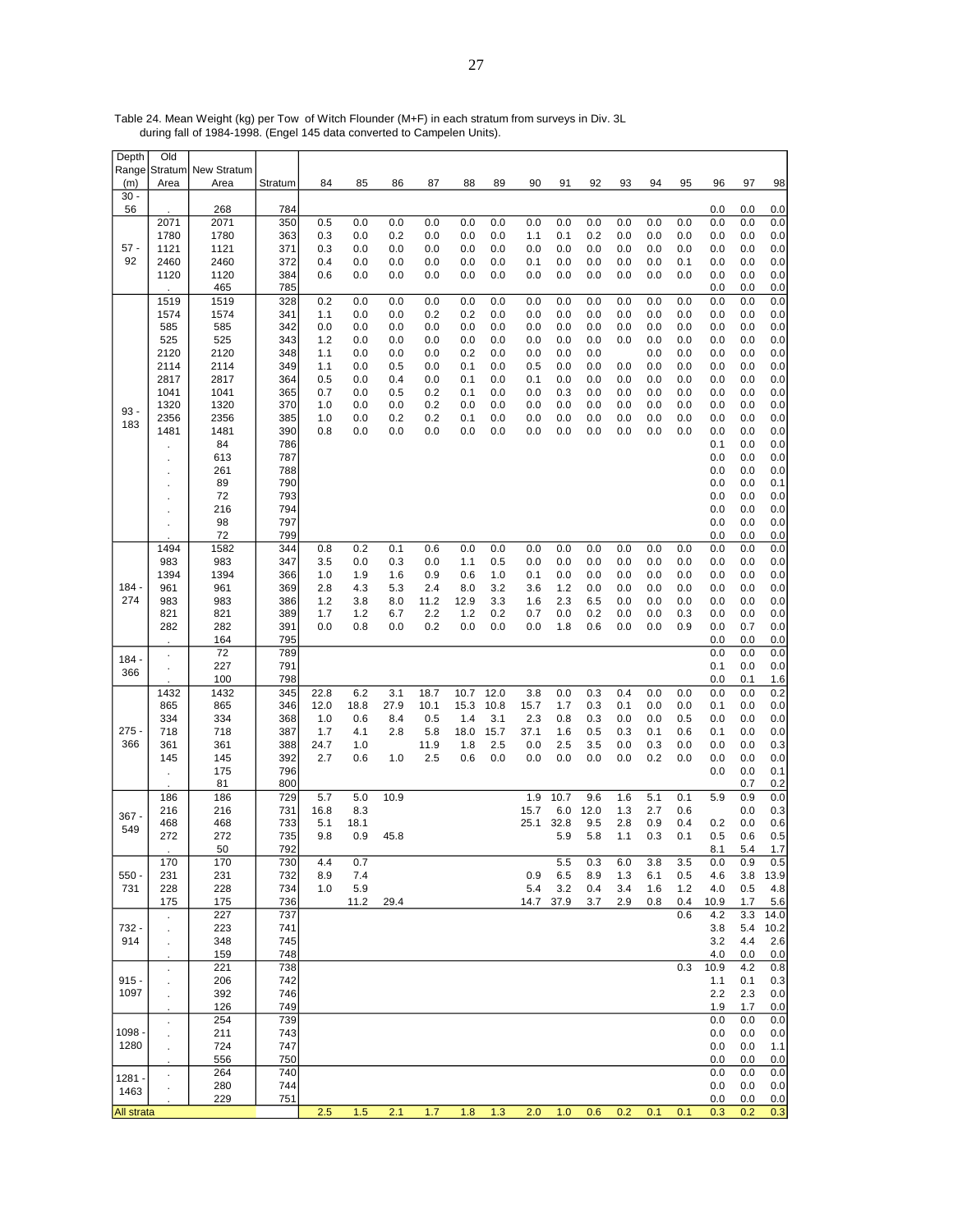Table 24. Mean Weight (kg) per Tow of Witch Flounder (M+F) in each stratum from surveys in Div. 3L during fall of 1984-1998. (Engel 145 data converted to Campelen Units).

| Depth Range (m) | Old Stratum Area | New Stratum Area | Stratum | 84 | 85 | 86 | 87 | 88 | 89 | 90 | 91 | 92 | 93 | 94 | 95 | 96 | 97 | 98 |
|---|---|---|---|---|---|---|---|---|---|---|---|---|---|---|---|---|---|---|
| 30 - 56 | . | 268 | 784 | | | | | | | | | | | | | 0.0 | 0.0 | 0.0 |
| 57 - 92 | 2071 | 2071 | 350 | 0.5 | 0.0 | 0.0 | 0.0 | 0.0 | 0.0 | 0.0 | 0.0 | 0.0 | 0.0 | 0.0 | 0.0 | 0.0 | 0.0 | 0.0 |
| | 1780 | 1780 | 363 | 0.3 | 0.0 | 0.2 | 0.0 | 0.0 | 0.0 | 1.1 | 0.1 | 0.2 | 0.0 | 0.0 | 0.0 | 0.0 | 0.0 | 0.0 |
| | 1121 | 1121 | 371 | 0.3 | 0.0 | 0.0 | 0.0 | 0.0 | 0.0 | 0.0 | 0.0 | 0.0 | 0.0 | 0.0 | 0.0 | 0.0 | 0.0 | 0.0 |
| | 2460 | 2460 | 372 | 0.4 | 0.0 | 0.0 | 0.0 | 0.0 | 0.0 | 0.1 | 0.0 | 0.0 | 0.0 | 0.0 | 0.1 | 0.0 | 0.0 | 0.0 |
| | 1120 | 1120 | 384 | 0.6 | 0.0 | 0.0 | 0.0 | 0.0 | 0.0 | 0.0 | 0.0 | 0.0 | 0.0 | 0.0 | 0.0 | 0.0 | 0.0 | 0.0 |
| | . | 465 | 785 | | | | | | | | | | | | | 0.0 | 0.0 | 0.0 |
| 93 - 183 | 1519 | 1519 | 328 | 0.2 | 0.0 | 0.0 | 0.0 | 0.0 | 0.0 | 0.0 | 0.0 | 0.0 | 0.0 | 0.0 | 0.0 | 0.0 | 0.0 | 0.0 |
| | 1574 | 1574 | 341 | 1.1 | 0.0 | 0.0 | 0.2 | 0.2 | 0.0 | 0.0 | 0.0 | 0.0 | 0.0 | 0.0 | 0.0 | 0.0 | 0.0 | 0.0 |
| | 585 | 585 | 342 | 0.0 | 0.0 | 0.0 | 0.0 | 0.0 | 0.0 | 0.0 | 0.0 | 0.0 | 0.0 | 0.0 | 0.0 | 0.0 | 0.0 | 0.0 |
| | 525 | 525 | 343 | 1.2 | 0.0 | 0.0 | 0.0 | 0.0 | 0.0 | 0.0 | 0.0 | 0.0 | 0.0 | 0.0 | 0.0 | 0.0 | 0.0 | 0.0 |
| | 2120 | 2120 | 348 | 1.1 | 0.0 | 0.0 | 0.0 | 0.2 | 0.0 | 0.0 | 0.0 | 0.0 | | 0.0 | 0.0 | 0.0 | 0.0 | 0.0 |
| | 2114 | 2114 | 349 | 1.1 | 0.0 | 0.5 | 0.0 | 0.1 | 0.0 | 0.5 | 0.0 | 0.0 | 0.0 | 0.0 | 0.0 | 0.0 | 0.0 | 0.0 |
| | 2817 | 2817 | 364 | 0.5 | 0.0 | 0.4 | 0.0 | 0.1 | 0.0 | 0.1 | 0.0 | 0.0 | 0.0 | 0.0 | 0.0 | 0.0 | 0.0 | 0.0 |
| | 1041 | 1041 | 365 | 0.7 | 0.0 | 0.5 | 0.2 | 0.1 | 0.0 | 0.0 | 0.3 | 0.0 | 0.0 | 0.0 | 0.0 | 0.0 | 0.0 | 0.0 |
| | 1320 | 1320 | 370 | 1.0 | 0.0 | 0.0 | 0.2 | 0.0 | 0.0 | 0.0 | 0.0 | 0.0 | 0.0 | 0.0 | 0.0 | 0.0 | 0.0 | 0.0 |
| | 2356 | 2356 | 385 | 1.0 | 0.0 | 0.2 | 0.2 | 0.1 | 0.0 | 0.0 | 0.0 | 0.0 | 0.0 | 0.0 | 0.0 | 0.0 | 0.0 | 0.0 |
| | 1481 | 1481 | 390 | 0.8 | 0.0 | 0.0 | 0.0 | 0.0 | 0.0 | 0.0 | 0.0 | 0.0 | 0.0 | 0.0 | 0.0 | 0.0 | 0.0 | 0.0 |
| | . | 84 | 786 | | | | | | | | | | | | | 0.1 | 0.0 | 0.0 |
| | . | 613 | 787 | | | | | | | | | | | | | 0.0 | 0.0 | 0.0 |
| | . | 261 | 788 | | | | | | | | | | | | | 0.0 | 0.0 | 0.0 |
| | . | 89 | 790 | | | | | | | | | | | | | 0.0 | 0.0 | 0.1 |
| | . | 72 | 793 | | | | | | | | | | | | | 0.0 | 0.0 | 0.0 |
| | . | 216 | 794 | | | | | | | | | | | | | 0.0 | 0.0 | 0.0 |
| | . | 98 | 797 | | | | | | | | | | | | | 0.0 | 0.0 | 0.0 |
| | . | 72 | 799 | | | | | | | | | | | | | 0.0 | 0.0 | 0.0 |
| 184 - 274 | 1494 | 1582 | 344 | 0.8 | 0.2 | 0.1 | 0.6 | 0.0 | 0.0 | 0.0 | 0.0 | 0.0 | 0.0 | 0.0 | 0.0 | 0.0 | 0.0 | 0.0 |
| | 983 | 983 | 347 | 3.5 | 0.0 | 0.3 | 0.0 | 1.1 | 0.5 | 0.0 | 0.0 | 0.0 | 0.0 | 0.0 | 0.0 | 0.0 | 0.0 | 0.0 |
| | 1394 | 1394 | 366 | 1.0 | 1.9 | 1.6 | 0.9 | 0.6 | 1.0 | 0.1 | 0.0 | 0.0 | 0.0 | 0.0 | 0.0 | 0.0 | 0.0 | 0.0 |
| | 961 | 961 | 369 | 2.8 | 4.3 | 5.3 | 2.4 | 8.0 | 3.2 | 3.6 | 1.2 | 0.0 | 0.0 | 0.0 | 0.0 | 0.0 | 0.0 | 0.0 |
| | 983 | 983 | 386 | 1.2 | 3.8 | 8.0 | 11.2 | 12.9 | 3.3 | 1.6 | 2.3 | 6.5 | 0.0 | 0.0 | 0.0 | 0.0 | 0.0 | 0.0 |
| | 821 | 821 | 389 | 1.7 | 1.2 | 6.7 | 2.2 | 1.2 | 0.2 | 0.7 | 0.0 | 0.2 | 0.0 | 0.0 | 0.3 | 0.0 | 0.0 | 0.0 |
| | 282 | 282 | 391 | 0.0 | 0.8 | 0.0 | 0.2 | 0.0 | 0.0 | 0.0 | 1.8 | 0.6 | 0.0 | 0.0 | 0.9 | 0.0 | 0.7 | 0.0 |
| | . | 164 | 795 | | | | | | | | | | | | | 0.0 | 0.0 | 0.0 |
| 184 - 366 | . | 72 | 789 | | | | | | | | | | | | | 0.0 | 0.0 | 0.0 |
| | . | 227 | 791 | | | | | | | | | | | | | 0.1 | 0.0 | 0.0 |
| | . | 100 | 798 | | | | | | | | | | | | | 0.0 | 0.1 | 1.6 |
| 275 - 366 | 1432 | 1432 | 345 | 22.8 | 6.2 | 3.1 | 18.7 | 10.7 | 12.0 | 3.8 | 0.0 | 0.3 | 0.4 | 0.0 | 0.0 | 0.0 | 0.0 | 0.2 |
| | 865 | 865 | 346 | 12.0 | 18.8 | 27.9 | 10.1 | 15.3 | 10.8 | 15.7 | 1.7 | 0.3 | 0.1 | 0.0 | 0.0 | 0.1 | 0.0 | 0.0 |
| | 334 | 334 | 368 | 1.0 | 0.6 | 8.4 | 0.5 | 1.4 | 3.1 | 2.3 | 0.8 | 0.3 | 0.0 | 0.0 | 0.5 | 0.0 | 0.0 | 0.0 |
| | 718 | 718 | 387 | 1.7 | 4.1 | 2.8 | 5.8 | 18.0 | 15.7 | 37.1 | 1.6 | 0.5 | 0.3 | 0.1 | 0.6 | 0.1 | 0.0 | 0.0 |
| | 361 | 361 | 388 | 24.7 | 1.0 | | 11.9 | 1.8 | 2.5 | 0.0 | 2.5 | 3.5 | 0.0 | 0.3 | 0.0 | 0.0 | 0.0 | 0.3 |
| | 145 | 145 | 392 | 2.7 | 0.6 | 1.0 | 2.5 | 0.6 | 0.0 | 0.0 | 0.0 | 0.0 | 0.0 | 0.2 | 0.0 | 0.0 | 0.0 | 0.0 |
| | . | 175 | 796 | | | | | | | | | | | | | 0.0 | 0.0 | 0.1 |
| | . | 81 | 800 | | | | | | | | | | | | | | 0.7 | 0.2 |
| 367 - 549 | 186 | 186 | 729 | 5.7 | 5.0 | 10.9 | | | | 1.9 | 10.7 | 9.6 | 1.6 | 5.1 | 0.1 | 5.9 | 0.9 | 0.0 |
| | 216 | 216 | 731 | 16.8 | 8.3 | | | | | 15.7 | 6.0 | 12.0 | 1.3 | 2.7 | 0.6 | | 0.0 | 0.3 |
| | 468 | 468 | 733 | 5.1 | 18.1 | | | | | 25.1 | 32.8 | 9.5 | 2.8 | 0.9 | 0.4 | 0.2 | 0.0 | 0.6 |
| | 272 | 272 | 735 | 9.8 | 0.9 | 45.8 | | | | | 5.9 | 5.8 | 1.1 | 0.3 | 0.1 | 0.5 | 0.6 | 0.5 |
| | . | 50 | 792 | | | | | | | | | | | | | 8.1 | 5.4 | 1.7 |
| 550 - 731 | 170 | 170 | 730 | 4.4 | 0.7 | | | | | | 5.5 | 0.3 | 6.0 | 3.8 | 3.5 | 0.0 | 0.9 | 0.5 |
| | 231 | 231 | 732 | 8.9 | 7.4 | | | | | 0.9 | 6.5 | 8.9 | 1.3 | 6.1 | 0.5 | 4.6 | 3.8 | 13.9 |
| | 228 | 228 | 734 | 1.0 | 5.9 | | | | | 5.4 | 3.2 | 0.4 | 3.4 | 1.6 | 1.2 | 4.0 | 0.5 | 4.8 |
| | 175 | 175 | 736 | | 11.2 | 29.4 | | | | 14.7 | 37.9 | 3.7 | 2.9 | 0.8 | 0.4 | 10.9 | 1.7 | 5.6 |
| 732 - 914 | . | 227 | 737 | | | | | | | | | | | | 0.6 | 4.2 | 3.3 | 14.0 |
| | . | 223 | 741 | | | | | | | | | | | | | 3.8 | 5.4 | 10.2 |
| | . | 348 | 745 | | | | | | | | | | | | | 3.2 | 4.4 | 2.6 |
| | . | 159 | 748 | | | | | | | | | | | | | 4.0 | 0.0 | 0.0 |
| 915 - 1097 | . | 221 | 738 | | | | | | | | | | | | 0.3 | 10.9 | 4.2 | 0.8 |
| | . | 206 | 742 | | | | | | | | | | | | | 1.1 | 0.1 | 0.3 |
| | . | 392 | 746 | | | | | | | | | | | | | 2.2 | 2.3 | 0.0 |
| | . | 126 | 749 | | | | | | | | | | | | | 1.9 | 1.7 | 0.0 |
| 1098 - 1280 | . | 254 | 739 | | | | | | | | | | | | | 0.0 | 0.0 | 0.0 |
| | . | 211 | 743 | | | | | | | | | | | | | 0.0 | 0.0 | 0.0 |
| | . | 724 | 747 | | | | | | | | | | | | | 0.0 | 0.0 | 1.1 |
| | . | 556 | 750 | | | | | | | | | | | | | 0.0 | 0.0 | 0.0 |
| 1281 - 1463 | . | 264 | 740 | | | | | | | | | | | | | 0.0 | 0.0 | 0.0 |
| | . | 280 | 744 | | | | | | | | | | | | | 0.0 | 0.0 | 0.0 |
| | . | 229 | 751 | | | | | | | | | | | | | 0.0 | 0.0 | 0.0 |
| All strata | | | | 2.5 | 1.5 | 2.1 | 1.7 | 1.8 | 1.3 | 2.0 | 1.0 | 0.6 | 0.2 | 0.1 | 0.1 | 0.3 | 0.2 | 0.3 |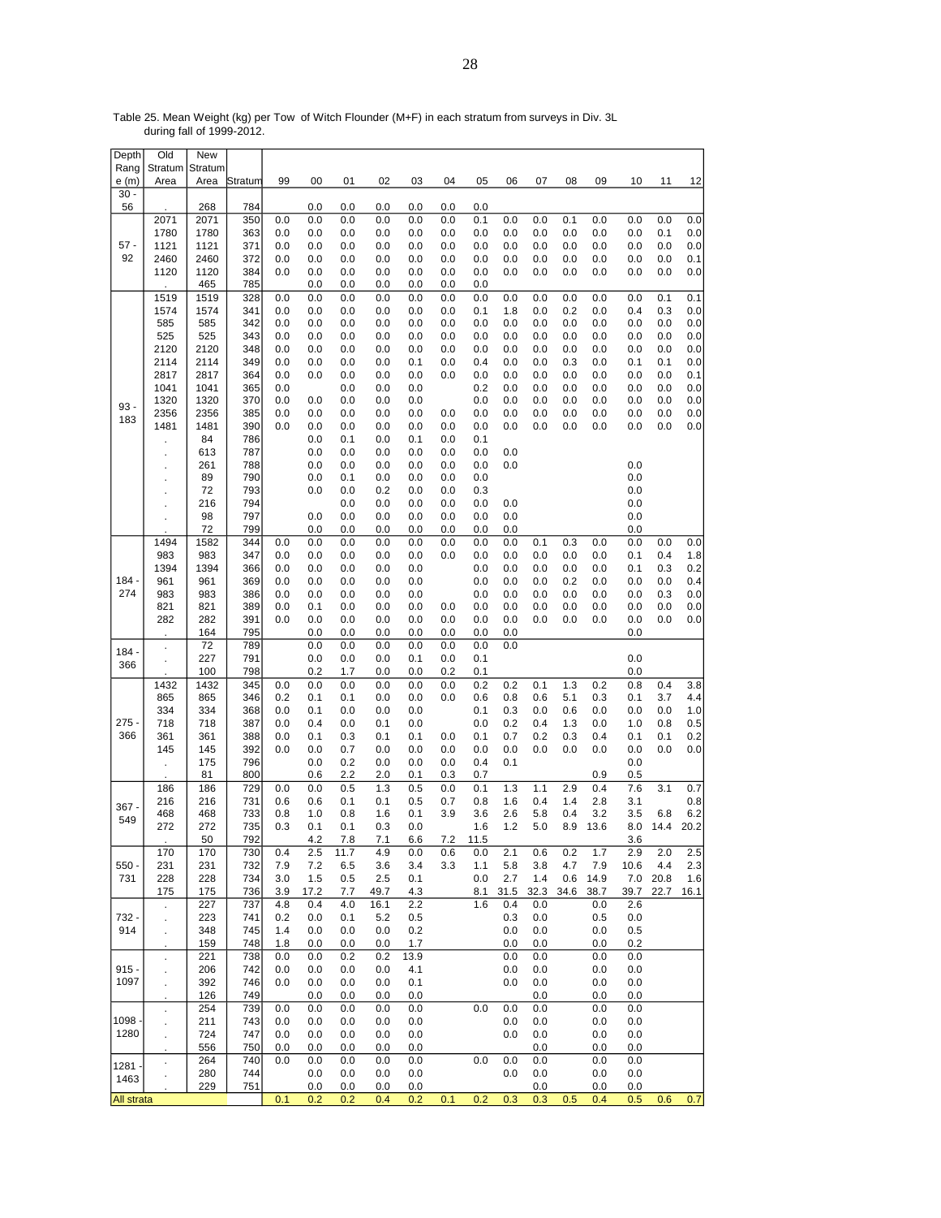Table 25. Mean Weight (kg) per Tow of Witch Flounder (M+F) in each stratum from surveys in Div. 3L during fall of 1999-2012.

| Depth Range (m) | Old Stratum Area | New Stratum Area | Stratum | 99 | 00 | 01 | 02 | 03 | 04 | 05 | 06 | 07 | 08 | 09 | 10 | 11 | 12 |
|---|---|---|---|---|---|---|---|---|---|---|---|---|---|---|---|---|---|
| 30 - 56 | . | 268 | 784 | | 0.0 | 0.0 | 0.0 | 0.0 | 0.0 | 0.0 | | | | | | | |
| 57 - 92 | 2071 | 2071 | 350 | 0.0 | 0.0 | 0.0 | 0.0 | 0.0 | 0.0 | 0.1 | 0.0 | 0.0 | 0.1 | 0.0 | 0.0 | 0.0 | 0.0 |
| | 1780 | 1780 | 363 | 0.0 | 0.0 | 0.0 | 0.0 | 0.0 | 0.0 | 0.0 | 0.0 | 0.0 | 0.0 | 0.0 | 0.0 | 0.1 | 0.0 |
| | 1121 | 1121 | 371 | 0.0 | 0.0 | 0.0 | 0.0 | 0.0 | 0.0 | 0.0 | 0.0 | 0.0 | 0.0 | 0.0 | 0.0 | 0.0 | 0.0 |
| | 2460 | 2460 | 372 | 0.0 | 0.0 | 0.0 | 0.0 | 0.0 | 0.0 | 0.0 | 0.0 | 0.0 | 0.0 | 0.0 | 0.0 | 0.0 | 0.1 |
| | 1120 | 1120 | 384 | 0.0 | 0.0 | 0.0 | 0.0 | 0.0 | 0.0 | 0.0 | 0.0 | 0.0 | 0.0 | 0.0 | 0.0 | 0.0 | 0.0 |
| | . | 465 | 785 | | 0.0 | 0.0 | 0.0 | 0.0 | 0.0 | 0.0 | | | | | | | |
| 93 - 183 | 1519 | 1519 | 328 | 0.0 | 0.0 | 0.0 | 0.0 | 0.0 | 0.0 | 0.0 | 0.0 | 0.0 | 0.0 | 0.0 | 0.0 | 0.1 | 0.1 |
| | 1574 | 1574 | 341 | 0.0 | 0.0 | 0.0 | 0.0 | 0.0 | 0.0 | 0.1 | 1.8 | 0.0 | 0.2 | 0.0 | 0.4 | 0.3 | 0.0 |
| | 585 | 585 | 342 | 0.0 | 0.0 | 0.0 | 0.0 | 0.0 | 0.0 | 0.0 | 0.0 | 0.0 | 0.0 | 0.0 | 0.0 | 0.0 | 0.0 |
| | 525 | 525 | 343 | 0.0 | 0.0 | 0.0 | 0.0 | 0.0 | 0.0 | 0.0 | 0.0 | 0.0 | 0.0 | 0.0 | 0.0 | 0.0 | 0.0 |
| | 2120 | 2120 | 348 | 0.0 | 0.0 | 0.0 | 0.0 | 0.0 | 0.0 | 0.0 | 0.0 | 0.0 | 0.0 | 0.0 | 0.0 | 0.0 | 0.0 |
| | 2114 | 2114 | 349 | 0.0 | 0.0 | 0.0 | 0.0 | 0.1 | 0.0 | 0.4 | 0.0 | 0.0 | 0.3 | 0.0 | 0.1 | 0.1 | 0.0 |
| | 2817 | 2817 | 364 | 0.0 | 0.0 | 0.0 | 0.0 | 0.0 | 0.0 | 0.0 | 0.0 | 0.0 | 0.0 | 0.0 | 0.0 | 0.0 | 0.1 |
| | 1041 | 1041 | 365 | 0.0 | | 0.0 | 0.0 | 0.0 | | 0.2 | 0.0 | 0.0 | 0.0 | 0.0 | 0.0 | 0.0 | 0.0 |
| | 1320 | 1320 | 370 | 0.0 | 0.0 | 0.0 | 0.0 | 0.0 | | 0.0 | 0.0 | 0.0 | 0.0 | 0.0 | 0.0 | 0.0 | 0.0 |
| | 2356 | 2356 | 385 | 0.0 | 0.0 | 0.0 | 0.0 | 0.0 | 0.0 | 0.0 | 0.0 | 0.0 | 0.0 | 0.0 | 0.0 | 0.0 | 0.0 |
| | 1481 | 1481 | 390 | 0.0 | 0.0 | 0.0 | 0.0 | 0.0 | 0.0 | 0.0 | 0.0 | 0.0 | 0.0 | 0.0 | 0.0 | 0.0 | 0.0 |
| | . | 84 | 786 | | 0.0 | 0.1 | 0.0 | 0.1 | 0.0 | 0.1 | | | | | | | |
| | . | 613 | 787 | | 0.0 | 0.0 | 0.0 | 0.0 | 0.0 | 0.0 | 0.0 | | | | | | |
| | . | 261 | 788 | | 0.0 | 0.0 | 0.0 | 0.0 | 0.0 | 0.0 | 0.0 | | | | 0.0 | | |
| | . | 89 | 790 | | 0.0 | 0.1 | 0.0 | 0.0 | 0.0 | 0.0 | | | | | 0.0 | | |
| | . | 72 | 793 | | 0.0 | 0.0 | 0.2 | 0.0 | 0.0 | 0.3 | | | | | 0.0 | | |
| | . | 216 | 794 | | | 0.0 | 0.0 | 0.0 | 0.0 | 0.0 | 0.0 | | | | 0.0 | | |
| | . | 98 | 797 | | 0.0 | 0.0 | 0.0 | 0.0 | 0.0 | 0.0 | 0.0 | | | | 0.0 | | |
| | . | 72 | 799 | | 0.0 | 0.0 | 0.0 | 0.0 | 0.0 | 0.0 | 0.0 | | | | 0.0 | | |
| 184 - 274 | 1494 | 1582 | 344 | 0.0 | 0.0 | 0.0 | 0.0 | 0.0 | 0.0 | 0.0 | 0.0 | 0.1 | 0.3 | 0.0 | 0.0 | 0.0 | 0.0 |
| | 983 | 983 | 347 | 0.0 | 0.0 | 0.0 | 0.0 | 0.0 | 0.0 | 0.0 | 0.0 | 0.0 | 0.0 | 0.0 | 0.1 | 0.4 | 1.8 |
| | 1394 | 1394 | 366 | 0.0 | 0.0 | 0.0 | 0.0 | 0.0 | | 0.0 | 0.0 | 0.0 | 0.0 | 0.0 | 0.1 | 0.3 | 0.2 |
| | 961 | 961 | 369 | 0.0 | 0.0 | 0.0 | 0.0 | 0.0 | | 0.0 | 0.0 | 0.0 | 0.2 | 0.0 | 0.0 | 0.0 | 0.4 |
| | 983 | 983 | 386 | 0.0 | 0.0 | 0.0 | 0.0 | 0.0 | | 0.0 | 0.0 | 0.0 | 0.0 | 0.0 | 0.0 | 0.3 | 0.0 |
| | 821 | 821 | 389 | 0.0 | 0.1 | 0.0 | 0.0 | 0.0 | 0.0 | 0.0 | 0.0 | 0.0 | 0.0 | 0.0 | 0.0 | 0.0 | 0.0 |
| | 282 | 282 | 391 | 0.0 | 0.0 | 0.0 | 0.0 | 0.0 | 0.0 | 0.0 | 0.0 | 0.0 | 0.0 | 0.0 | 0.0 | 0.0 | 0.0 |
| | . | 164 | 795 | | 0.0 | 0.0 | 0.0 | 0.0 | 0.0 | 0.0 | 0.0 | | | | 0.0 | | |
| 184 - 366 | . | 72 | 789 | | 0.0 | 0.0 | 0.0 | 0.0 | 0.0 | 0.0 | 0.0 | | | | | | |
| | . | 227 | 791 | | 0.0 | 0.0 | 0.0 | 0.1 | 0.0 | 0.1 | | | | | 0.0 | | |
| | . | 100 | 798 | | 0.2 | 1.7 | 0.0 | 0.0 | 0.2 | 0.1 | | | | | 0.0 | | |
| 275 - 366 | 1432 | 1432 | 345 | 0.0 | 0.0 | 0.0 | 0.0 | 0.0 | 0.0 | 0.2 | 0.2 | 0.1 | 1.3 | 0.2 | 0.8 | 0.4 | 3.8 |
| | 865 | 865 | 346 | 0.2 | 0.1 | 0.1 | 0.0 | 0.0 | 0.0 | 0.6 | 0.8 | 0.6 | 5.1 | 0.3 | 0.1 | 3.7 | 4.4 |
| | 334 | 334 | 368 | 0.0 | 0.1 | 0.0 | 0.0 | 0.0 | | 0.1 | 0.3 | 0.0 | 0.6 | 0.0 | 0.0 | 0.0 | 1.0 |
| | 718 | 718 | 387 | 0.0 | 0.4 | 0.0 | 0.1 | 0.0 | | 0.0 | 0.2 | 0.4 | 1.3 | 0.0 | 1.0 | 0.8 | 0.5 |
| | 361 | 361 | 388 | 0.0 | 0.1 | 0.3 | 0.1 | 0.1 | 0.0 | 0.1 | 0.7 | 0.2 | 0.3 | 0.4 | 0.1 | 0.1 | 0.2 |
| | 145 | 145 | 392 | 0.0 | 0.0 | 0.7 | 0.0 | 0.0 | 0.0 | 0.0 | 0.0 | 0.0 | 0.0 | 0.0 | 0.0 | 0.0 | 0.0 |
| | . | 175 | 796 | | 0.0 | 0.2 | 0.0 | 0.0 | 0.0 | 0.4 | 0.1 | | | | 0.0 | | |
| | . | 81 | 800 | | 0.6 | 2.2 | 2.0 | 0.1 | 0.3 | 0.7 | | | | 0.9 | 0.5 | | |
| 367 - 549 | 186 | 186 | 729 | 0.0 | 0.0 | 0.5 | 1.3 | 0.5 | 0.0 | 0.1 | 1.3 | 1.1 | 2.9 | 0.4 | 7.6 | 3.1 | 0.7 |
| | 216 | 216 | 731 | 0.6 | 0.6 | 0.1 | 0.1 | 0.5 | 0.7 | 0.8 | 1.6 | 0.4 | 1.4 | 2.8 | 3.1 | | 0.8 |
| | 468 | 468 | 733 | 0.8 | 1.0 | 0.8 | 1.6 | 0.1 | 3.9 | 3.6 | 2.6 | 5.8 | 0.4 | 3.2 | 3.5 | 6.8 | 6.2 |
| | 272 | 272 | 735 | 0.3 | 0.1 | 0.1 | 0.3 | 0.0 | | 1.6 | 1.2 | 5.0 | 8.9 | 13.6 | 8.0 | 14.4 | 20.2 |
| | . | 50 | 792 | | 4.2 | 7.8 | 7.1 | 6.6 | 7.2 | 11.5 | | | | | 3.6 | | |
| 550 - 731 | 170 | 170 | 730 | 0.4 | 2.5 | 11.7 | 4.9 | 0.0 | 0.6 | 0.0 | 2.1 | 0.6 | 0.2 | 1.7 | 2.9 | 2.0 | 2.5 |
| | 231 | 231 | 732 | 7.9 | 7.2 | 6.5 | 3.6 | 3.4 | 3.3 | 1.1 | 5.8 | 3.8 | 4.7 | 7.9 | 10.6 | 4.4 | 2.3 |
| | 228 | 228 | 734 | 3.0 | 1.5 | 0.5 | 2.5 | 0.1 | | 0.0 | 2.7 | 1.4 | 0.6 | 14.9 | 7.0 | 20.8 | 1.6 |
| | 175 | 175 | 736 | 3.9 | 17.2 | 7.7 | 49.7 | 4.3 | | 8.1 | 31.5 | 32.3 | 34.6 | 38.7 | 39.7 | 22.7 | 16.1 |
| 732 - 914 | . | 227 | 737 | 4.8 | 0.4 | 4.0 | 16.1 | 2.2 | | 1.6 | 0.4 | 0.0 | | 0.0 | 2.6 | | |
| | . | 223 | 741 | 0.2 | 0.0 | 0.1 | 5.2 | 0.5 | | | 0.3 | 0.0 | | 0.5 | 0.0 | | |
| | . | 348 | 745 | 1.4 | 0.0 | 0.0 | 0.0 | 0.2 | | | 0.0 | 0.0 | | 0.0 | 0.5 | | |
| | . | 159 | 748 | 1.8 | 0.0 | 0.0 | 0.0 | 1.7 | | | 0.0 | 0.0 | | 0.0 | 0.2 | | |
| 915 - 1097 | . | 221 | 738 | 0.0 | 0.0 | 0.2 | 0.2 | 13.9 | | | 0.0 | 0.0 | | 0.0 | 0.0 | | |
| | . | 206 | 742 | 0.0 | 0.0 | 0.0 | 0.0 | 4.1 | | | 0.0 | 0.0 | | 0.0 | 0.0 | | |
| | . | 392 | 746 | 0.0 | 0.0 | 0.0 | 0.0 | 0.1 | | | 0.0 | 0.0 | | 0.0 | 0.0 | | |
| | . | 126 | 749 | | 0.0 | 0.0 | 0.0 | 0.0 | | | | 0.0 | | 0.0 | 0.0 | | |
| 1098 - 1280 | . | 254 | 739 | 0.0 | 0.0 | 0.0 | 0.0 | 0.0 | | 0.0 | 0.0 | 0.0 | | 0.0 | 0.0 | | |
| | . | 211 | 743 | 0.0 | 0.0 | 0.0 | 0.0 | 0.0 | | | 0.0 | 0.0 | | 0.0 | 0.0 | | |
| | . | 724 | 747 | 0.0 | 0.0 | 0.0 | 0.0 | 0.0 | | | 0.0 | 0.0 | | 0.0 | 0.0 | | |
| | . | 556 | 750 | 0.0 | 0.0 | 0.0 | 0.0 | 0.0 | | | | 0.0 | | 0.0 | 0.0 | | |
| 1281 - 1463 | . | 264 | 740 | 0.0 | 0.0 | 0.0 | 0.0 | 0.0 | | 0.0 | 0.0 | 0.0 | | 0.0 | 0.0 | | |
| | . | 280 | 744 | | 0.0 | 0.0 | 0.0 | 0.0 | | | 0.0 | 0.0 | | 0.0 | 0.0 | | |
| | . | 229 | 751 | | 0.0 | 0.0 | 0.0 | 0.0 | | | | 0.0 | | 0.0 | 0.0 | | |
| All strata | | | | 0.1 | 0.2 | 0.2 | 0.4 | 0.2 | 0.1 | 0.2 | 0.3 | 0.3 | 0.5 | 0.4 | 0.5 | 0.6 | 0.7 |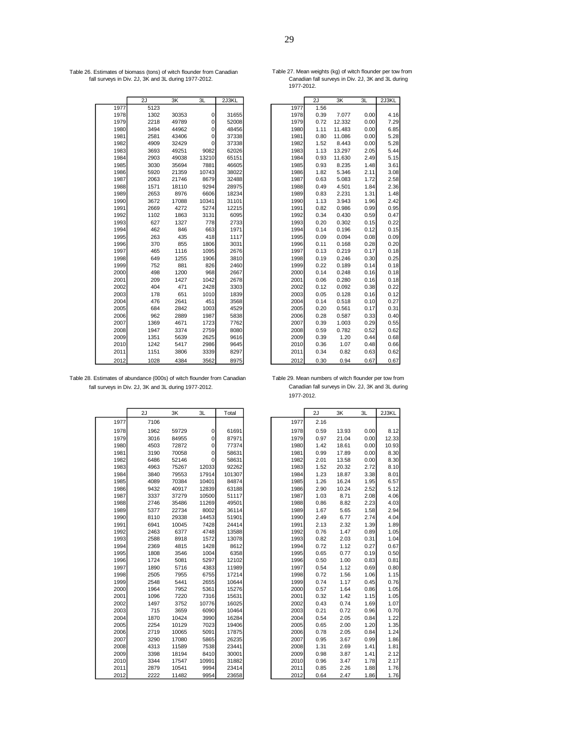Table 26. Estimates of biomass (tons) of witch flounder from Canadian fall surveys in Div. 2J, 3K and 3L during 1977-2012.

| | 2J | 3K | 3L | 2J3KL |
|---|---|---|---|---|
| 1977 | 5123 | | | |
| 1978 | 1302 | 30353 | 0 | 31655 |
| 1979 | 2218 | 49789 | 0 | 52008 |
| 1980 | 3494 | 44962 | 0 | 48456 |
| 1981 | 2581 | 43406 | 0 | 37338 |
| 1982 | 4909 | 32429 | 0 | 37338 |
| 1983 | 3693 | 49251 | 9082 | 62026 |
| 1984 | 2903 | 49038 | 13210 | 65151 |
| 1985 | 3030 | 35694 | 7881 | 46605 |
| 1986 | 5920 | 21359 | 10743 | 38022 |
| 1987 | 2063 | 21746 | 8679 | 32488 |
| 1988 | 1571 | 18110 | 9294 | 28975 |
| 1989 | 2653 | 8976 | 6606 | 18234 |
| 1990 | 3672 | 17088 | 10341 | 31101 |
| 1991 | 2669 | 4272 | 5274 | 12215 |
| 1992 | 1102 | 1863 | 3131 | 6095 |
| 1993 | 627 | 1327 | 778 | 2733 |
| 1994 | 462 | 846 | 663 | 1971 |
| 1995 | 263 | 435 | 418 | 1117 |
| 1996 | 370 | 855 | 1806 | 3031 |
| 1997 | 465 | 1116 | 1095 | 2676 |
| 1998 | 649 | 1255 | 1906 | 3810 |
| 1999 | 752 | 881 | 826 | 2460 |
| 2000 | 498 | 1200 | 968 | 2667 |
| 2001 | 209 | 1427 | 1042 | 2678 |
| 2002 | 404 | 471 | 2428 | 3303 |
| 2003 | 178 | 651 | 1010 | 1839 |
| 2004 | 476 | 2641 | 451 | 3568 |
| 2005 | 684 | 2842 | 1003 | 4529 |
| 2006 | 962 | 2889 | 1987 | 5838 |
| 2007 | 1369 | 4671 | 1723 | 7762 |
| 2008 | 1947 | 3374 | 2759 | 8080 |
| 2009 | 1351 | 5639 | 2625 | 9616 |
| 2010 | 1242 | 5417 | 2986 | 9645 |
| 2011 | 1151 | 3806 | 3339 | 8297 |
| 2012 | 1028 | 4384 | 3562 | 8975 |

Table 27. Mean weights (kg) of witch flounder per tow from Canadian fall surveys in Div. 2J, 3K and 3L during 1977-2012.

| | 2J | 3K | 3L | 2J3KL |
|---|---|---|---|---|
| 1977 | 1.56 | | | |
| 1978 | 0.39 | 7.077 | 0.00 | 4.16 |
| 1979 | 0.72 | 12.332 | 0.00 | 7.29 |
| 1980 | 1.11 | 11.483 | 0.00 | 6.85 |
| 1981 | 0.80 | 11.086 | 0.00 | 5.28 |
| 1982 | 1.52 | 8.443 | 0.00 | 5.28 |
| 1983 | 1.13 | 13.297 | 2.05 | 5.44 |
| 1984 | 0.93 | 11.630 | 2.49 | 5.15 |
| 1985 | 0.93 | 8.235 | 1.48 | 3.61 |
| 1986 | 1.82 | 5.346 | 2.11 | 3.08 |
| 1987 | 0.63 | 5.083 | 1.72 | 2.58 |
| 1988 | 0.49 | 4.501 | 1.84 | 2.36 |
| 1989 | 0.83 | 2.231 | 1.31 | 1.48 |
| 1990 | 1.13 | 3.943 | 1.96 | 2.42 |
| 1991 | 0.82 | 0.986 | 0.99 | 0.95 |
| 1992 | 0.34 | 0.430 | 0.59 | 0.47 |
| 1993 | 0.20 | 0.302 | 0.15 | 0.22 |
| 1994 | 0.14 | 0.196 | 0.12 | 0.15 |
| 1995 | 0.09 | 0.094 | 0.08 | 0.09 |
| 1996 | 0.11 | 0.168 | 0.28 | 0.20 |
| 1997 | 0.13 | 0.219 | 0.17 | 0.18 |
| 1998 | 0.19 | 0.246 | 0.30 | 0.25 |
| 1999 | 0.22 | 0.189 | 0.14 | 0.18 |
| 2000 | 0.14 | 0.248 | 0.16 | 0.18 |
| 2001 | 0.06 | 0.280 | 0.16 | 0.18 |
| 2002 | 0.12 | 0.092 | 0.38 | 0.22 |
| 2003 | 0.05 | 0.128 | 0.16 | 0.12 |
| 2004 | 0.14 | 0.518 | 0.10 | 0.27 |
| 2005 | 0.20 | 0.561 | 0.17 | 0.31 |
| 2006 | 0.28 | 0.587 | 0.33 | 0.40 |
| 2007 | 0.39 | 1.003 | 0.29 | 0.55 |
| 2008 | 0.59 | 0.782 | 0.52 | 0.62 |
| 2009 | 0.39 | 1.20 | 0.44 | 0.68 |
| 2010 | 0.36 | 1.07 | 0.48 | 0.66 |
| 2011 | 0.34 | 0.82 | 0.63 | 0.62 |
| 2012 | 0.30 | 0.94 | 0.67 | 0.67 |

Table 28. Estimates of abundance (000s) of witch flounder from Canadian fall surveys in Div. 2J, 3K and 3L during 1977-2012.

| | 2J | 3K | 3L | Total |
|---|---|---|---|---|
| 1977 | 7106 | | | |
| 1978 | 1962 | 59729 | 0 | 61691 |
| 1979 | 3016 | 84955 | 0 | 87971 |
| 1980 | 4503 | 72872 | 0 | 77374 |
| 1981 | 3190 | 70058 | 0 | 58631 |
| 1982 | 6486 | 52146 | 0 | 58631 |
| 1983 | 4963 | 75267 | 12033 | 92262 |
| 1984 | 3840 | 79553 | 17914 | 101307 |
| 1985 | 4089 | 70384 | 10401 | 84874 |
| 1986 | 9432 | 40917 | 12839 | 63188 |
| 1987 | 3337 | 37279 | 10500 | 51117 |
| 1988 | 2746 | 35486 | 11269 | 49501 |
| 1989 | 5377 | 22734 | 8002 | 36114 |
| 1990 | 8110 | 29338 | 14453 | 51901 |
| 1991 | 6941 | 10045 | 7428 | 24414 |
| 1992 | 2463 | 6377 | 4748 | 13588 |
| 1993 | 2588 | 8918 | 1572 | 13078 |
| 1994 | 2369 | 4815 | 1428 | 8612 |
| 1995 | 1808 | 3546 | 1004 | 6358 |
| 1996 | 1724 | 5081 | 5297 | 12102 |
| 1997 | 1890 | 5716 | 4383 | 11989 |
| 1998 | 2505 | 7955 | 6755 | 17214 |
| 1999 | 2548 | 5441 | 2655 | 10644 |
| 2000 | 1964 | 7952 | 5361 | 15276 |
| 2001 | 1096 | 7220 | 7316 | 15631 |
| 2002 | 1497 | 3752 | 10776 | 16025 |
| 2003 | 715 | 3659 | 6090 | 10464 |
| 2004 | 1870 | 10424 | 3990 | 16284 |
| 2005 | 2254 | 10129 | 7023 | 19406 |
| 2006 | 2719 | 10065 | 5091 | 17875 |
| 2007 | 3290 | 17080 | 5865 | 26235 |
| 2008 | 4313 | 11589 | 7538 | 23441 |
| 2009 | 3398 | 18194 | 8410 | 30001 |
| 2010 | 3344 | 17547 | 10991 | 31882 |
| 2011 | 2879 | 10541 | 9994 | 23414 |
| 2012 | 2222 | 11482 | 9954 | 23658 |

Table 29. Mean numbers of witch flounder per tow from Canadian fall surveys in Div. 2J, 3K and 3L during 1977-2012.

| | 2J | 3K | 3L | 2J3KL |
|---|---|---|---|---|
| 1977 | 2.16 | | | |
| 1978 | 0.59 | 13.93 | 0.00 | 8.12 |
| 1979 | 0.97 | 21.04 | 0.00 | 12.33 |
| 1980 | 1.42 | 18.61 | 0.00 | 10.93 |
| 1981 | 0.99 | 17.89 | 0.00 | 8.30 |
| 1982 | 2.01 | 13.58 | 0.00 | 8.30 |
| 1983 | 1.52 | 20.32 | 2.72 | 8.10 |
| 1984 | 1.23 | 18.87 | 3.38 | 8.01 |
| 1985 | 1.26 | 16.24 | 1.95 | 6.57 |
| 1986 | 2.90 | 10.24 | 2.52 | 5.12 |
| 1987 | 1.03 | 8.71 | 2.08 | 4.06 |
| 1988 | 0.86 | 8.82 | 2.23 | 4.03 |
| 1989 | 1.67 | 5.65 | 1.58 | 2.94 |
| 1990 | 2.49 | 6.77 | 2.74 | 4.04 |
| 1991 | 2.13 | 2.32 | 1.39 | 1.89 |
| 1992 | 0.76 | 1.47 | 0.89 | 1.05 |
| 1993 | 0.82 | 2.03 | 0.31 | 1.04 |
| 1994 | 0.72 | 1.12 | 0.27 | 0.67 |
| 1995 | 0.65 | 0.77 | 0.19 | 0.50 |
| 1996 | 0.50 | 1.00 | 0.83 | 0.81 |
| 1997 | 0.54 | 1.12 | 0.69 | 0.80 |
| 1998 | 0.72 | 1.56 | 1.06 | 1.15 |
| 1999 | 0.74 | 1.17 | 0.45 | 0.76 |
| 2000 | 0.57 | 1.64 | 0.86 | 1.05 |
| 2001 | 0.32 | 1.42 | 1.15 | 1.05 |
| 2002 | 0.43 | 0.74 | 1.69 | 1.07 |
| 2003 | 0.21 | 0.72 | 0.96 | 0.70 |
| 2004 | 0.54 | 2.05 | 0.84 | 1.22 |
| 2005 | 0.65 | 2.00 | 1.20 | 1.35 |
| 2006 | 0.78 | 2.05 | 0.84 | 1.24 |
| 2007 | 0.95 | 3.67 | 0.99 | 1.86 |
| 2008 | 1.31 | 2.69 | 1.41 | 1.81 |
| 2009 | 0.98 | 3.87 | 1.41 | 2.12 |
| 2010 | 0.96 | 3.47 | 1.78 | 2.17 |
| 2011 | 0.85 | 2.26 | 1.88 | 1.76 |
| 2012 | 0.64 | 2.47 | 1.86 | 1.76 |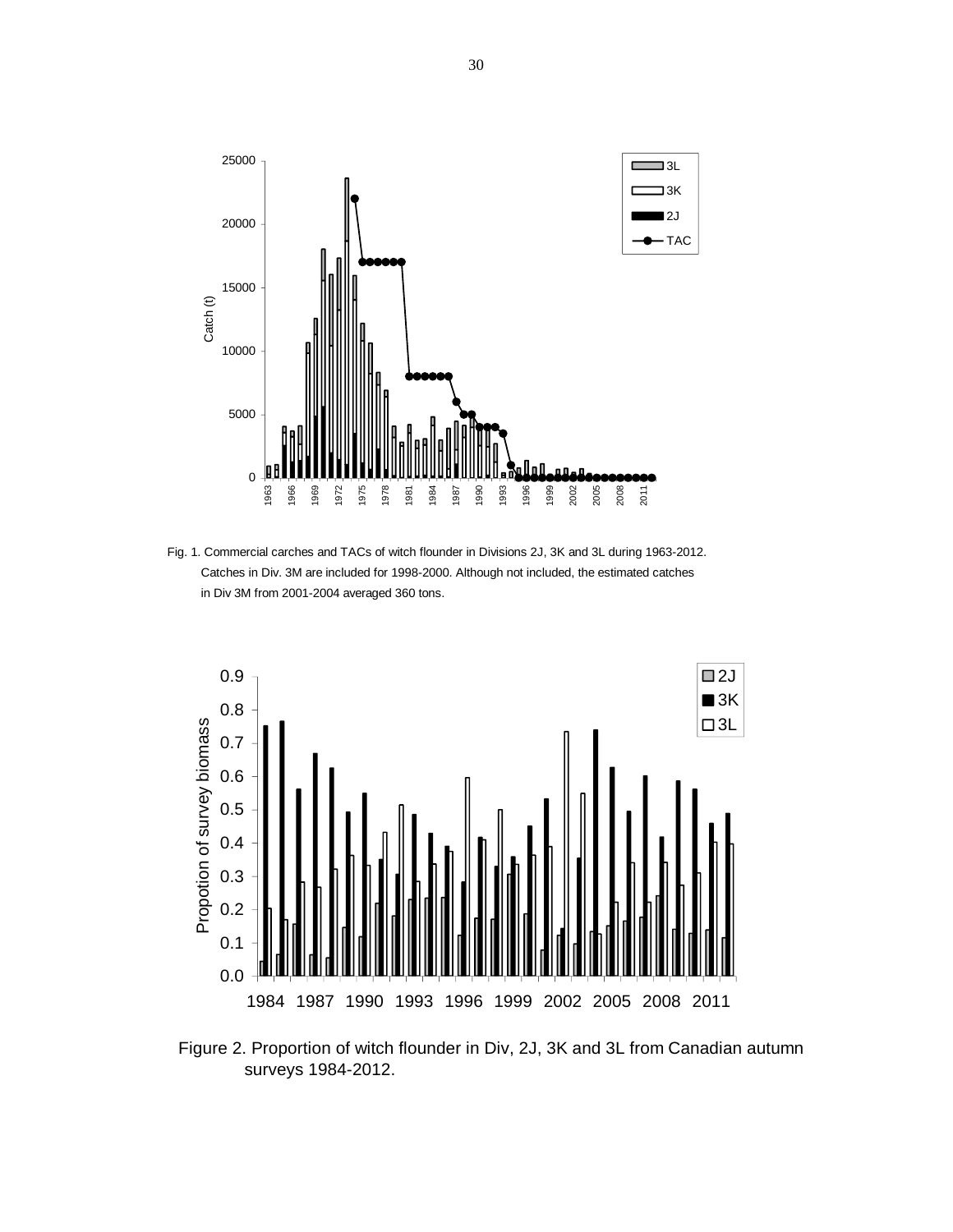Fig. 1. Commercial carches and TACs of witch flounder in Divisions 2J, 3K and 3L during 1963-2012. Catches in Div. 3M are included for 1998-2000. Although not included, the estimated catches in Div 3M from 2001-2004 averaged 360 tons.

Figure 2. Proportion of witch flounder in Div, 2J, 3K and 3L from Canadian autumn surveys 1984-2012.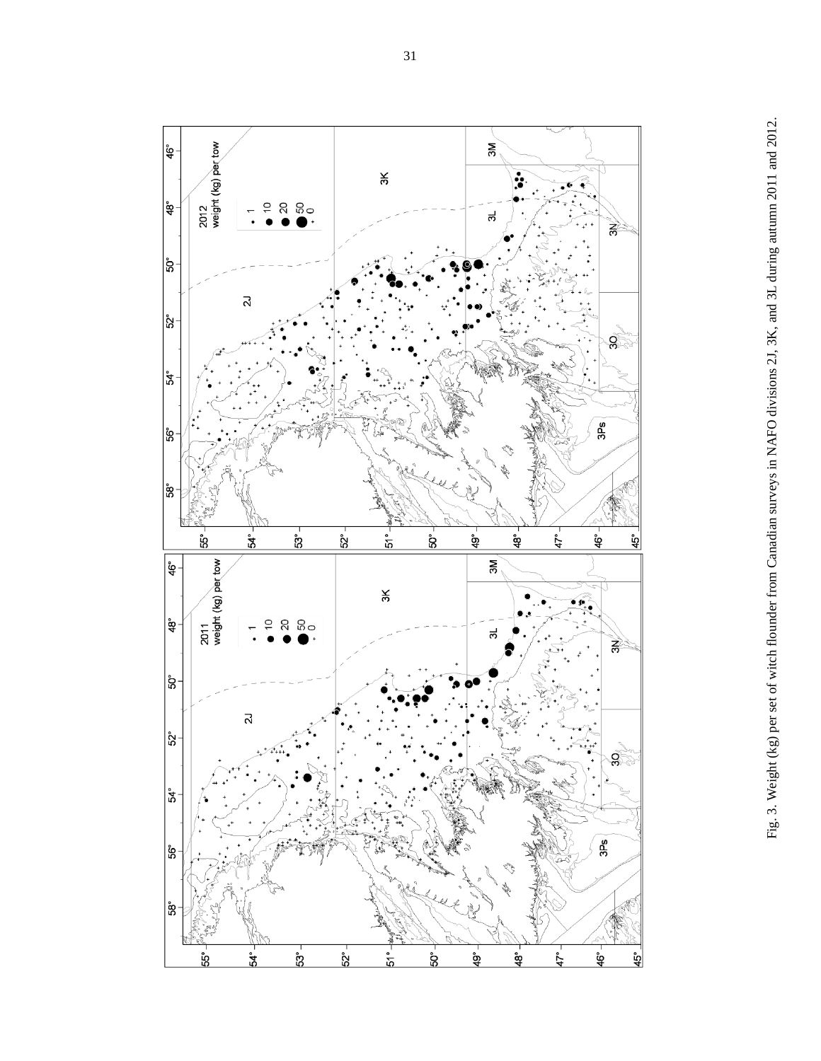Fig. 3. Weight (kg) per set of witch flounder from Canadian surveys in NAFO divisions 2J, 3K, and 3L during autumn 2011 and 2012.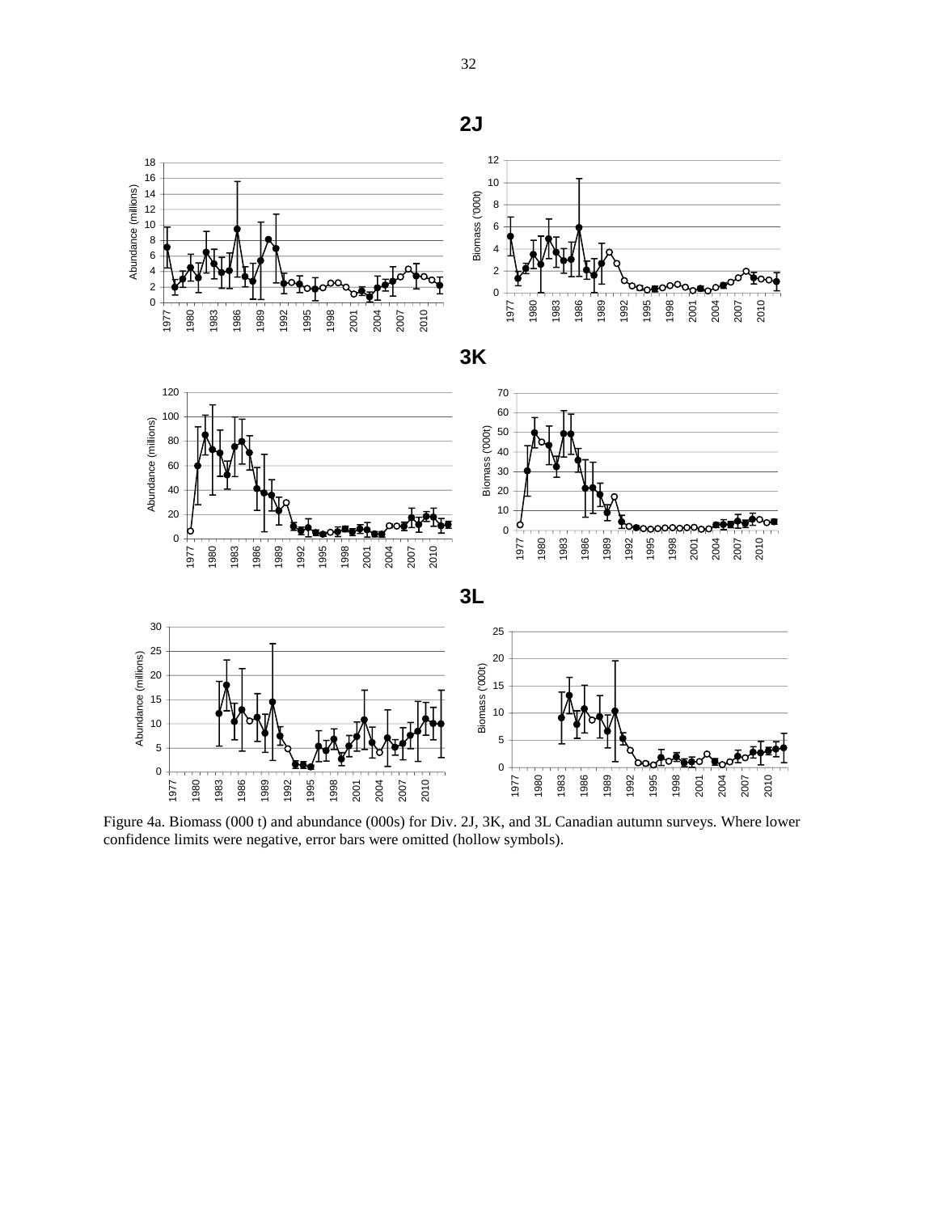Figure 4a. Biomass (000 t) and abundance (000s) for Div. 2J, 3K, and 3L Canadian autumn surveys. Where lower confidence limits were negative, error bars were omitted (hollow symbols).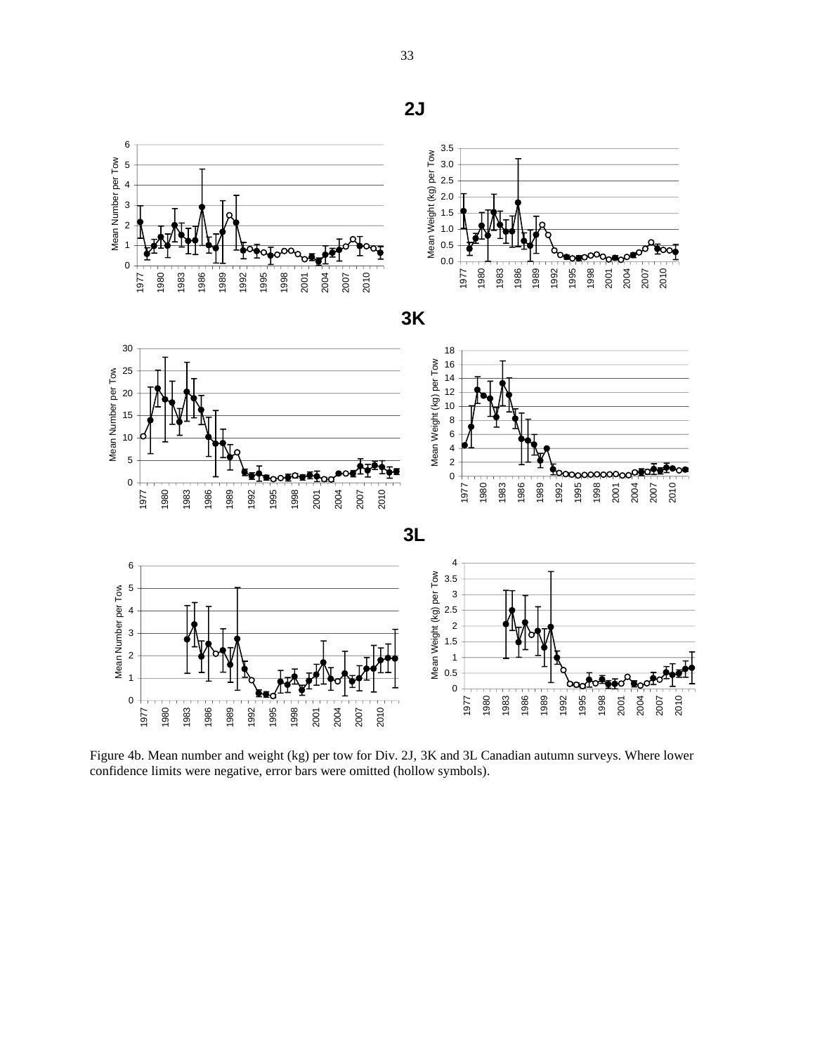## 2J

## 3K

## 3L

Figure 4b. Mean number and weight (kg) per tow for Div. 2J, 3K and 3L Canadian autumn surveys. Where lower confidence limits were negative, error bars were omitted (hollow symbols).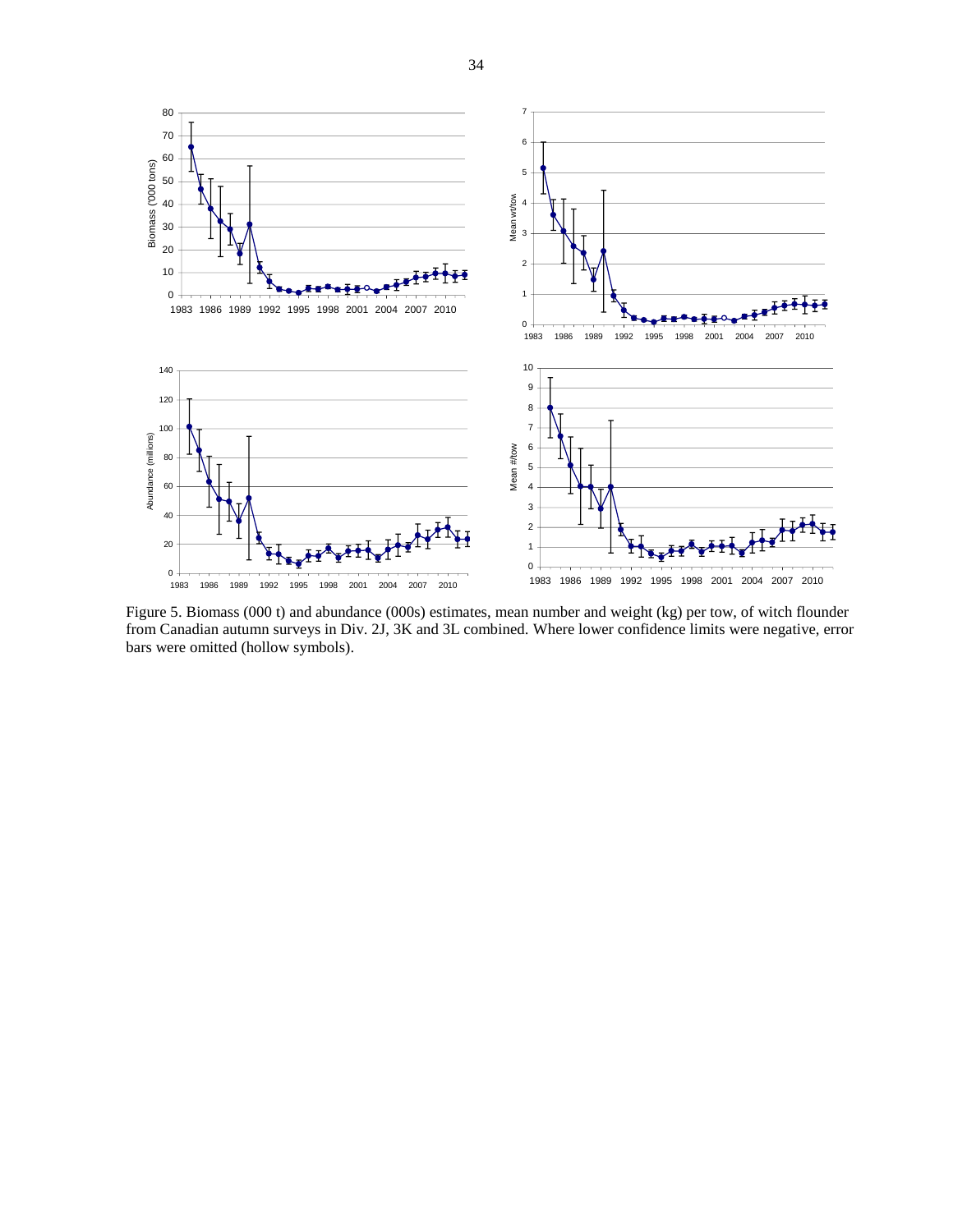Figure 5. Biomass (000 t) and abundance (000s) estimates, mean number and weight (kg) per tow, of witch flounder from Canadian autumn surveys in Div. 2J, 3K and 3L combined. Where lower confidence limits were negative, error bars were omitted (hollow symbols).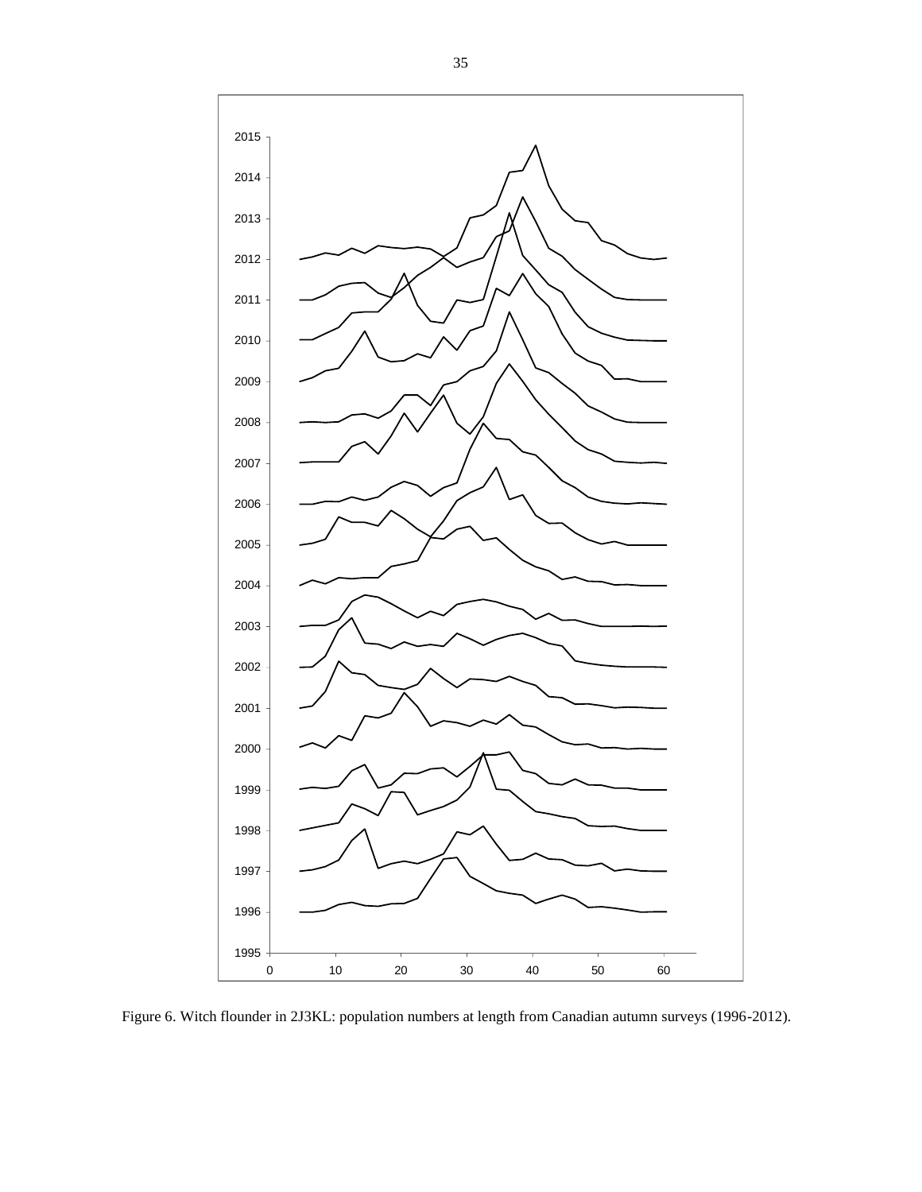Figure 6. Witch flounder in 2J3KL: population numbers at length from Canadian autumn surveys (1996-2012).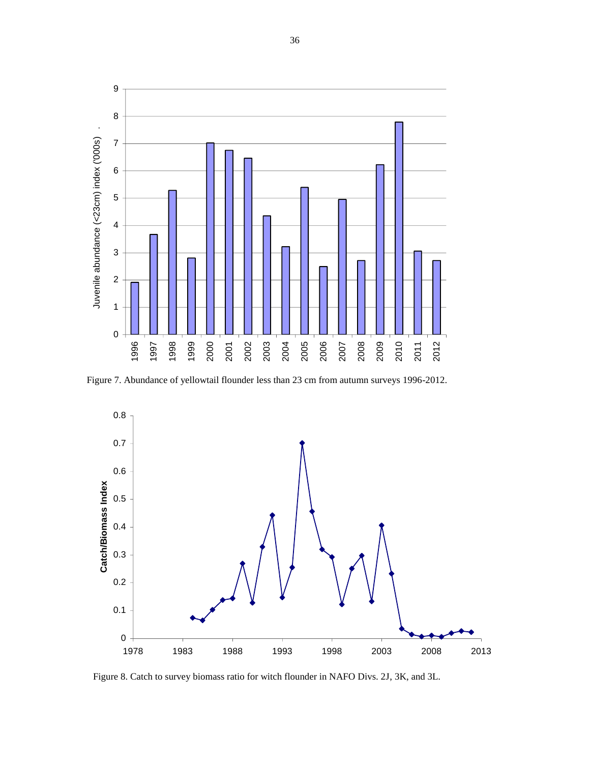Figure 7. Abundance of yellowtail flounder less than 23 cm from autumn surveys 1996-2012.

Figure 8. Catch to survey biomass ratio for witch flounder in NAFO Divs. 2J, 3K, and 3L.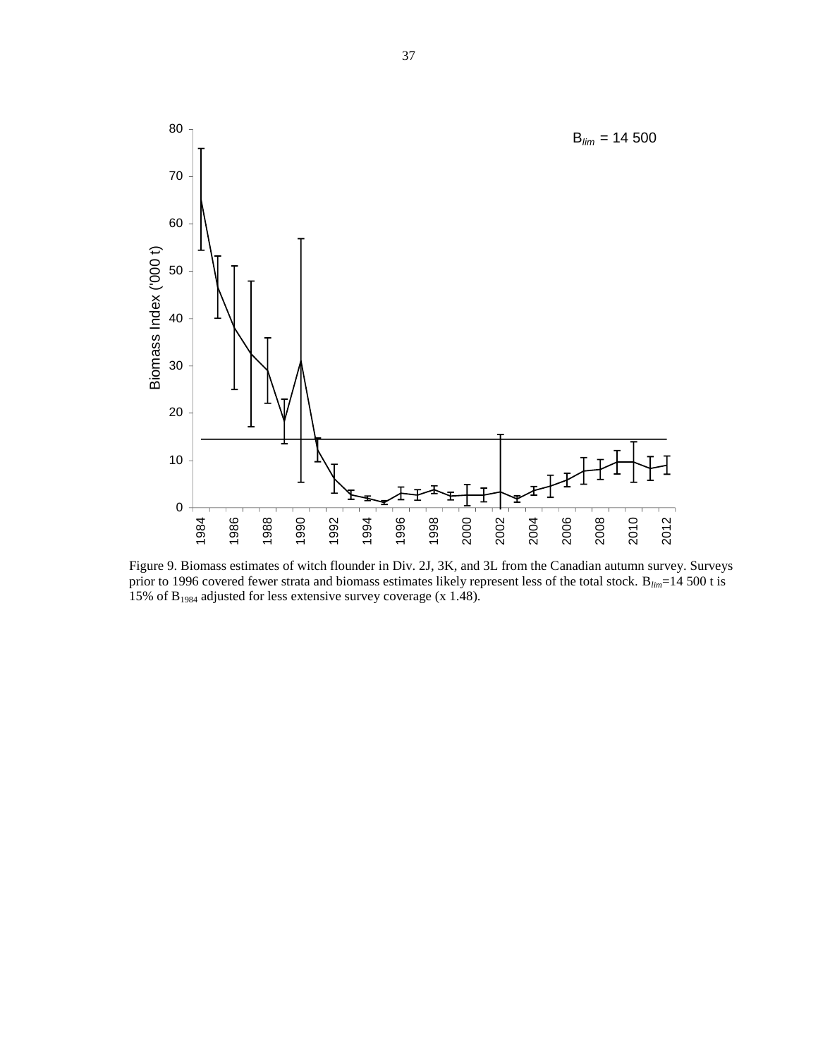Figure 9. Biomass estimates of witch flounder in Div. 2J, 3K, and 3L from the Canadian autumn survey. Surveys prior to 1996 covered fewer strata and biomass estimates likely represent less of the total stock. $B_{lim}$=14 500 t is 15% of $B_{1984}$ adjusted for less extensive survey coverage (x 1.48).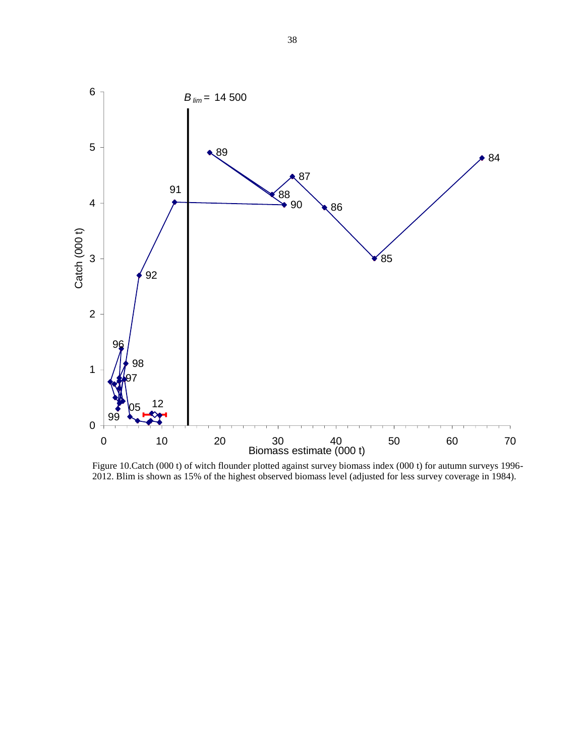$B_{lim}$ = 14 500

6
5
4
3
2
1
0

Catch (000 t)

0
10
20
30
40
50
60
70

Biomass estimate (000 t)

84
85
86
87
88
89
90
91
92
96
97
98
99
05
12

Figure 10.Catch (000 t) of witch flounder plotted against survey biomass index (000 t) for autumn surveys 1996-2012. Blim is shown as 15% of the highest observed biomass level (adjusted for less survey coverage in 1984).